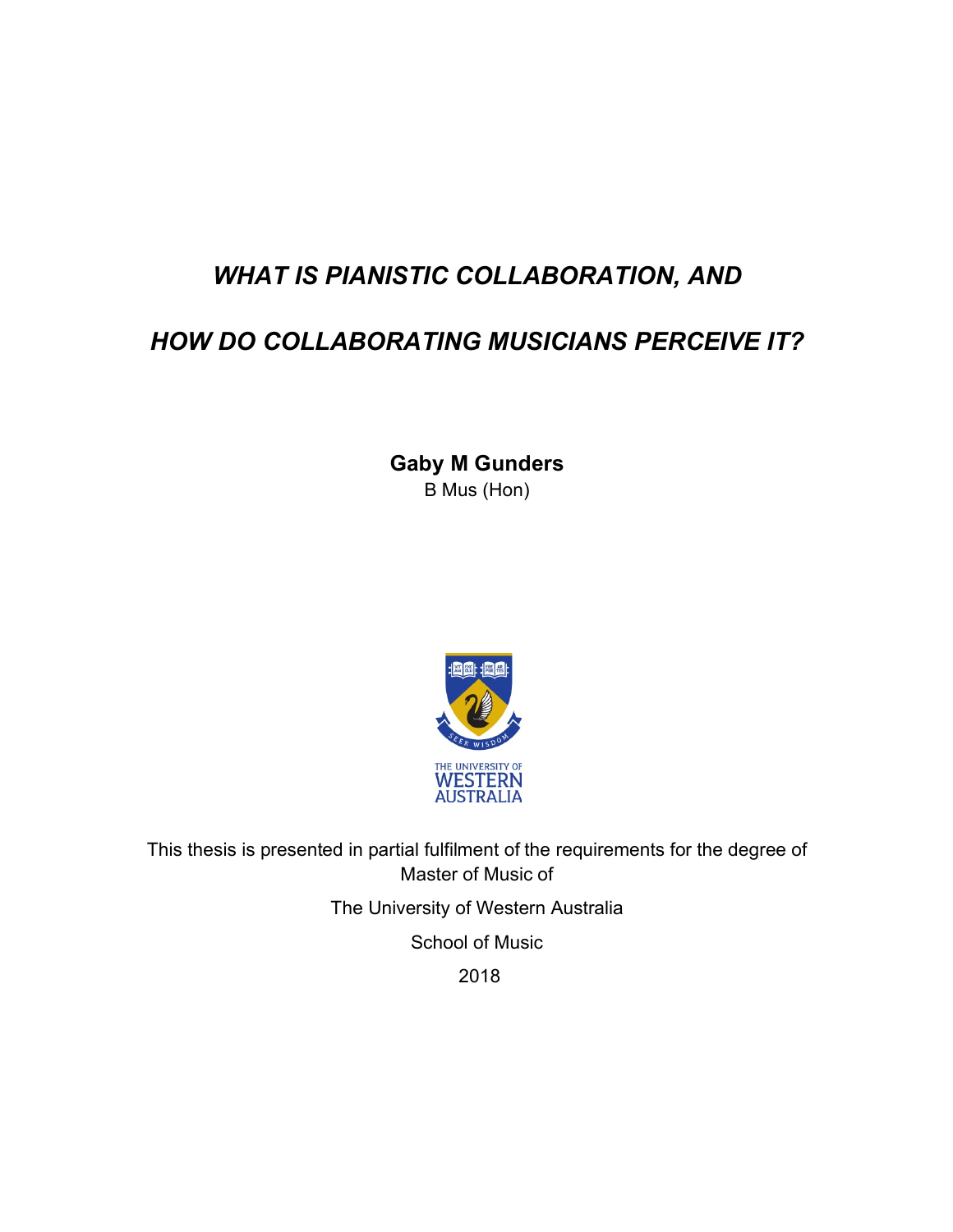# *WHAT IS PIANISTIC COLLABORATION, AND HOW DO COLLABORATING MUSICIANS PERCEIVE IT?*

**Gaby M Gunders**

B Mus (Hon)

This thesis is presented in partial fulfilment of the requirements for the degree of Master of Music of

The University of Western Australia

School of Music

2018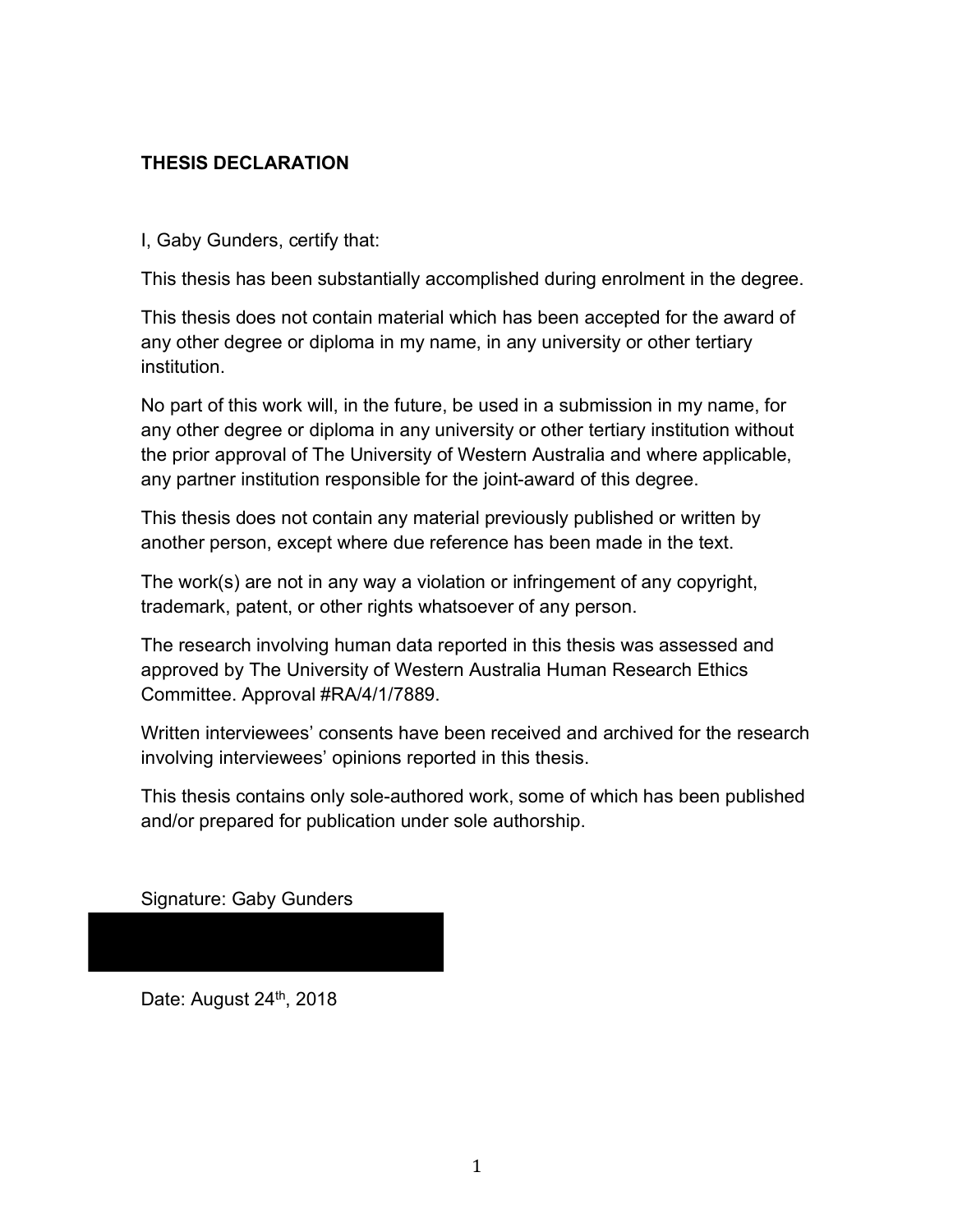**THESIS DECLARATION**

I, Gaby Gunders, certify that:

This thesis has been substantially accomplished during enrolment in the degree.

This thesis does not contain material which has been accepted for the award of any other degree or diploma in my name, in any university or other tertiary institution.

No part of this work will, in the future, be used in a submission in my name, for any other degree or diploma in any university or other tertiary institution without the prior approval of The University of Western Australia and where applicable, any partner institution responsible for the joint-award of this degree.

This thesis does not contain any material previously published or written by another person, except where due reference has been made in the text.

The work(s) are not in any way a violation or infringement of any copyright, trademark, patent, or other rights whatsoever of any person.

The research involving human data reported in this thesis was assessed and approved by The University of Western Australia Human Research Ethics Committee. Approval #RA/4/1/7889.

Written interviewees' consents have been received and archived for the research involving interviewees' opinions reported in this thesis.

This thesis contains only sole-authored work, some of which has been published and/or prepared for publication under sole authorship.

Signature: Gaby Gunders

Date: August 24th, 2018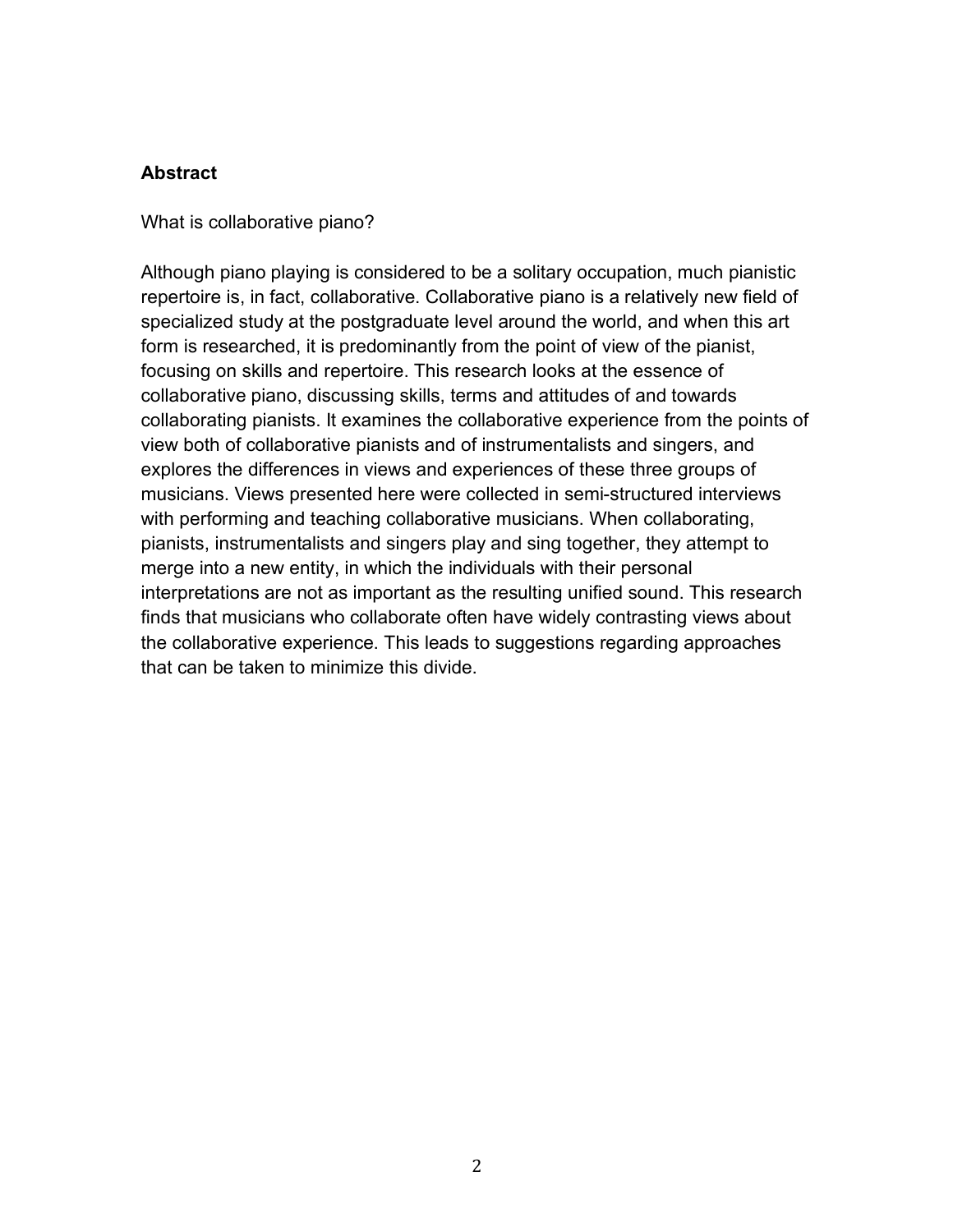## Abstract

What is collaborative piano?

Although piano playing is considered to be a solitary occupation, much pianistic repertoire is, in fact, collaborative. Collaborative piano is a relatively new field of specialized study at the postgraduate level around the world, and when this art form is researched, it is predominantly from the point of view of the pianist, focusing on skills and repertoire. This research looks at the essence of collaborative piano, discussing skills, terms and attitudes of and towards collaborating pianists. It examines the collaborative experience from the points of view both of collaborative pianists and of instrumentalists and singers, and explores the differences in views and experiences of these three groups of musicians. Views presented here were collected in semi-structured interviews with performing and teaching collaborative musicians. When collaborating, pianists, instrumentalists and singers play and sing together, they attempt to merge into a new entity, in which the individuals with their personal interpretations are not as important as the resulting unified sound. This research finds that musicians who collaborate often have widely contrasting views about the collaborative experience. This leads to suggestions regarding approaches that can be taken to minimize this divide.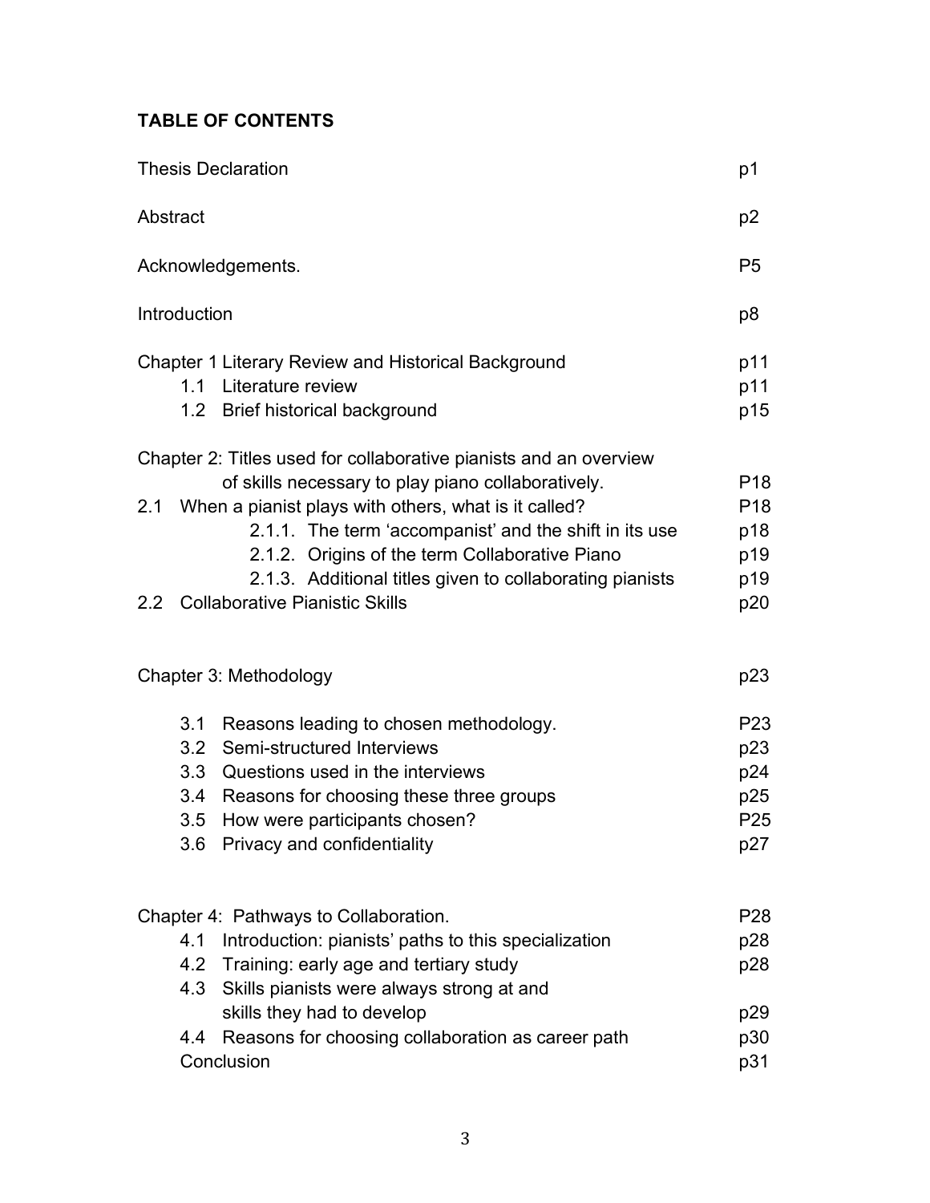## TABLE OF CONTENTS

| | |
|---|---|
| Thesis Declaration | p1 |
| Abstract | p2 |
| Acknowledgements. | P5 |
| Introduction | p8 |
| Chapter 1 Literary Review and Historical Background | p11 |
| 1.1 Literature review | p11 |
| 1.2 Brief historical background | p15 |
| Chapter 2: Titles used for collaborative pianists and an overview of skills necessary to play piano collaboratively. | P18 |
| 2.1 When a pianist plays with others, what is it called? | P18 |
| 2.1.1. The term 'accompanist' and the shift in its use | p18 |
| 2.1.2. Origins of the term Collaborative Piano | p19 |
| 2.1.3. Additional titles given to collaborating pianists | p19 |
| 2.2 Collaborative Pianistic Skills | p20 |
| Chapter 3: Methodology | p23 |
| 3.1 Reasons leading to chosen methodology. | P23 |
| 3.2 Semi-structured Interviews | p23 |
| 3.3 Questions used in the interviews | p24 |
| 3.4 Reasons for choosing these three groups | p25 |
| 3.5 How were participants chosen? | P25 |
| 3.6 Privacy and confidentiality | p27 |
| Chapter 4: Pathways to Collaboration. | P28 |
| 4.1 Introduction: pianists' paths to this specialization | p28 |
| 4.2 Training: early age and tertiary study | p28 |
| 4.3 Skills pianists were always strong at and skills they had to develop | p29 |
| 4.4 Reasons for choosing collaboration as career path | p30 |
| Conclusion | p31 |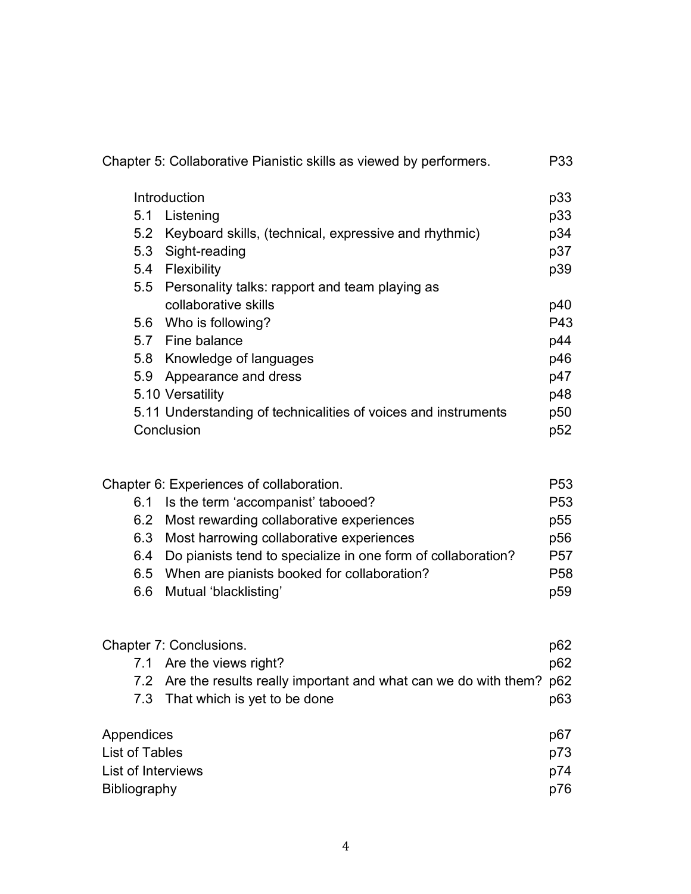| | |
|---|---|
| Chapter 5: Collaborative Pianistic skills as viewed by performers. | P33 |
| Introduction | p33 |
| 5.1 Listening | p33 |
| 5.2 Keyboard skills, (technical, expressive and rhythmic) | p34 |
| 5.3 Sight-reading | p37 |
| 5.4 Flexibility | p39 |
| 5.5 Personality talks: rapport and team playing as collaborative skills | p40 |
| 5.6 Who is following? | P43 |
| 5.7 Fine balance | p44 |
| 5.8 Knowledge of languages | p46 |
| 5.9 Appearance and dress | p47 |
| 5.10 Versatility | p48 |
| 5.11 Understanding of technicalities of voices and instruments | p50 |
| Conclusion | p52 |
| | |
| Chapter 6: Experiences of collaboration. | P53 |
| 6.1 Is the term 'accompanist' tabooed? | P53 |
| 6.2 Most rewarding collaborative experiences | p55 |
| 6.3 Most harrowing collaborative experiences | p56 |
| 6.4 Do pianists tend to specialize in one form of collaboration? | P57 |
| 6.5 When are pianists booked for collaboration? | P58 |
| 6.6 Mutual 'blacklisting' | p59 |
| | |
| Chapter 7: Conclusions. | p62 |
| 7.1 Are the views right? | p62 |
| 7.2 Are the results really important and what can we do with them? | p62 |
| 7.3 That which is yet to be done | p63 |
| | |
| Appendices | p67 |
| List of Tables | p73 |
| List of Interviews | p74 |
| Bibliography | p76 |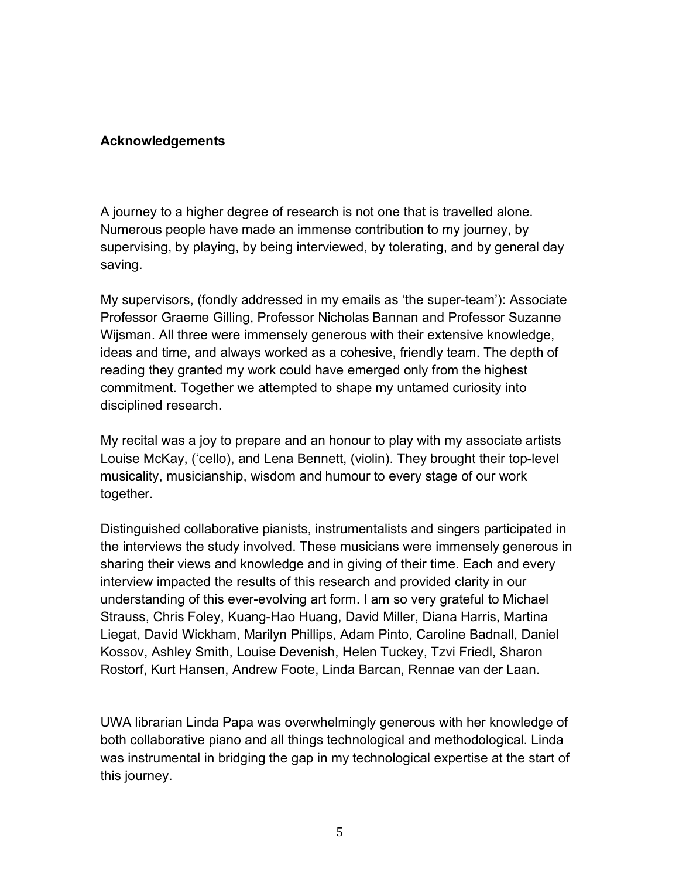**Acknowledgements**

A journey to a higher degree of research is not one that is travelled alone. Numerous people have made an immense contribution to my journey, by supervising, by playing, by being interviewed, by tolerating, and by general day saving.

My supervisors, (fondly addressed in my emails as 'the super-team'): Associate Professor Graeme Gilling, Professor Nicholas Bannan and Professor Suzanne Wijsman. All three were immensely generous with their extensive knowledge, ideas and time, and always worked as a cohesive, friendly team. The depth of reading they granted my work could have emerged only from the highest commitment. Together we attempted to shape my untamed curiosity into disciplined research.

My recital was a joy to prepare and an honour to play with my associate artists Louise McKay, ('cello), and Lena Bennett, (violin). They brought their top-level musicality, musicianship, wisdom and humour to every stage of our work together.

Distinguished collaborative pianists, instrumentalists and singers participated in the interviews the study involved. These musicians were immensely generous in sharing their views and knowledge and in giving of their time. Each and every interview impacted the results of this research and provided clarity in our understanding of this ever-evolving art form. I am so very grateful to Michael Strauss, Chris Foley, Kuang-Hao Huang, David Miller, Diana Harris, Martina Liegat, David Wickham, Marilyn Phillips, Adam Pinto, Caroline Badnall, Daniel Kossov, Ashley Smith, Louise Devenish, Helen Tuckey, Tzvi Friedl, Sharon Rostorf, Kurt Hansen, Andrew Foote, Linda Barcan, Rennae van der Laan.

UWA librarian Linda Papa was overwhelmingly generous with her knowledge of both collaborative piano and all things technological and methodological. Linda was instrumental in bridging the gap in my technological expertise at the start of this journey.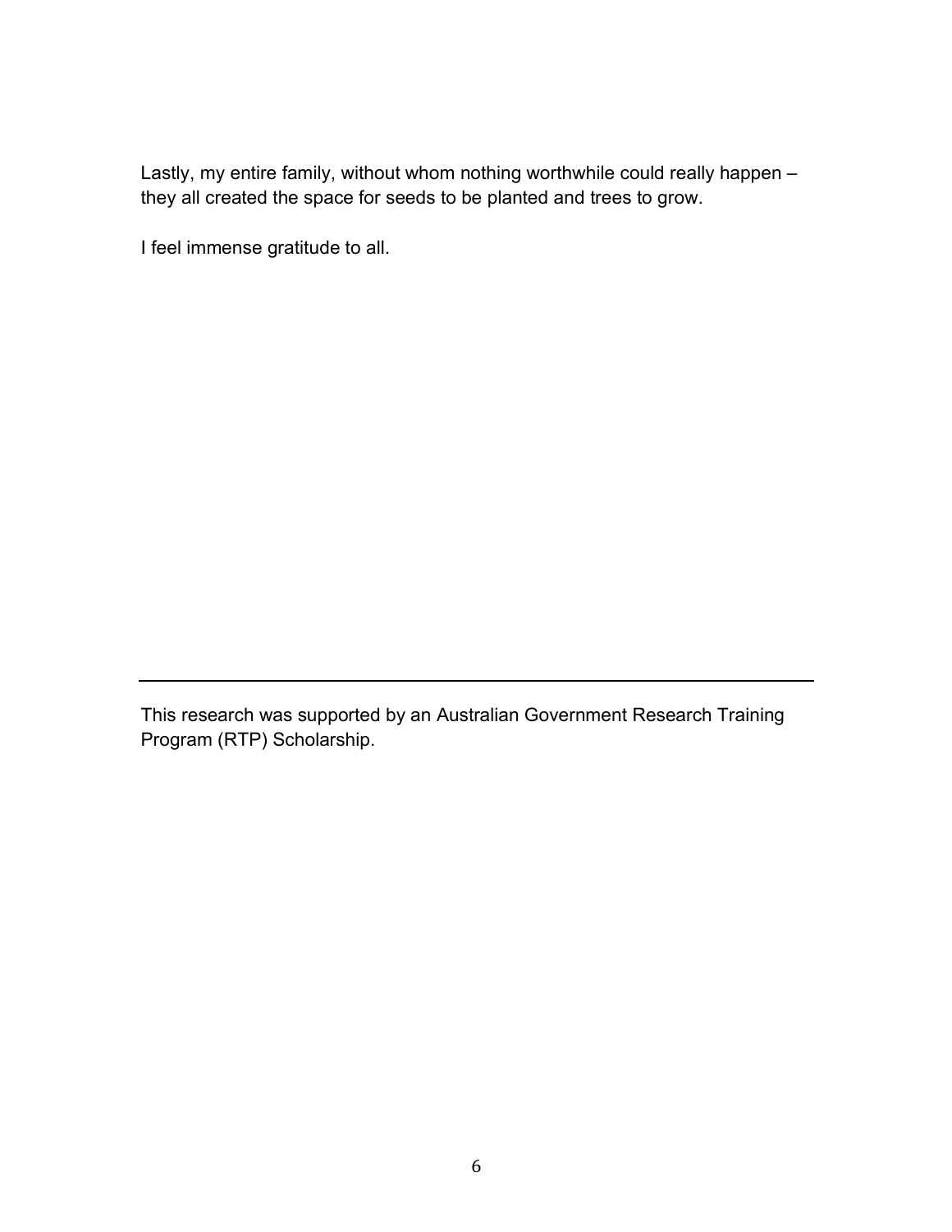Lastly, my entire family, without whom nothing worthwhile could really happen – they all created the space for seeds to be planted and trees to grow.

I feel immense gratitude to all.

---

This research was supported by an Australian Government Research Training Program (RTP) Scholarship.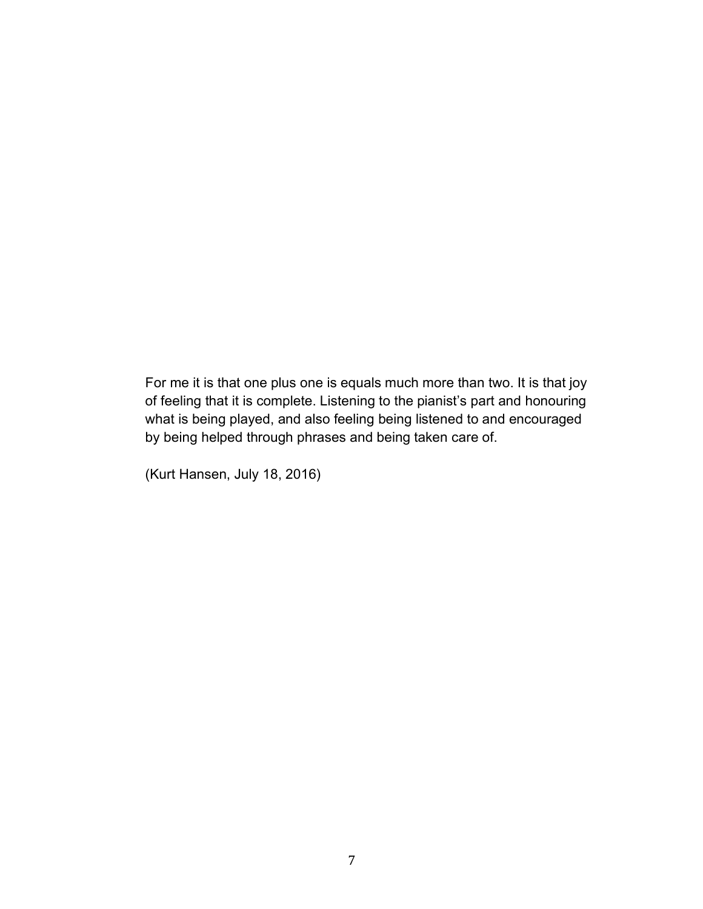For me it is that one plus one is equals much more than two. It is that joy of feeling that it is complete. Listening to the pianist's part and honouring what is being played, and also feeling being listened to and encouraged by being helped through phrases and being taken care of.

(Kurt Hansen, July 18, 2016)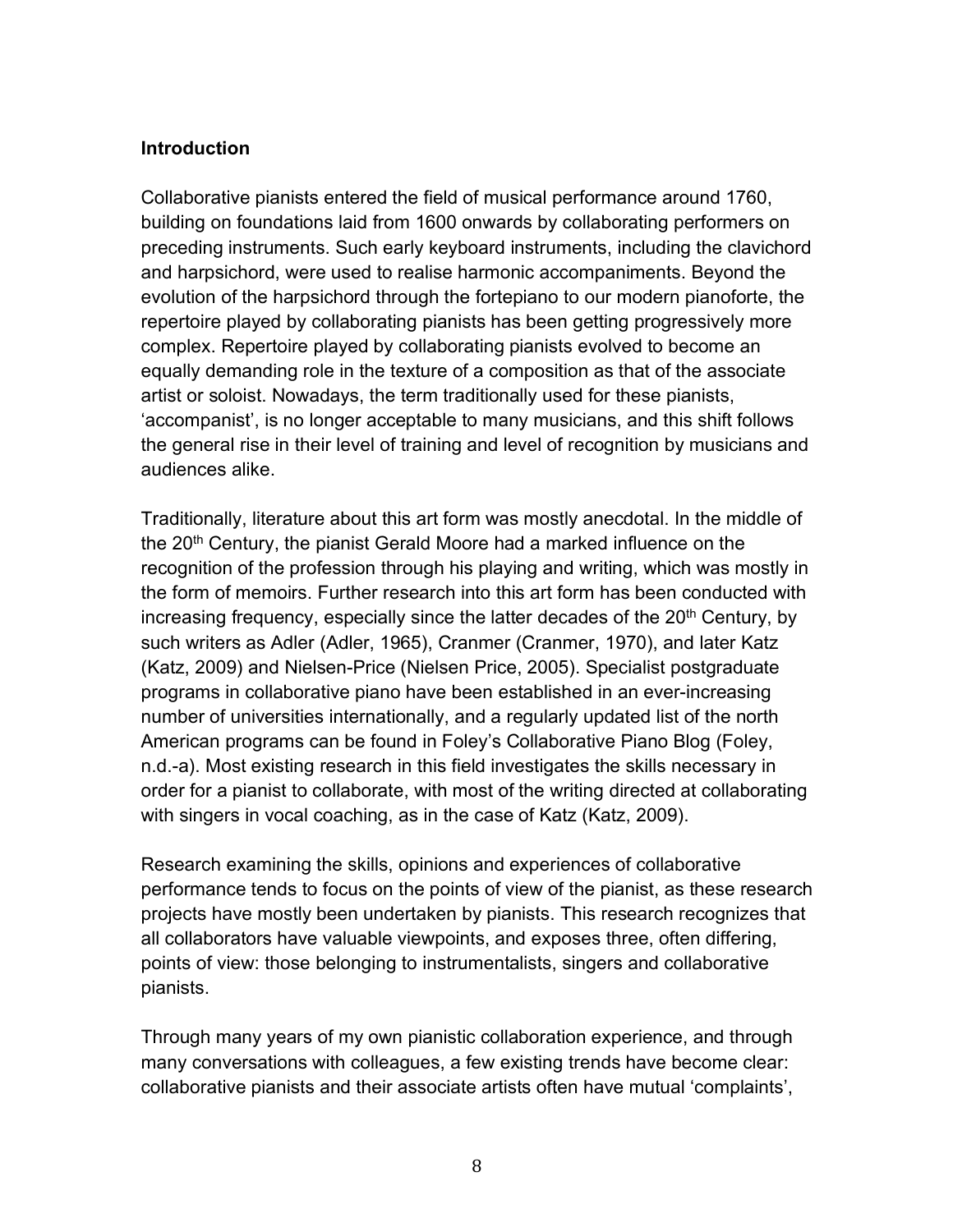## Introduction

Collaborative pianists entered the field of musical performance around 1760, building on foundations laid from 1600 onwards by collaborating performers on preceding instruments. Such early keyboard instruments, including the clavichord and harpsichord, were used to realise harmonic accompaniments. Beyond the evolution of the harpsichord through the fortepiano to our modern pianoforte, the repertoire played by collaborating pianists has been getting progressively more complex. Repertoire played by collaborating pianists evolved to become an equally demanding role in the texture of a composition as that of the associate artist or soloist. Nowadays, the term traditionally used for these pianists, 'accompanist', is no longer acceptable to many musicians, and this shift follows the general rise in their level of training and level of recognition by musicians and audiences alike.

Traditionally, literature about this art form was mostly anecdotal. In the middle of the 20th Century, the pianist Gerald Moore had a marked influence on the recognition of the profession through his playing and writing, which was mostly in the form of memoirs. Further research into this art form has been conducted with increasing frequency, especially since the latter decades of the 20th Century, by such writers as Adler (Adler, 1965), Cranmer (Cranmer, 1970), and later Katz (Katz, 2009) and Nielsen-Price (Nielsen Price, 2005). Specialist postgraduate programs in collaborative piano have been established in an ever-increasing number of universities internationally, and a regularly updated list of the north American programs can be found in Foley's Collaborative Piano Blog (Foley, n.d.-a). Most existing research in this field investigates the skills necessary in order for a pianist to collaborate, with most of the writing directed at collaborating with singers in vocal coaching, as in the case of Katz (Katz, 2009).

Research examining the skills, opinions and experiences of collaborative performance tends to focus on the points of view of the pianist, as these research projects have mostly been undertaken by pianists. This research recognizes that all collaborators have valuable viewpoints, and exposes three, often differing, points of view: those belonging to instrumentalists, singers and collaborative pianists.

Through many years of my own pianistic collaboration experience, and through many conversations with colleagues, a few existing trends have become clear: collaborative pianists and their associate artists often have mutual 'complaints',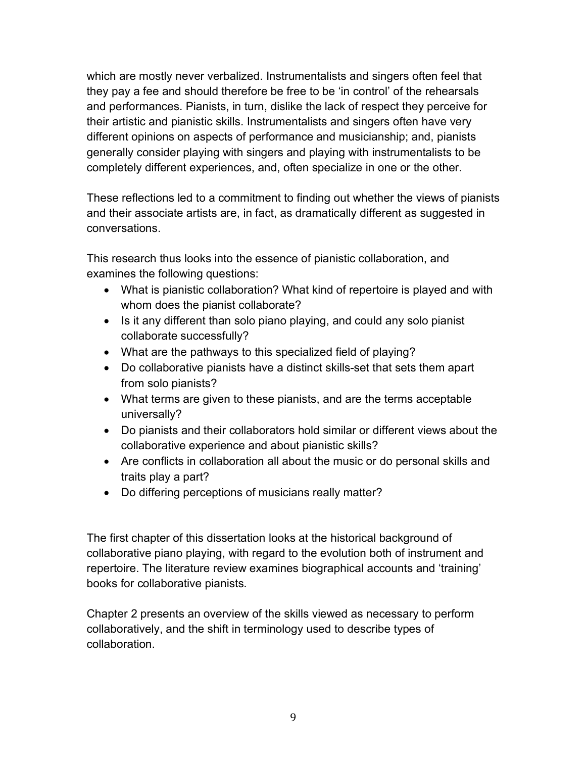which are mostly never verbalized. Instrumentalists and singers often feel that they pay a fee and should therefore be free to be 'in control' of the rehearsals and performances. Pianists, in turn, dislike the lack of respect they perceive for their artistic and pianistic skills. Instrumentalists and singers often have very different opinions on aspects of performance and musicianship; and, pianists generally consider playing with singers and playing with instrumentalists to be completely different experiences, and, often specialize in one or the other.

These reflections led to a commitment to finding out whether the views of pianists and their associate artists are, in fact, as dramatically different as suggested in conversations.

This research thus looks into the essence of pianistic collaboration, and examines the following questions:

- What is pianistic collaboration? What kind of repertoire is played and with whom does the pianist collaborate?
- Is it any different than solo piano playing, and could any solo pianist collaborate successfully?
- What are the pathways to this specialized field of playing?
- Do collaborative pianists have a distinct skills-set that sets them apart from solo pianists?
- What terms are given to these pianists, and are the terms acceptable universally?
- Do pianists and their collaborators hold similar or different views about the collaborative experience and about pianistic skills?
- Are conflicts in collaboration all about the music or do personal skills and traits play a part?
- Do differing perceptions of musicians really matter?

The first chapter of this dissertation looks at the historical background of collaborative piano playing, with regard to the evolution both of instrument and repertoire. The literature review examines biographical accounts and 'training' books for collaborative pianists.

Chapter 2 presents an overview of the skills viewed as necessary to perform collaboratively, and the shift in terminology used to describe types of collaboration.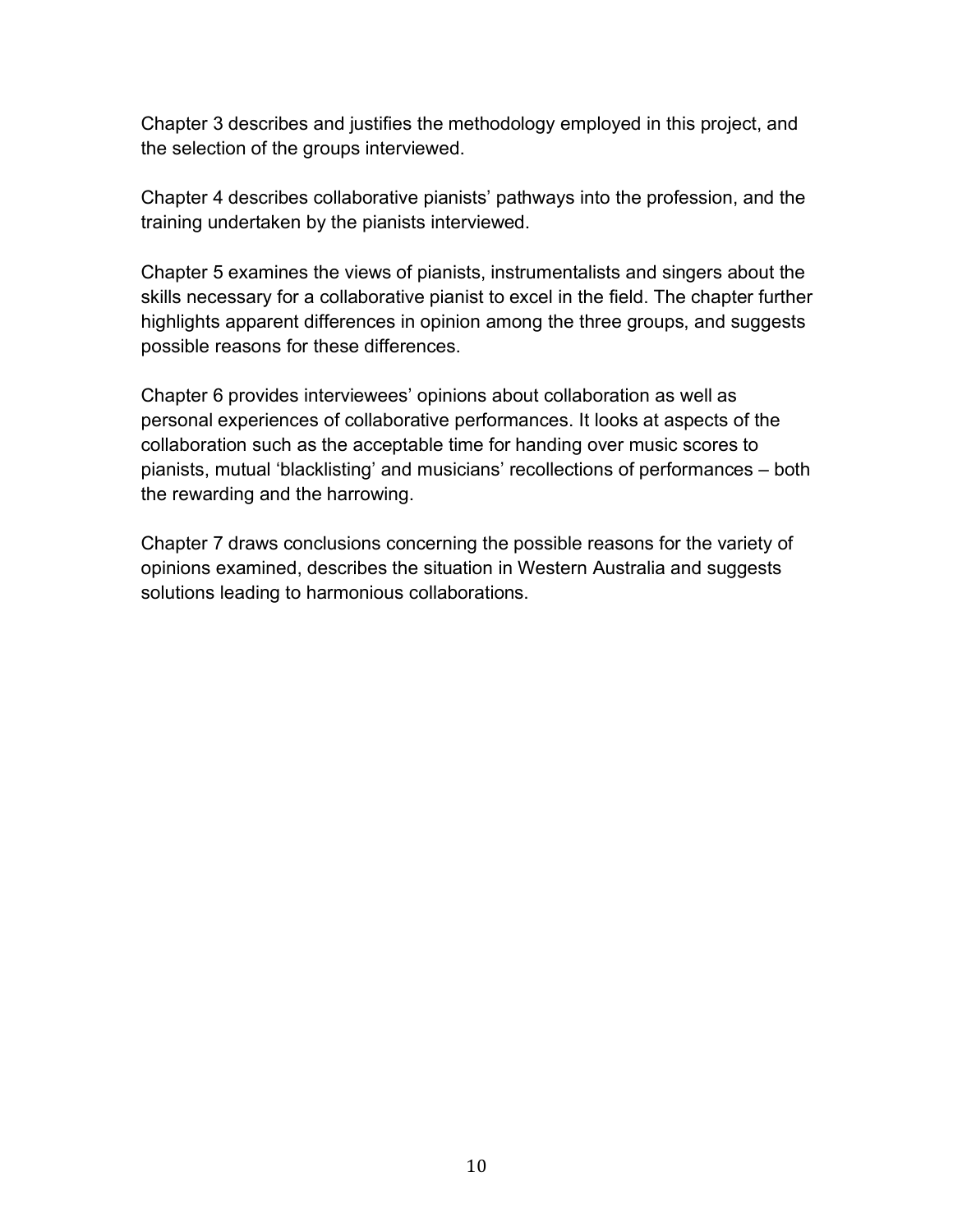Chapter 3 describes and justifies the methodology employed in this project, and the selection of the groups interviewed.

Chapter 4 describes collaborative pianists' pathways into the profession, and the training undertaken by the pianists interviewed.

Chapter 5 examines the views of pianists, instrumentalists and singers about the skills necessary for a collaborative pianist to excel in the field. The chapter further highlights apparent differences in opinion among the three groups, and suggests possible reasons for these differences.

Chapter 6 provides interviewees' opinions about collaboration as well as personal experiences of collaborative performances. It looks at aspects of the collaboration such as the acceptable time for handing over music scores to pianists, mutual 'blacklisting' and musicians' recollections of performances – both the rewarding and the harrowing.

Chapter 7 draws conclusions concerning the possible reasons for the variety of opinions examined, describes the situation in Western Australia and suggests solutions leading to harmonious collaborations.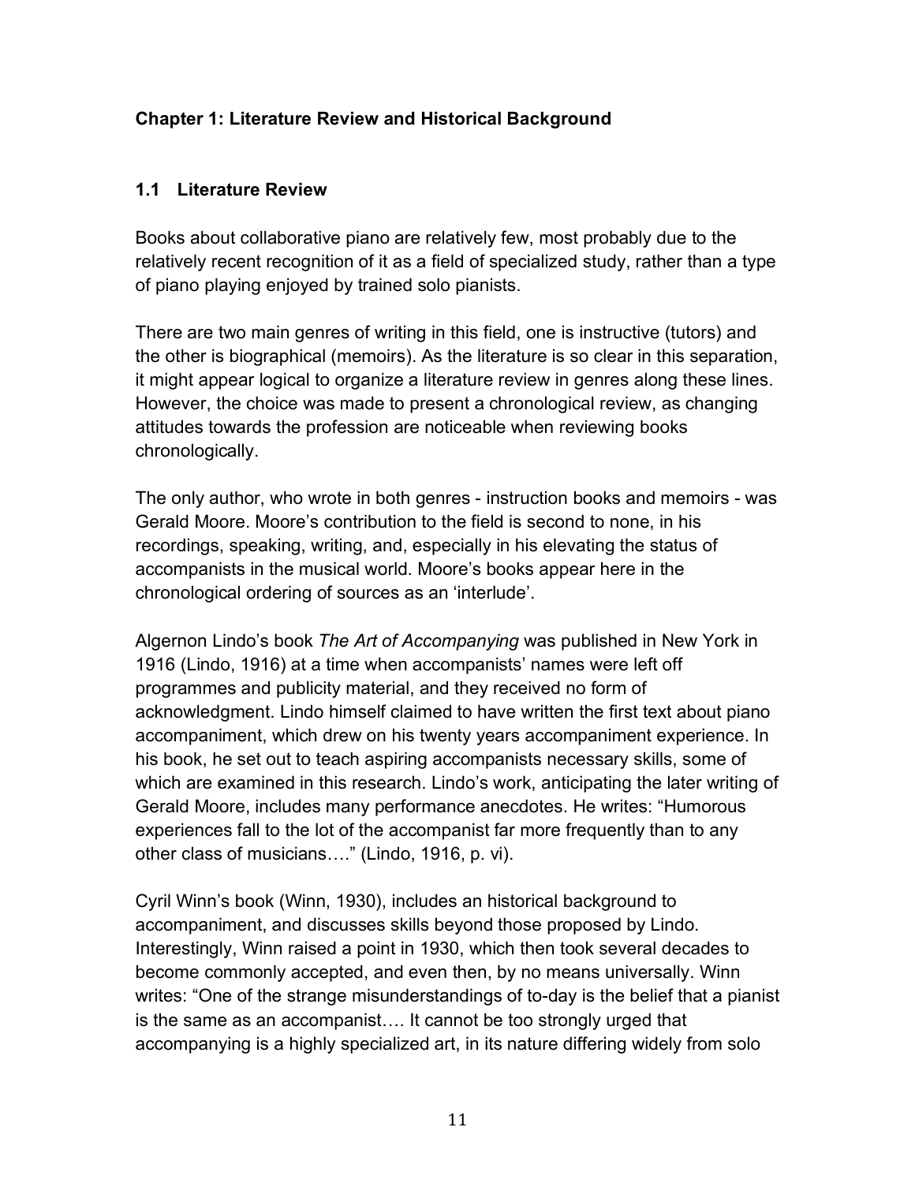## Chapter 1: Literature Review and Historical Background

### 1.1 Literature Review

Books about collaborative piano are relatively few, most probably due to the relatively recent recognition of it as a field of specialized study, rather than a type of piano playing enjoyed by trained solo pianists.

There are two main genres of writing in this field, one is instructive (tutors) and the other is biographical (memoirs). As the literature is so clear in this separation, it might appear logical to organize a literature review in genres along these lines. However, the choice was made to present a chronological review, as changing attitudes towards the profession are noticeable when reviewing books chronologically.

The only author, who wrote in both genres - instruction books and memoirs - was Gerald Moore. Moore's contribution to the field is second to none, in his recordings, speaking, writing, and, especially in his elevating the status of accompanists in the musical world. Moore's books appear here in the chronological ordering of sources as an 'interlude'.

Algernon Lindo's book *The Art of Accompanying* was published in New York in 1916 (Lindo, 1916) at a time when accompanists' names were left off programmes and publicity material, and they received no form of acknowledgment. Lindo himself claimed to have written the first text about piano accompaniment, which drew on his twenty years accompaniment experience. In his book, he set out to teach aspiring accompanists necessary skills, some of which are examined in this research. Lindo's work, anticipating the later writing of Gerald Moore, includes many performance anecdotes. He writes: "Humorous experiences fall to the lot of the accompanist far more frequently than to any other class of musicians…." (Lindo, 1916, p. vi).

Cyril Winn's book (Winn, 1930), includes an historical background to accompaniment, and discusses skills beyond those proposed by Lindo. Interestingly, Winn raised a point in 1930, which then took several decades to become commonly accepted, and even then, by no means universally. Winn writes: "One of the strange misunderstandings of to-day is the belief that a pianist is the same as an accompanist…. It cannot be too strongly urged that accompanying is a highly specialized art, in its nature differing widely from solo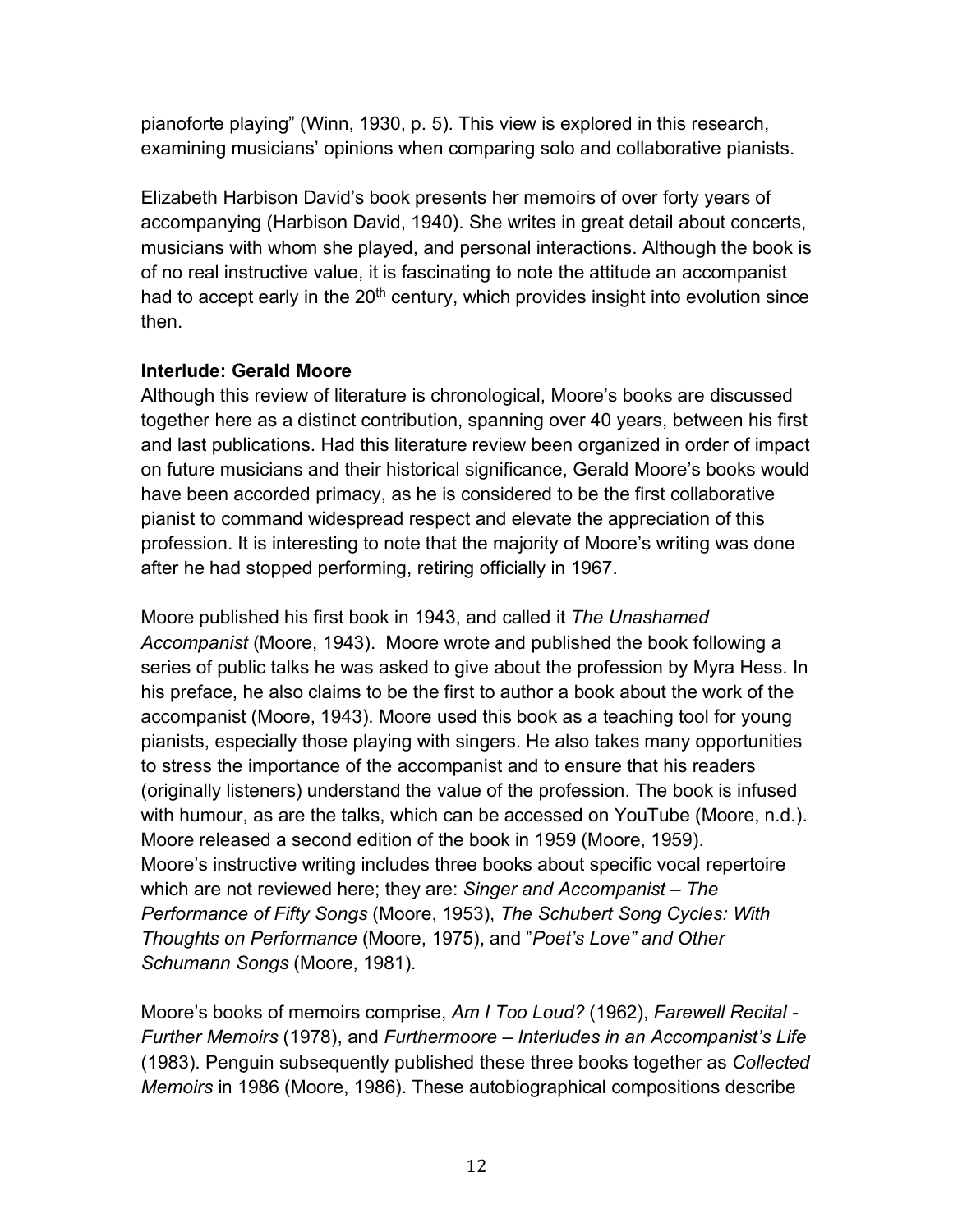pianoforte playing" (Winn, 1930, p. 5). This view is explored in this research, examining musicians' opinions when comparing solo and collaborative pianists.

Elizabeth Harbison David's book presents her memoirs of over forty years of accompanying (Harbison David, 1940). She writes in great detail about concerts, musicians with whom she played, and personal interactions. Although the book is of no real instructive value, it is fascinating to note the attitude an accompanist had to accept early in the 20th century, which provides insight into evolution since then.

**Interlude: Gerald Moore**

Although this review of literature is chronological, Moore's books are discussed together here as a distinct contribution, spanning over 40 years, between his first and last publications. Had this literature review been organized in order of impact on future musicians and their historical significance, Gerald Moore's books would have been accorded primacy, as he is considered to be the first collaborative pianist to command widespread respect and elevate the appreciation of this profession. It is interesting to note that the majority of Moore's writing was done after he had stopped performing, retiring officially in 1967.

Moore published his first book in 1943, and called it *The Unashamed Accompanist* (Moore, 1943). Moore wrote and published the book following a series of public talks he was asked to give about the profession by Myra Hess. In his preface, he also claims to be the first to author a book about the work of the accompanist (Moore, 1943). Moore used this book as a teaching tool for young pianists, especially those playing with singers. He also takes many opportunities to stress the importance of the accompanist and to ensure that his readers (originally listeners) understand the value of the profession. The book is infused with humour, as are the talks, which can be accessed on YouTube (Moore, n.d.). Moore released a second edition of the book in 1959 (Moore, 1959).
Moore's instructive writing includes three books about specific vocal repertoire which are not reviewed here; they are: *Singer and Accompanist – The Performance of Fifty Songs* (Moore, 1953), *The Schubert Song Cycles: With Thoughts on Performance* (Moore, 1975), and "*Poet's Love" and Other Schumann Songs* (Moore, 1981).

Moore's books of memoirs comprise, *Am I Too Loud?* (1962), *Farewell Recital - Further Memoirs* (1978), and *Furthermoore – Interludes in an Accompanist's Life* (1983). Penguin subsequently published these three books together as *Collected Memoirs* in 1986 (Moore, 1986). These autobiographical compositions describe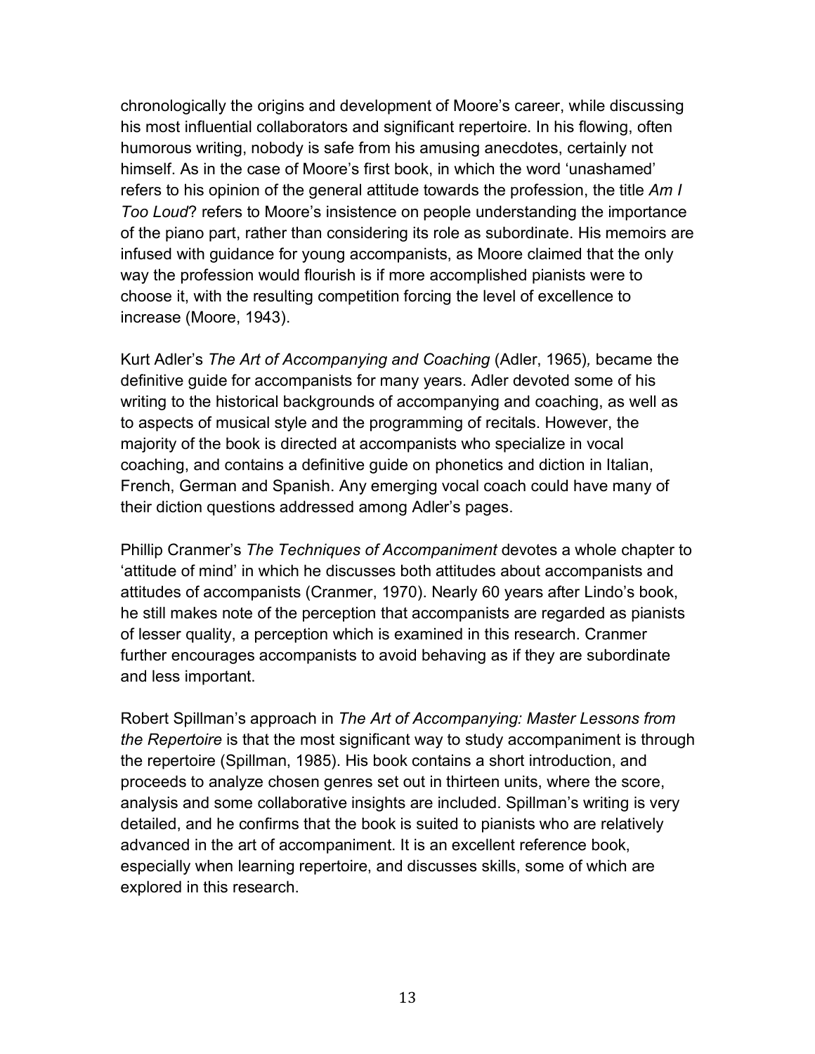chronologically the origins and development of Moore's career, while discussing his most influential collaborators and significant repertoire. In his flowing, often humorous writing, nobody is safe from his amusing anecdotes, certainly not himself. As in the case of Moore's first book, in which the word 'unashamed' refers to his opinion of the general attitude towards the profession, the title *Am I Too Loud*? refers to Moore's insistence on people understanding the importance of the piano part, rather than considering its role as subordinate. His memoirs are infused with guidance for young accompanists, as Moore claimed that the only way the profession would flourish is if more accomplished pianists were to choose it, with the resulting competition forcing the level of excellence to increase (Moore, 1943).

Kurt Adler's *The Art of Accompanying and Coaching* (Adler, 1965)*,* became the definitive guide for accompanists for many years. Adler devoted some of his writing to the historical backgrounds of accompanying and coaching, as well as to aspects of musical style and the programming of recitals. However, the majority of the book is directed at accompanists who specialize in vocal coaching, and contains a definitive guide on phonetics and diction in Italian, French, German and Spanish. Any emerging vocal coach could have many of their diction questions addressed among Adler's pages.

Phillip Cranmer's *The Techniques of Accompaniment* devotes a whole chapter to 'attitude of mind' in which he discusses both attitudes about accompanists and attitudes of accompanists (Cranmer, 1970). Nearly 60 years after Lindo's book, he still makes note of the perception that accompanists are regarded as pianists of lesser quality, a perception which is examined in this research. Cranmer further encourages accompanists to avoid behaving as if they are subordinate and less important.

Robert Spillman's approach in *The Art of Accompanying: Master Lessons from the Repertoire* is that the most significant way to study accompaniment is through the repertoire (Spillman, 1985). His book contains a short introduction, and proceeds to analyze chosen genres set out in thirteen units, where the score, analysis and some collaborative insights are included. Spillman's writing is very detailed, and he confirms that the book is suited to pianists who are relatively advanced in the art of accompaniment. It is an excellent reference book, especially when learning repertoire, and discusses skills, some of which are explored in this research.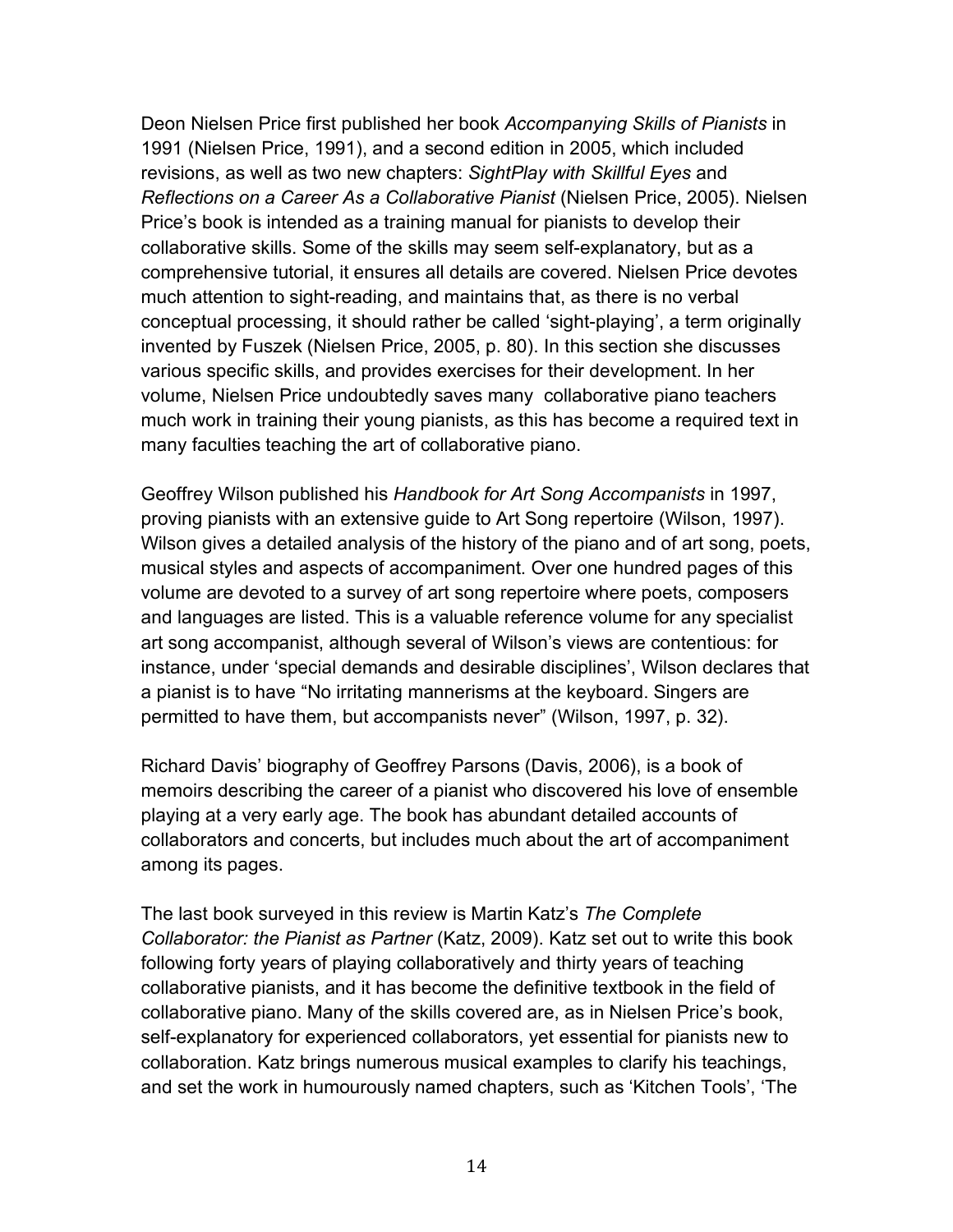Deon Nielsen Price first published her book *Accompanying Skills of Pianists* in 1991 (Nielsen Price, 1991), and a second edition in 2005, which included revisions, as well as two new chapters: *SightPlay with Skillful Eyes* and *Reflections on a Career As a Collaborative Pianist* (Nielsen Price, 2005). Nielsen Price's book is intended as a training manual for pianists to develop their collaborative skills. Some of the skills may seem self-explanatory, but as a comprehensive tutorial, it ensures all details are covered. Nielsen Price devotes much attention to sight-reading, and maintains that, as there is no verbal conceptual processing, it should rather be called 'sight-playing', a term originally invented by Fuszek (Nielsen Price, 2005, p. 80). In this section she discusses various specific skills, and provides exercises for their development. In her volume, Nielsen Price undoubtedly saves many collaborative piano teachers much work in training their young pianists, as this has become a required text in many faculties teaching the art of collaborative piano.

Geoffrey Wilson published his *Handbook for Art Song Accompanists* in 1997, proving pianists with an extensive guide to Art Song repertoire (Wilson, 1997). Wilson gives a detailed analysis of the history of the piano and of art song, poets, musical styles and aspects of accompaniment. Over one hundred pages of this volume are devoted to a survey of art song repertoire where poets, composers and languages are listed. This is a valuable reference volume for any specialist art song accompanist, although several of Wilson's views are contentious: for instance, under 'special demands and desirable disciplines', Wilson declares that a pianist is to have "No irritating mannerisms at the keyboard. Singers are permitted to have them, but accompanists never" (Wilson, 1997, p. 32).

Richard Davis' biography of Geoffrey Parsons (Davis, 2006), is a book of memoirs describing the career of a pianist who discovered his love of ensemble playing at a very early age. The book has abundant detailed accounts of collaborators and concerts, but includes much about the art of accompaniment among its pages.

The last book surveyed in this review is Martin Katz's *The Complete Collaborator: the Pianist as Partner* (Katz, 2009). Katz set out to write this book following forty years of playing collaboratively and thirty years of teaching collaborative pianists, and it has become the definitive textbook in the field of collaborative piano. Many of the skills covered are, as in Nielsen Price's book, self-explanatory for experienced collaborators, yet essential for pianists new to collaboration. Katz brings numerous musical examples to clarify his teachings, and set the work in humourously named chapters, such as 'Kitchen Tools', 'The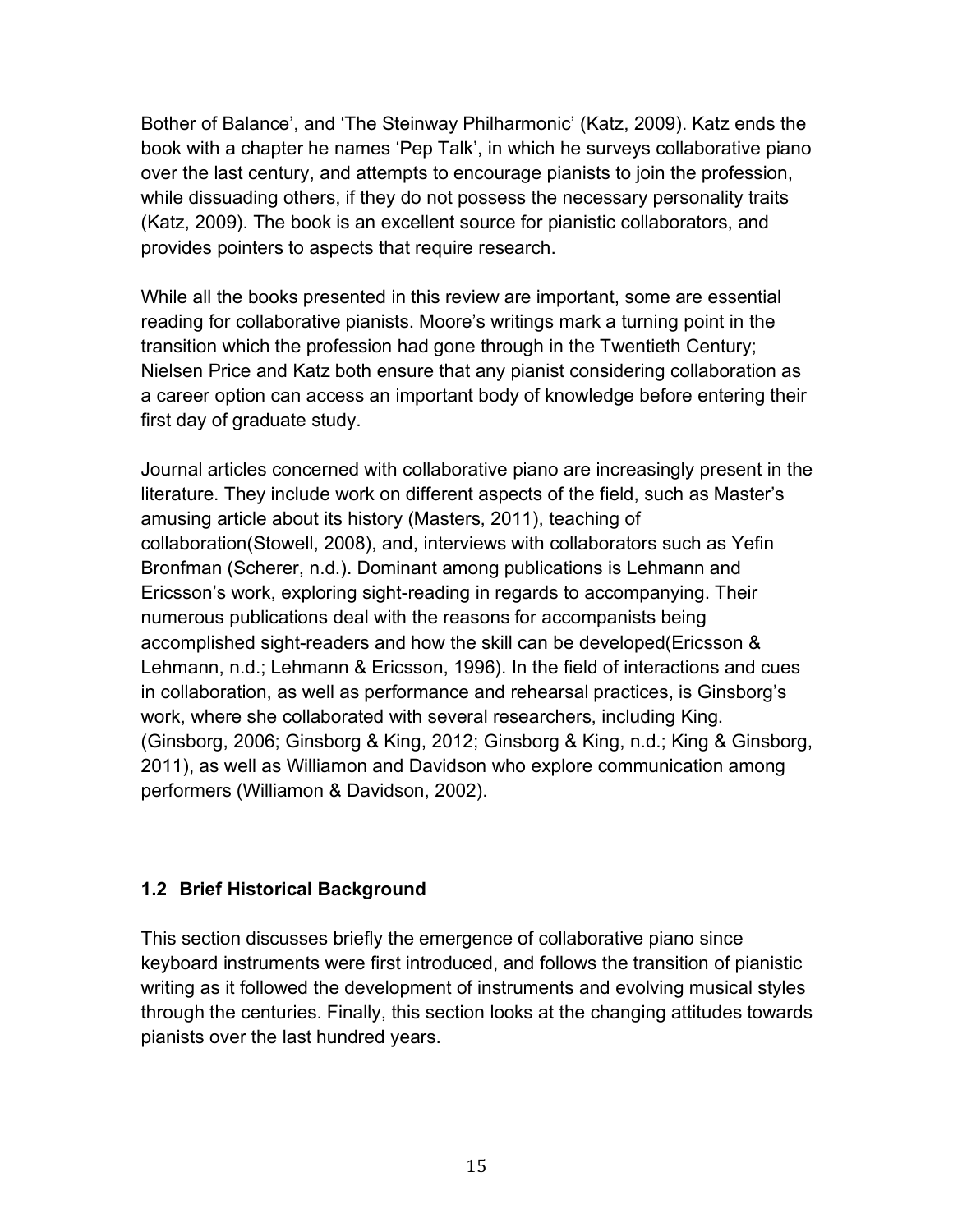Bother of Balance', and 'The Steinway Philharmonic' (Katz, 2009). Katz ends the book with a chapter he names 'Pep Talk', in which he surveys collaborative piano over the last century, and attempts to encourage pianists to join the profession, while dissuading others, if they do not possess the necessary personality traits (Katz, 2009). The book is an excellent source for pianistic collaborators, and provides pointers to aspects that require research.

While all the books presented in this review are important, some are essential reading for collaborative pianists. Moore's writings mark a turning point in the transition which the profession had gone through in the Twentieth Century; Nielsen Price and Katz both ensure that any pianist considering collaboration as a career option can access an important body of knowledge before entering their first day of graduate study.

Journal articles concerned with collaborative piano are increasingly present in the literature. They include work on different aspects of the field, such as Master's amusing article about its history (Masters, 2011), teaching of collaboration(Stowell, 2008), and, interviews with collaborators such as Yefin Bronfman (Scherer, n.d.). Dominant among publications is Lehmann and Ericsson's work, exploring sight-reading in regards to accompanying. Their numerous publications deal with the reasons for accompanists being accomplished sight-readers and how the skill can be developed(Ericsson & Lehmann, n.d.; Lehmann & Ericsson, 1996). In the field of interactions and cues in collaboration, as well as performance and rehearsal practices, is Ginsborg's work, where she collaborated with several researchers, including King. (Ginsborg, 2006; Ginsborg & King, 2012; Ginsborg & King, n.d.; King & Ginsborg, 2011), as well as Williamon and Davidson who explore communication among performers (Williamon & Davidson, 2002).

## 1.2 Brief Historical Background

This section discusses briefly the emergence of collaborative piano since keyboard instruments were first introduced, and follows the transition of pianistic writing as it followed the development of instruments and evolving musical styles through the centuries. Finally, this section looks at the changing attitudes towards pianists over the last hundred years.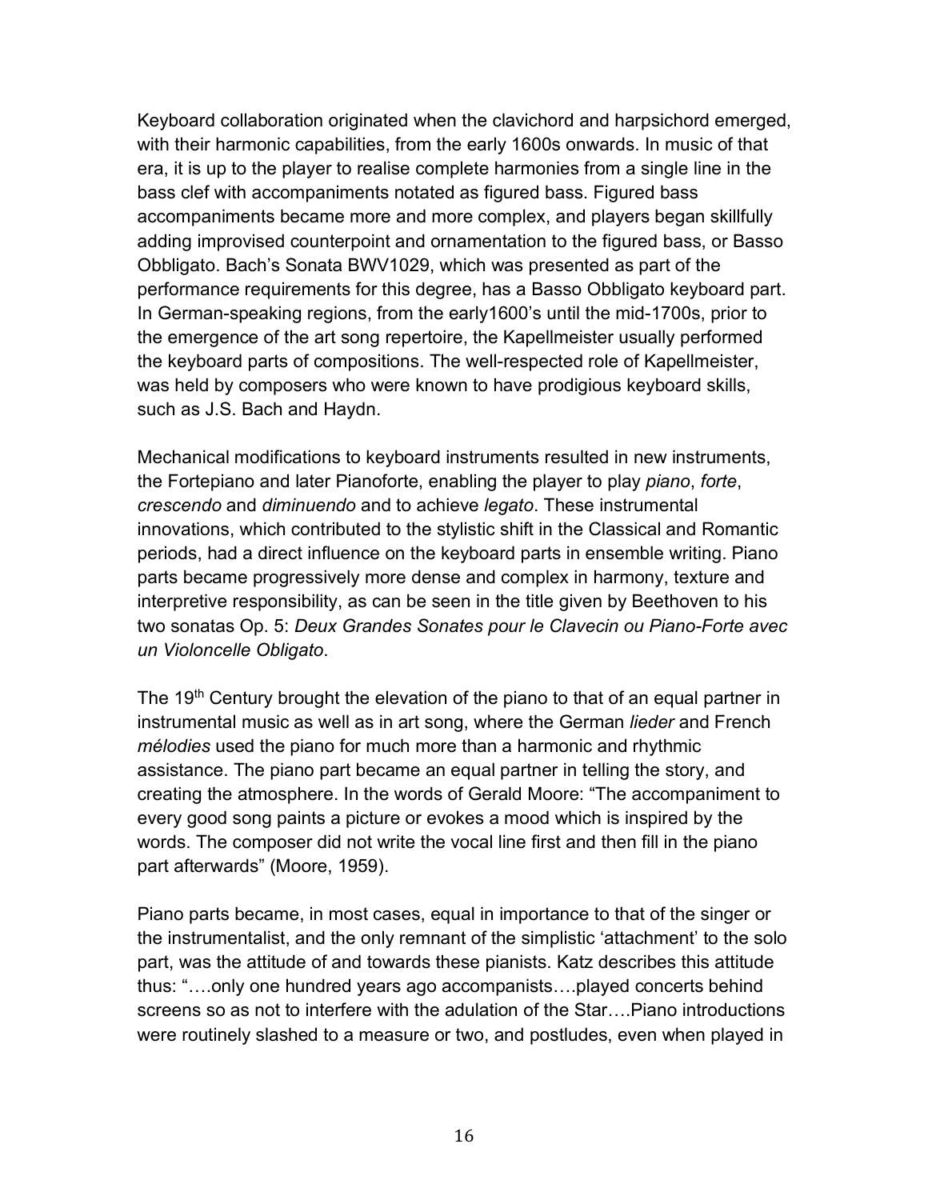Keyboard collaboration originated when the clavichord and harpsichord emerged, with their harmonic capabilities, from the early 1600s onwards. In music of that era, it is up to the player to realise complete harmonies from a single line in the bass clef with accompaniments notated as figured bass. Figured bass accompaniments became more and more complex, and players began skillfully adding improvised counterpoint and ornamentation to the figured bass, or Basso Obbligato. Bach's Sonata BWV1029, which was presented as part of the performance requirements for this degree, has a Basso Obbligato keyboard part. In German-speaking regions, from the early1600's until the mid-1700s, prior to the emergence of the art song repertoire, the Kapellmeister usually performed the keyboard parts of compositions. The well-respected role of Kapellmeister, was held by composers who were known to have prodigious keyboard skills, such as J.S. Bach and Haydn.

Mechanical modifications to keyboard instruments resulted in new instruments, the Fortepiano and later Pianoforte, enabling the player to play *piano*, *forte*, *crescendo* and *diminuendo* and to achieve *legato*. These instrumental innovations, which contributed to the stylistic shift in the Classical and Romantic periods, had a direct influence on the keyboard parts in ensemble writing. Piano parts became progressively more dense and complex in harmony, texture and interpretive responsibility, as can be seen in the title given by Beethoven to his two sonatas Op. 5: *Deux Grandes Sonates pour le Clavecin ou Piano-Forte avec un Violoncelle Obligato*.

The 19th Century brought the elevation of the piano to that of an equal partner in instrumental music as well as in art song, where the German *lieder* and French *mélodies* used the piano for much more than a harmonic and rhythmic assistance. The piano part became an equal partner in telling the story, and creating the atmosphere. In the words of Gerald Moore: "The accompaniment to every good song paints a picture or evokes a mood which is inspired by the words. The composer did not write the vocal line first and then fill in the piano part afterwards" (Moore, 1959).

Piano parts became, in most cases, equal in importance to that of the singer or the instrumentalist, and the only remnant of the simplistic 'attachment' to the solo part, was the attitude of and towards these pianists. Katz describes this attitude thus: "….only one hundred years ago accompanists….played concerts behind screens so as not to interfere with the adulation of the Star….Piano introductions were routinely slashed to a measure or two, and postludes, even when played in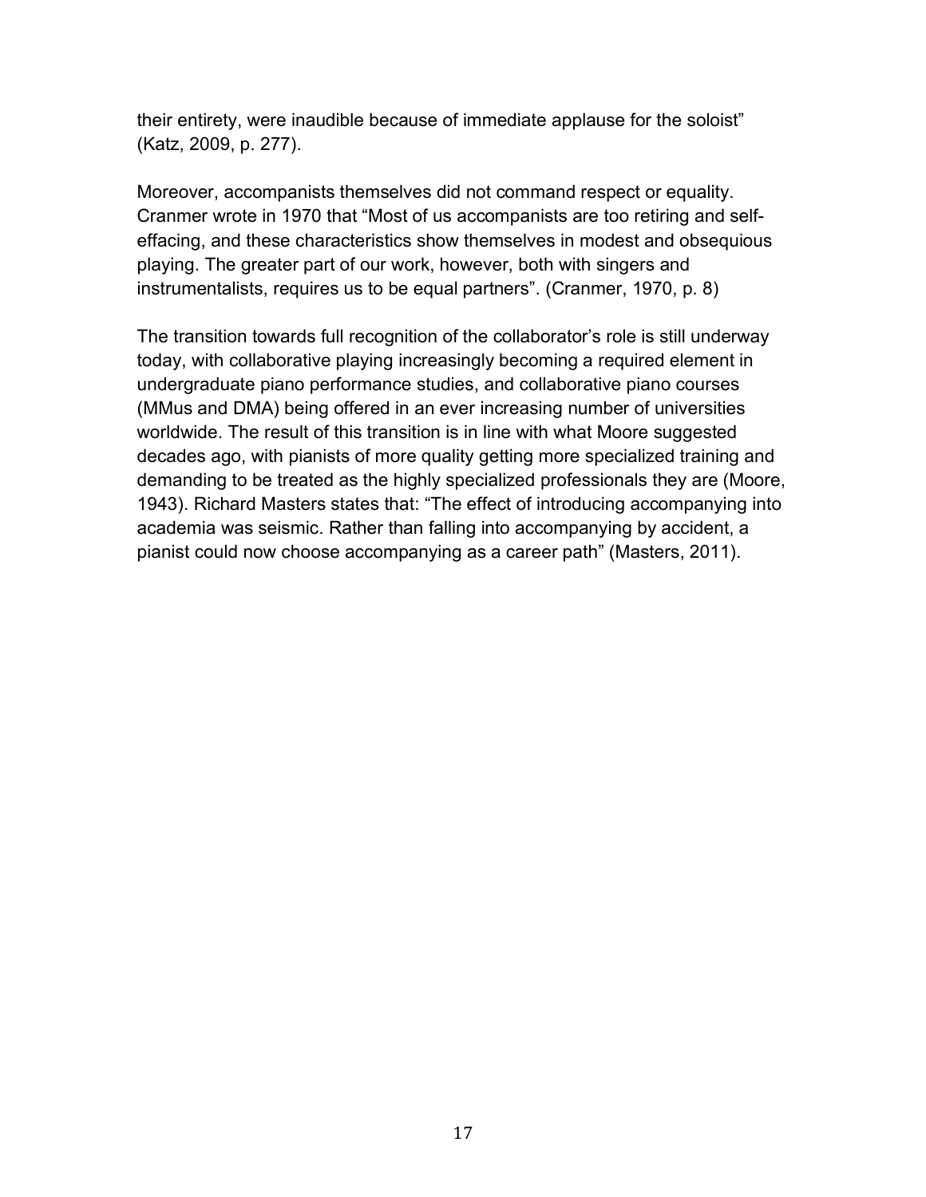their entirety, were inaudible because of immediate applause for the soloist" (Katz, 2009, p. 277).

Moreover, accompanists themselves did not command respect or equality. Cranmer wrote in 1970 that "Most of us accompanists are too retiring and self-effacing, and these characteristics show themselves in modest and obsequious playing. The greater part of our work, however, both with singers and instrumentalists, requires us to be equal partners". (Cranmer, 1970, p. 8)

The transition towards full recognition of the collaborator's role is still underway today, with collaborative playing increasingly becoming a required element in undergraduate piano performance studies, and collaborative piano courses (MMus and DMA) being offered in an ever increasing number of universities worldwide. The result of this transition is in line with what Moore suggested decades ago, with pianists of more quality getting more specialized training and demanding to be treated as the highly specialized professionals they are (Moore, 1943). Richard Masters states that: "The effect of introducing accompanying into academia was seismic. Rather than falling into accompanying by accident, a pianist could now choose accompanying as a career path" (Masters, 2011).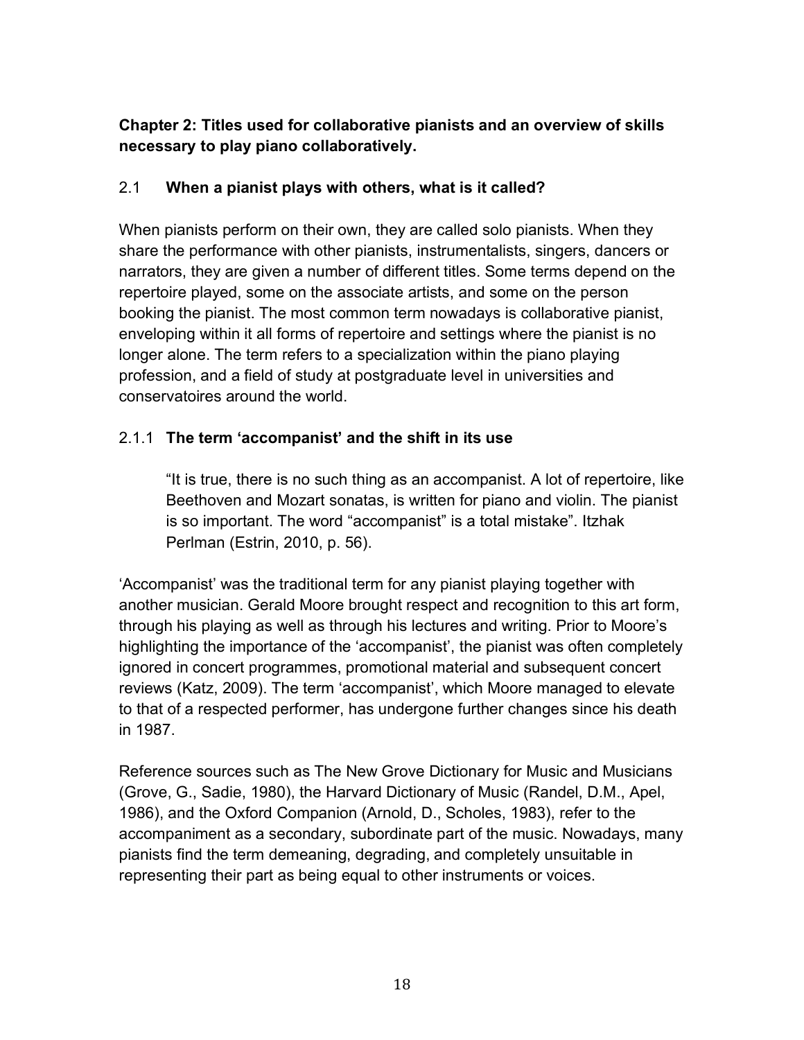## Chapter 2: Titles used for collaborative pianists and an overview of skills necessary to play piano collaboratively.

### 2.1 When a pianist plays with others, what is it called?

When pianists perform on their own, they are called solo pianists. When they share the performance with other pianists, instrumentalists, singers, dancers or narrators, they are given a number of different titles. Some terms depend on the repertoire played, some on the associate artists, and some on the person booking the pianist. The most common term nowadays is collaborative pianist, enveloping within it all forms of repertoire and settings where the pianist is no longer alone. The term refers to a specialization within the piano playing profession, and a field of study at postgraduate level in universities and conservatoires around the world.

#### 2.1.1 The term 'accompanist' and the shift in its use

> "It is true, there is no such thing as an accompanist. A lot of repertoire, like Beethoven and Mozart sonatas, is written for piano and violin. The pianist is so important. The word "accompanist" is a total mistake". Itzhak Perlman (Estrin, 2010, p. 56).

'Accompanist' was the traditional term for any pianist playing together with another musician. Gerald Moore brought respect and recognition to this art form, through his playing as well as through his lectures and writing. Prior to Moore's highlighting the importance of the 'accompanist', the pianist was often completely ignored in concert programmes, promotional material and subsequent concert reviews (Katz, 2009). The term 'accompanist', which Moore managed to elevate to that of a respected performer, has undergone further changes since his death in 1987.

Reference sources such as The New Grove Dictionary for Music and Musicians (Grove, G., Sadie, 1980), the Harvard Dictionary of Music (Randel, D.M., Apel, 1986), and the Oxford Companion (Arnold, D., Scholes, 1983), refer to the accompaniment as a secondary, subordinate part of the music. Nowadays, many pianists find the term demeaning, degrading, and completely unsuitable in representing their part as being equal to other instruments or voices.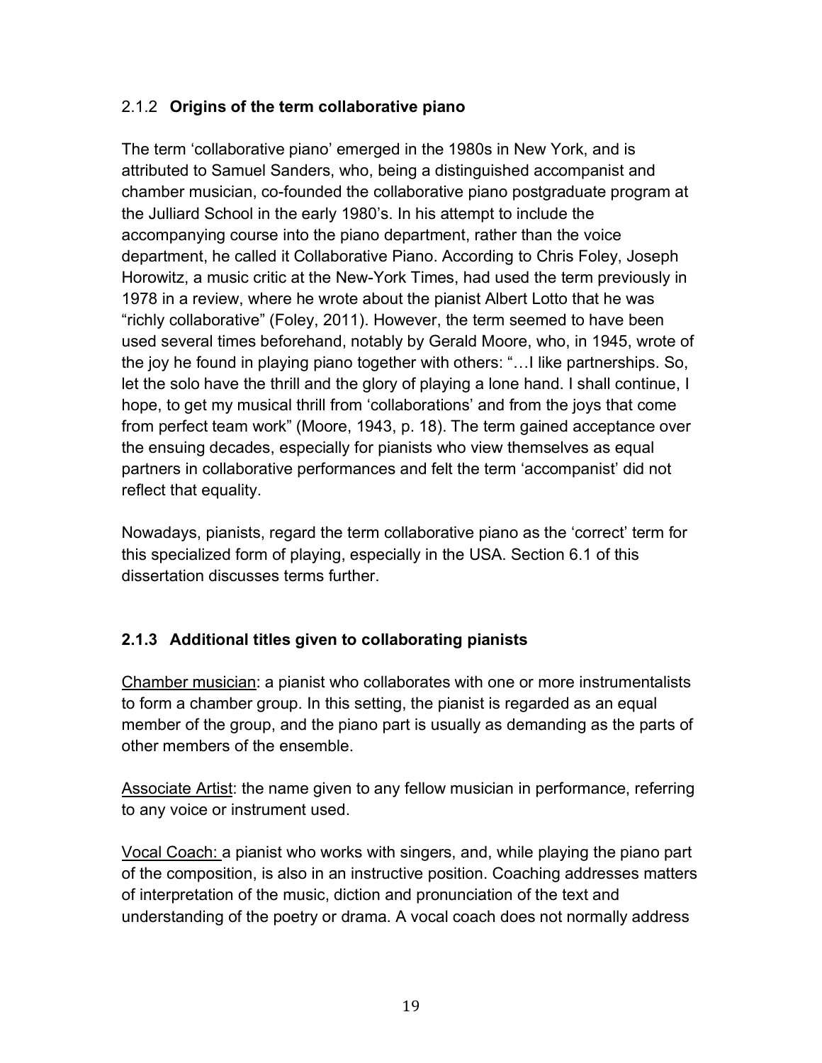### 2.1.2 **Origins of the term collaborative piano**

The term 'collaborative piano' emerged in the 1980s in New York, and is attributed to Samuel Sanders, who, being a distinguished accompanist and chamber musician, co-founded the collaborative piano postgraduate program at the Julliard School in the early 1980's. In his attempt to include the accompanying course into the piano department, rather than the voice department, he called it Collaborative Piano. According to Chris Foley, Joseph Horowitz, a music critic at the New-York Times, had used the term previously in 1978 in a review, where he wrote about the pianist Albert Lotto that he was "richly collaborative" (Foley, 2011). However, the term seemed to have been used several times beforehand, notably by Gerald Moore, who, in 1945, wrote of the joy he found in playing piano together with others: "…I like partnerships. So, let the solo have the thrill and the glory of playing a lone hand. I shall continue, I hope, to get my musical thrill from 'collaborations' and from the joys that come from perfect team work" (Moore, 1943, p. 18). The term gained acceptance over the ensuing decades, especially for pianists who view themselves as equal partners in collaborative performances and felt the term 'accompanist' did not reflect that equality.

Nowadays, pianists, regard the term collaborative piano as the 'correct' term for this specialized form of playing, especially in the USA. Section 6.1 of this dissertation discusses terms further.

### **2.1.3 Additional titles given to collaborating pianists**

Chamber musician: a pianist who collaborates with one or more instrumentalists to form a chamber group. In this setting, the pianist is regarded as an equal member of the group, and the piano part is usually as demanding as the parts of other members of the ensemble.

Associate Artist: the name given to any fellow musician in performance, referring to any voice or instrument used.

Vocal Coach: a pianist who works with singers, and, while playing the piano part of the composition, is also in an instructive position. Coaching addresses matters of interpretation of the music, diction and pronunciation of the text and understanding of the poetry or drama. A vocal coach does not normally address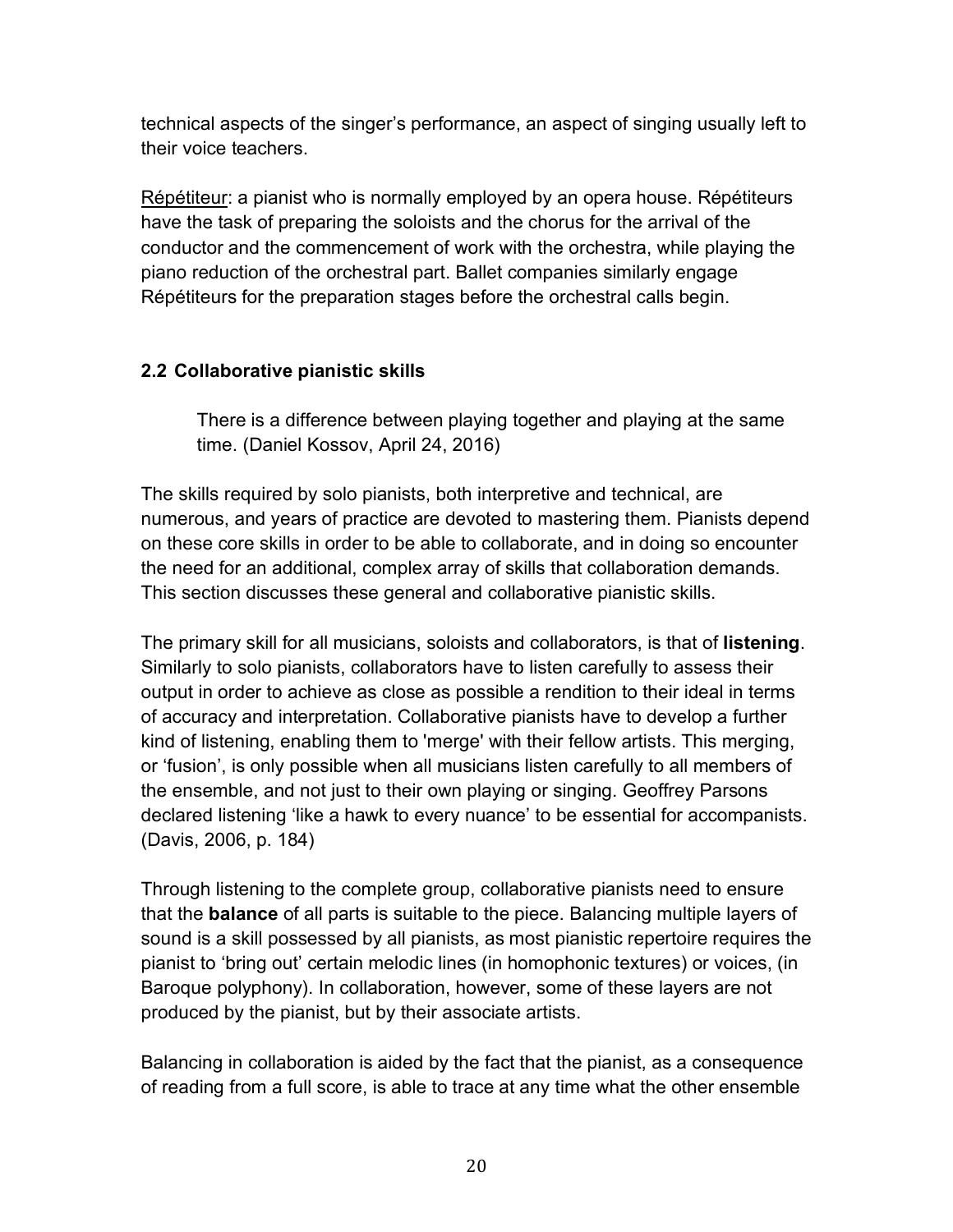technical aspects of the singer's performance, an aspect of singing usually left to their voice teachers.

Répétiteur: a pianist who is normally employed by an opera house. Répétiteurs have the task of preparing the soloists and the chorus for the arrival of the conductor and the commencement of work with the orchestra, while playing the piano reduction of the orchestral part. Ballet companies similarly engage Répétiteurs for the preparation stages before the orchestral calls begin.

### 2.2 Collaborative pianistic skills

> There is a difference between playing together and playing at the same time. (Daniel Kossov, April 24, 2016)

The skills required by solo pianists, both interpretive and technical, are numerous, and years of practice are devoted to mastering them. Pianists depend on these core skills in order to be able to collaborate, and in doing so encounter the need for an additional, complex array of skills that collaboration demands. This section discusses these general and collaborative pianistic skills.

The primary skill for all musicians, soloists and collaborators, is that of **listening**. Similarly to solo pianists, collaborators have to listen carefully to assess their output in order to achieve as close as possible a rendition to their ideal in terms of accuracy and interpretation. Collaborative pianists have to develop a further kind of listening, enabling them to 'merge' with their fellow artists. This merging, or 'fusion', is only possible when all musicians listen carefully to all members of the ensemble, and not just to their own playing or singing. Geoffrey Parsons declared listening 'like a hawk to every nuance' to be essential for accompanists. (Davis, 2006, p. 184)

Through listening to the complete group, collaborative pianists need to ensure that the **balance** of all parts is suitable to the piece. Balancing multiple layers of sound is a skill possessed by all pianists, as most pianistic repertoire requires the pianist to 'bring out' certain melodic lines (in homophonic textures) or voices, (in Baroque polyphony). In collaboration, however, some of these layers are not produced by the pianist, but by their associate artists.

Balancing in collaboration is aided by the fact that the pianist, as a consequence of reading from a full score, is able to trace at any time what the other ensemble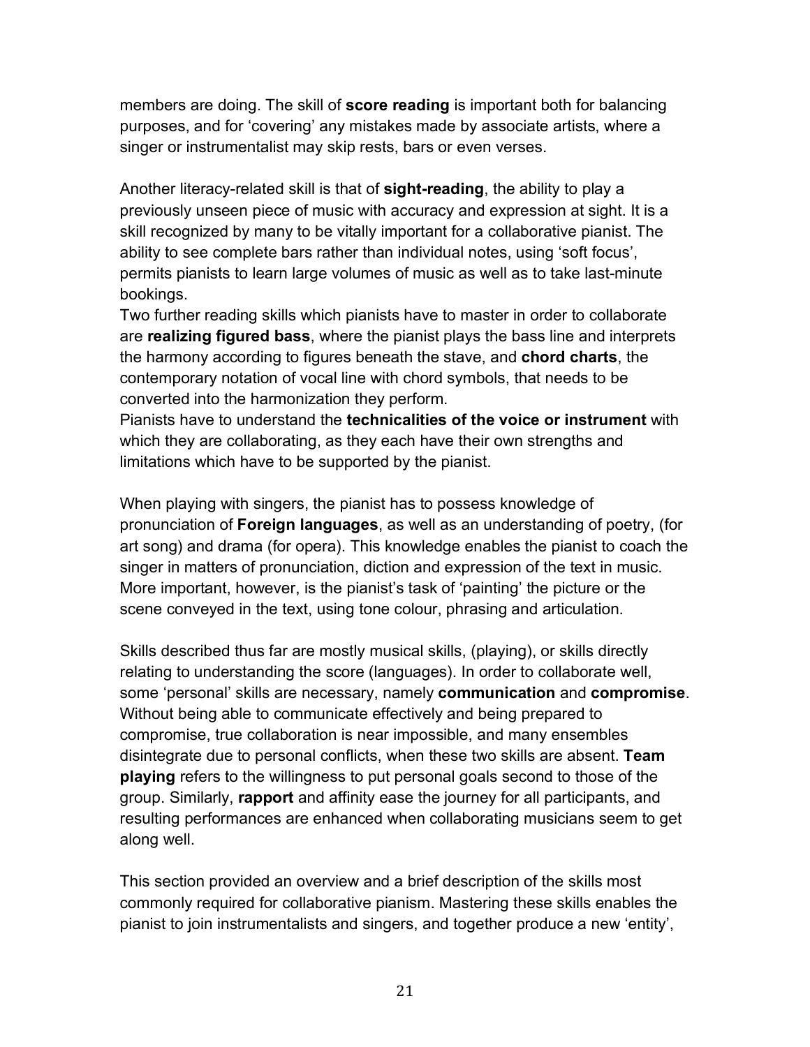members are doing. The skill of **score reading** is important both for balancing purposes, and for 'covering' any mistakes made by associate artists, where a singer or instrumentalist may skip rests, bars or even verses.

Another literacy-related skill is that of **sight-reading**, the ability to play a previously unseen piece of music with accuracy and expression at sight. It is a skill recognized by many to be vitally important for a collaborative pianist. The ability to see complete bars rather than individual notes, using 'soft focus', permits pianists to learn large volumes of music as well as to take last-minute bookings.

Two further reading skills which pianists have to master in order to collaborate are **realizing figured bass**, where the pianist plays the bass line and interprets the harmony according to figures beneath the stave, and **chord charts**, the contemporary notation of vocal line with chord symbols, that needs to be converted into the harmonization they perform.

Pianists have to understand the **technicalities of the voice or instrument** with which they are collaborating, as they each have their own strengths and limitations which have to be supported by the pianist.

When playing with singers, the pianist has to possess knowledge of pronunciation of **Foreign languages**, as well as an understanding of poetry, (for art song) and drama (for opera). This knowledge enables the pianist to coach the singer in matters of pronunciation, diction and expression of the text in music. More important, however, is the pianist's task of 'painting' the picture or the scene conveyed in the text, using tone colour, phrasing and articulation.

Skills described thus far are mostly musical skills, (playing), or skills directly relating to understanding the score (languages). In order to collaborate well, some 'personal' skills are necessary, namely **communication** and **compromise**. Without being able to communicate effectively and being prepared to compromise, true collaboration is near impossible, and many ensembles disintegrate due to personal conflicts, when these two skills are absent. **Team playing** refers to the willingness to put personal goals second to those of the group. Similarly, **rapport** and affinity ease the journey for all participants, and resulting performances are enhanced when collaborating musicians seem to get along well.

This section provided an overview and a brief description of the skills most commonly required for collaborative pianism. Mastering these skills enables the pianist to join instrumentalists and singers, and together produce a new 'entity',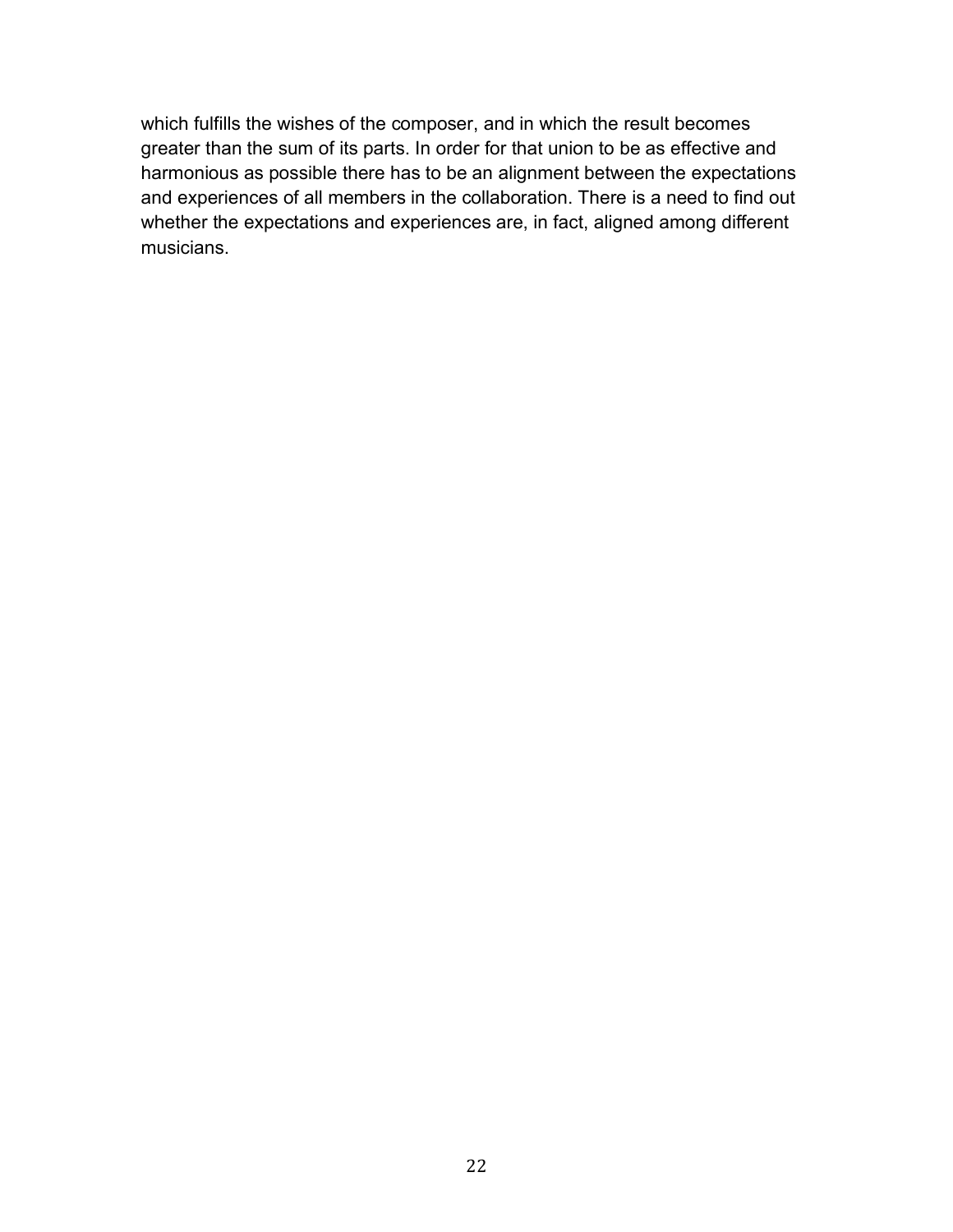which fulfills the wishes of the composer, and in which the result becomes greater than the sum of its parts. In order for that union to be as effective and harmonious as possible there has to be an alignment between the expectations and experiences of all members in the collaboration. There is a need to find out whether the expectations and experiences are, in fact, aligned among different musicians.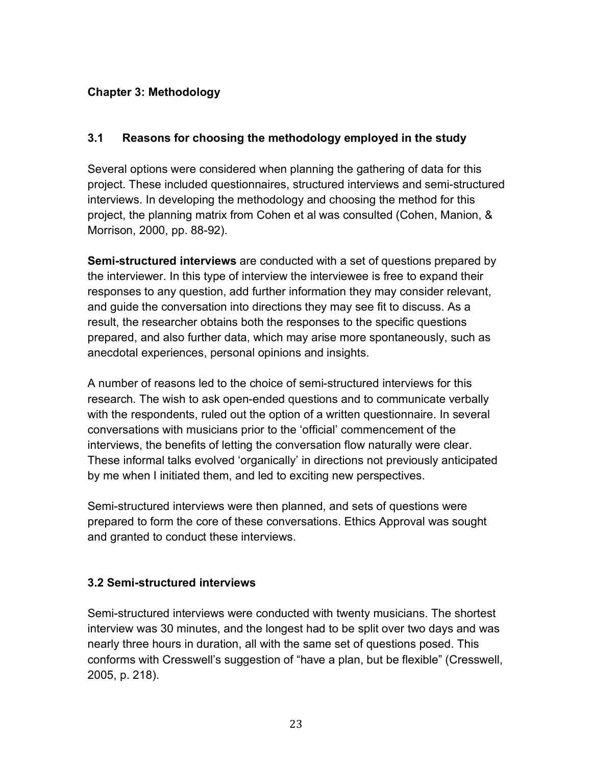# Chapter 3: Methodology

## 3.1 Reasons for choosing the methodology employed in the study

Several options were considered when planning the gathering of data for this project. These included questionnaires, structured interviews and semi-structured interviews. In developing the methodology and choosing the method for this project, the planning matrix from Cohen et al was consulted (Cohen, Manion, & Morrison, 2000, pp. 88-92).

**Semi-structured interviews** are conducted with a set of questions prepared by the interviewer. In this type of interview the interviewee is free to expand their responses to any question, add further information they may consider relevant, and guide the conversation into directions they may see fit to discuss. As a result, the researcher obtains both the responses to the specific questions prepared, and also further data, which may arise more spontaneously, such as anecdotal experiences, personal opinions and insights.

A number of reasons led to the choice of semi-structured interviews for this research. The wish to ask open-ended questions and to communicate verbally with the respondents, ruled out the option of a written questionnaire. In several conversations with musicians prior to the 'official' commencement of the interviews, the benefits of letting the conversation flow naturally were clear. These informal talks evolved 'organically' in directions not previously anticipated by me when I initiated them, and led to exciting new perspectives.

Semi-structured interviews were then planned, and sets of questions were prepared to form the core of these conversations. Ethics Approval was sought and granted to conduct these interviews.

## 3.2 Semi-structured interviews

Semi-structured interviews were conducted with twenty musicians. The shortest interview was 30 minutes, and the longest had to be split over two days and was nearly three hours in duration, all with the same set of questions posed. This conforms with Cresswell's suggestion of "have a plan, but be flexible" (Cresswell, 2005, p. 218).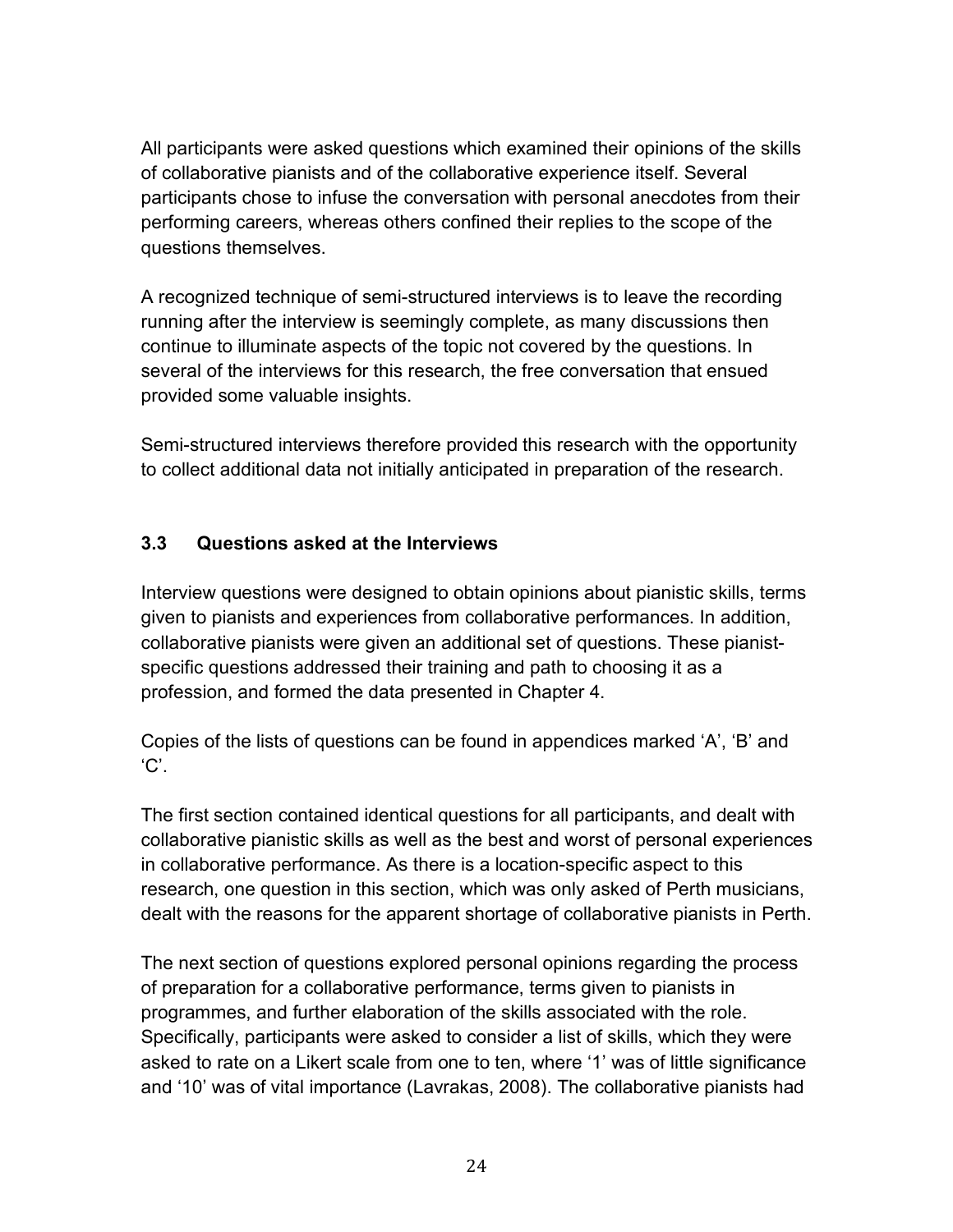All participants were asked questions which examined their opinions of the skills of collaborative pianists and of the collaborative experience itself. Several participants chose to infuse the conversation with personal anecdotes from their performing careers, whereas others confined their replies to the scope of the questions themselves.

A recognized technique of semi-structured interviews is to leave the recording running after the interview is seemingly complete, as many discussions then continue to illuminate aspects of the topic not covered by the questions. In several of the interviews for this research, the free conversation that ensued provided some valuable insights.

Semi-structured interviews therefore provided this research with the opportunity to collect additional data not initially anticipated in preparation of the research.

### 3.3 Questions asked at the Interviews

Interview questions were designed to obtain opinions about pianistic skills, terms given to pianists and experiences from collaborative performances. In addition, collaborative pianists were given an additional set of questions. These pianist-specific questions addressed their training and path to choosing it as a profession, and formed the data presented in Chapter 4.

Copies of the lists of questions can be found in appendices marked 'A', 'B' and 'C'.

The first section contained identical questions for all participants, and dealt with collaborative pianistic skills as well as the best and worst of personal experiences in collaborative performance. As there is a location-specific aspect to this research, one question in this section, which was only asked of Perth musicians, dealt with the reasons for the apparent shortage of collaborative pianists in Perth.

The next section of questions explored personal opinions regarding the process of preparation for a collaborative performance, terms given to pianists in programmes, and further elaboration of the skills associated with the role. Specifically, participants were asked to consider a list of skills, which they were asked to rate on a Likert scale from one to ten, where '1' was of little significance and '10' was of vital importance (Lavrakas, 2008). The collaborative pianists had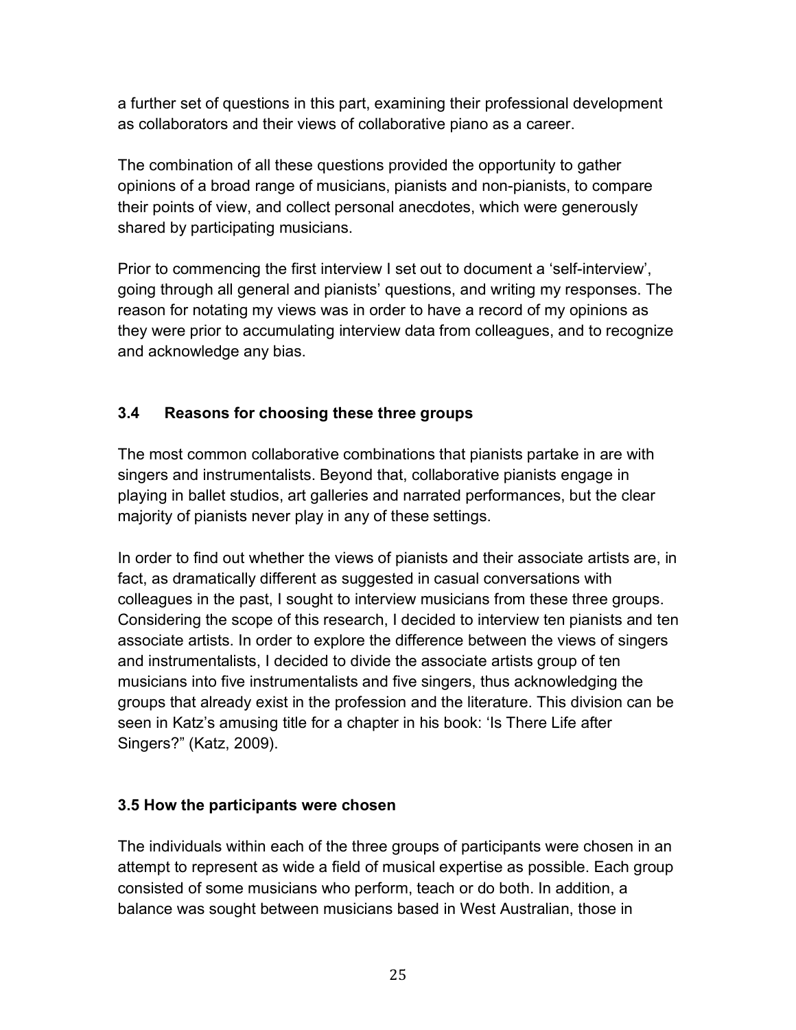a further set of questions in this part, examining their professional development as collaborators and their views of collaborative piano as a career.

The combination of all these questions provided the opportunity to gather opinions of a broad range of musicians, pianists and non-pianists, to compare their points of view, and collect personal anecdotes, which were generously shared by participating musicians.

Prior to commencing the first interview I set out to document a 'self-interview', going through all general and pianists' questions, and writing my responses. The reason for notating my views was in order to have a record of my opinions as they were prior to accumulating interview data from colleagues, and to recognize and acknowledge any bias.

### 3.4 Reasons for choosing these three groups

The most common collaborative combinations that pianists partake in are with singers and instrumentalists. Beyond that, collaborative pianists engage in playing in ballet studios, art galleries and narrated performances, but the clear majority of pianists never play in any of these settings.

In order to find out whether the views of pianists and their associate artists are, in fact, as dramatically different as suggested in casual conversations with colleagues in the past, I sought to interview musicians from these three groups. Considering the scope of this research, I decided to interview ten pianists and ten associate artists. In order to explore the difference between the views of singers and instrumentalists, I decided to divide the associate artists group of ten musicians into five instrumentalists and five singers, thus acknowledging the groups that already exist in the profession and the literature. This division can be seen in Katz's amusing title for a chapter in his book: 'Is There Life after Singers?" (Katz, 2009).

### 3.5 How the participants were chosen

The individuals within each of the three groups of participants were chosen in an attempt to represent as wide a field of musical expertise as possible. Each group consisted of some musicians who perform, teach or do both. In addition, a balance was sought between musicians based in West Australian, those in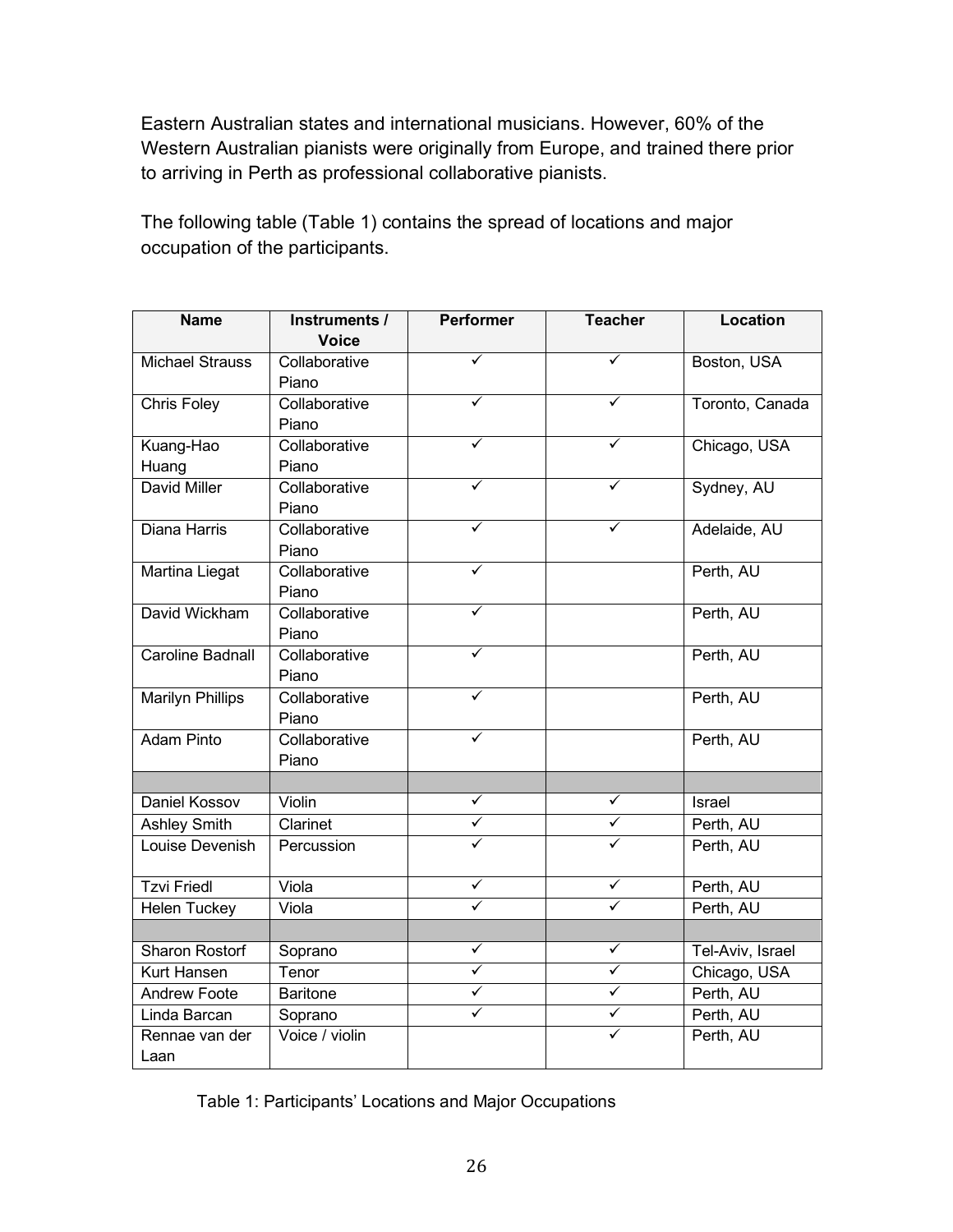Eastern Australian states and international musicians. However, 60% of the Western Australian pianists were originally from Europe, and trained there prior to arriving in Perth as professional collaborative pianists.

The following table (Table 1) contains the spread of locations and major occupation of the participants.

| Name | Instruments / Voice | Performer | Teacher | Location |
|---|---|---|---|---|
| Michael Strauss | Collaborative Piano | ✓ | ✓ | Boston, USA |
| Chris Foley | Collaborative Piano | ✓ | ✓ | Toronto, Canada |
| Kuang-Hao Huang | Collaborative Piano | ✓ | ✓ | Chicago, USA |
| David Miller | Collaborative Piano | ✓ | ✓ | Sydney, AU |
| Diana Harris | Collaborative Piano | ✓ | ✓ | Adelaide, AU |
| Martina Liegat | Collaborative Piano | ✓ | | Perth, AU |
| David Wickham | Collaborative Piano | ✓ | | Perth, AU |
| Caroline Badnall | Collaborative Piano | ✓ | | Perth, AU |
| Marilyn Phillips | Collaborative Piano | ✓ | | Perth, AU |
| Adam Pinto | Collaborative Piano | ✓ | | Perth, AU |
| | | | | |
| Daniel Kossov | Violin | ✓ | ✓ | Israel |
| Ashley Smith | Clarinet | ✓ | ✓ | Perth, AU |
| Louise Devenish | Percussion | ✓ | ✓ | Perth, AU |
| Tzvi Friedl | Viola | ✓ | ✓ | Perth, AU |
| Helen Tuckey | Viola | ✓ | ✓ | Perth, AU |
| | | | | |
| Sharon Rostorf | Soprano | ✓ | ✓ | Tel-Aviv, Israel |
| Kurt Hansen | Tenor | ✓ | ✓ | Chicago, USA |
| Andrew Foote | Baritone | ✓ | ✓ | Perth, AU |
| Linda Barcan | Soprano | ✓ | ✓ | Perth, AU |
| Rennae van der Laan | Voice / violin | | ✓ | Perth, AU |

Table 1: Participants' Locations and Major Occupations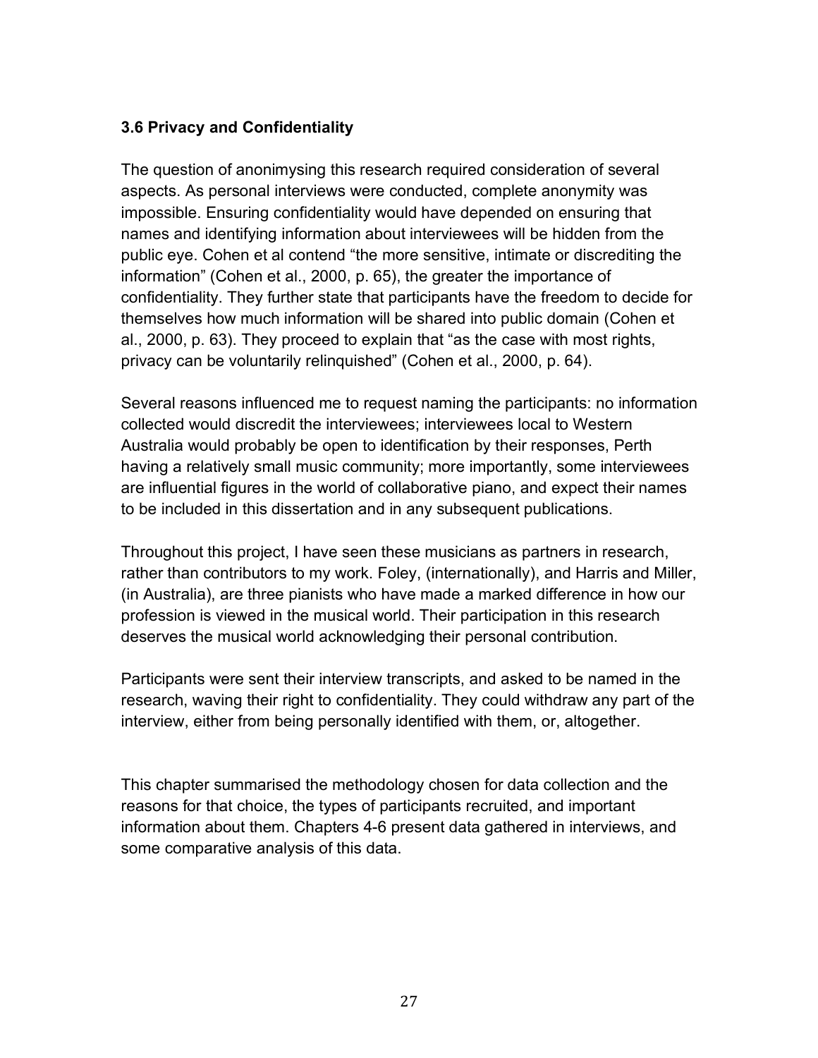### 3.6 Privacy and Confidentiality

The question of anonimysing this research required consideration of several aspects. As personal interviews were conducted, complete anonymity was impossible. Ensuring confidentiality would have depended on ensuring that names and identifying information about interviewees will be hidden from the public eye. Cohen et al contend "the more sensitive, intimate or discrediting the information" (Cohen et al., 2000, p. 65), the greater the importance of confidentiality. They further state that participants have the freedom to decide for themselves how much information will be shared into public domain (Cohen et al., 2000, p. 63). They proceed to explain that "as the case with most rights, privacy can be voluntarily relinquished" (Cohen et al., 2000, p. 64).

Several reasons influenced me to request naming the participants: no information collected would discredit the interviewees; interviewees local to Western Australia would probably be open to identification by their responses, Perth having a relatively small music community; more importantly, some interviewees are influential figures in the world of collaborative piano, and expect their names to be included in this dissertation and in any subsequent publications.

Throughout this project, I have seen these musicians as partners in research, rather than contributors to my work. Foley, (internationally), and Harris and Miller, (in Australia), are three pianists who have made a marked difference in how our profession is viewed in the musical world. Their participation in this research deserves the musical world acknowledging their personal contribution.

Participants were sent their interview transcripts, and asked to be named in the research, waving their right to confidentiality. They could withdraw any part of the interview, either from being personally identified with them, or, altogether.

This chapter summarised the methodology chosen for data collection and the reasons for that choice, the types of participants recruited, and important information about them. Chapters 4-6 present data gathered in interviews, and some comparative analysis of this data.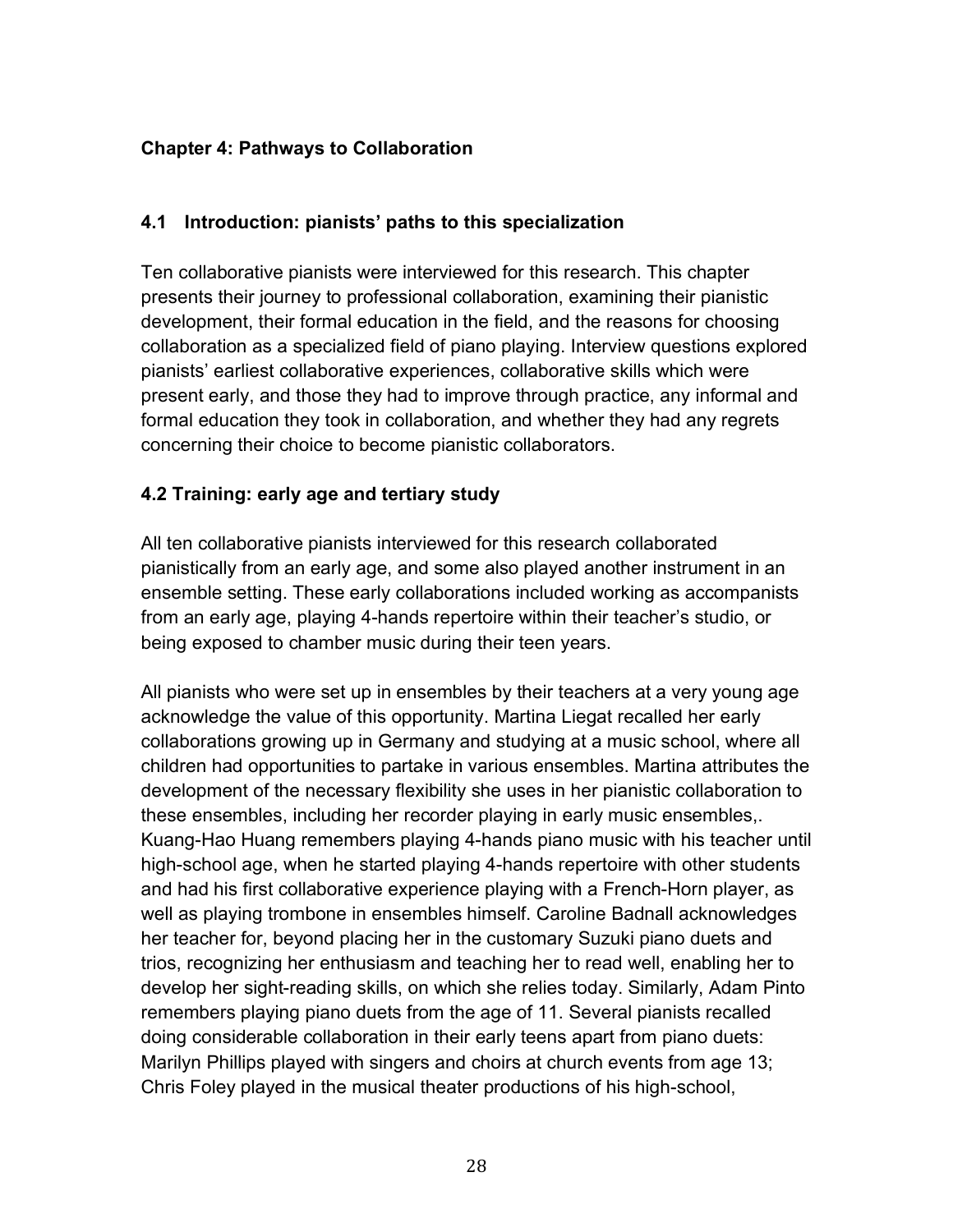## Chapter 4: Pathways to Collaboration

### 4.1 Introduction: pianists' paths to this specialization

Ten collaborative pianists were interviewed for this research. This chapter presents their journey to professional collaboration, examining their pianistic development, their formal education in the field, and the reasons for choosing collaboration as a specialized field of piano playing. Interview questions explored pianists' earliest collaborative experiences, collaborative skills which were present early, and those they had to improve through practice, any informal and formal education they took in collaboration, and whether they had any regrets concerning their choice to become pianistic collaborators.

### 4.2 Training: early age and tertiary study

All ten collaborative pianists interviewed for this research collaborated pianistically from an early age, and some also played another instrument in an ensemble setting. These early collaborations included working as accompanists from an early age, playing 4-hands repertoire within their teacher's studio, or being exposed to chamber music during their teen years.

All pianists who were set up in ensembles by their teachers at a very young age acknowledge the value of this opportunity. Martina Liegat recalled her early collaborations growing up in Germany and studying at a music school, where all children had opportunities to partake in various ensembles. Martina attributes the development of the necessary flexibility she uses in her pianistic collaboration to these ensembles, including her recorder playing in early music ensembles,. Kuang-Hao Huang remembers playing 4-hands piano music with his teacher until high-school age, when he started playing 4-hands repertoire with other students and had his first collaborative experience playing with a French-Horn player, as well as playing trombone in ensembles himself. Caroline Badnall acknowledges her teacher for, beyond placing her in the customary Suzuki piano duets and trios, recognizing her enthusiasm and teaching her to read well, enabling her to develop her sight-reading skills, on which she relies today. Similarly, Adam Pinto remembers playing piano duets from the age of 11. Several pianists recalled doing considerable collaboration in their early teens apart from piano duets: Marilyn Phillips played with singers and choirs at church events from age 13; Chris Foley played in the musical theater productions of his high-school,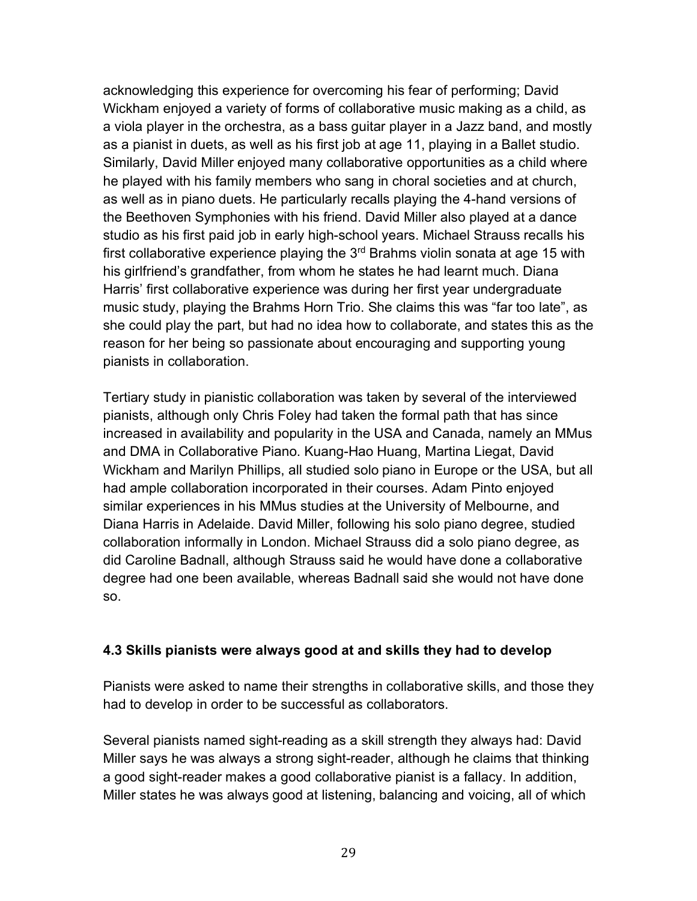acknowledging this experience for overcoming his fear of performing; David Wickham enjoyed a variety of forms of collaborative music making as a child, as a viola player in the orchestra, as a bass guitar player in a Jazz band, and mostly as a pianist in duets, as well as his first job at age 11, playing in a Ballet studio. Similarly, David Miller enjoyed many collaborative opportunities as a child where he played with his family members who sang in choral societies and at church, as well as in piano duets. He particularly recalls playing the 4-hand versions of the Beethoven Symphonies with his friend. David Miller also played at a dance studio as his first paid job in early high-school years. Michael Strauss recalls his first collaborative experience playing the 3rd Brahms violin sonata at age 15 with his girlfriend's grandfather, from whom he states he had learnt much. Diana Harris' first collaborative experience was during her first year undergraduate music study, playing the Brahms Horn Trio. She claims this was "far too late", as she could play the part, but had no idea how to collaborate, and states this as the reason for her being so passionate about encouraging and supporting young pianists in collaboration.

Tertiary study in pianistic collaboration was taken by several of the interviewed pianists, although only Chris Foley had taken the formal path that has since increased in availability and popularity in the USA and Canada, namely an MMus and DMA in Collaborative Piano. Kuang-Hao Huang, Martina Liegat, David Wickham and Marilyn Phillips, all studied solo piano in Europe or the USA, but all had ample collaboration incorporated in their courses. Adam Pinto enjoyed similar experiences in his MMus studies at the University of Melbourne, and Diana Harris in Adelaide. David Miller, following his solo piano degree, studied collaboration informally in London. Michael Strauss did a solo piano degree, as did Caroline Badnall, although Strauss said he would have done a collaborative degree had one been available, whereas Badnall said she would not have done so.

### 4.3 Skills pianists were always good at and skills they had to develop

Pianists were asked to name their strengths in collaborative skills, and those they had to develop in order to be successful as collaborators.

Several pianists named sight-reading as a skill strength they always had: David Miller says he was always a strong sight-reader, although he claims that thinking a good sight-reader makes a good collaborative pianist is a fallacy. In addition, Miller states he was always good at listening, balancing and voicing, all of which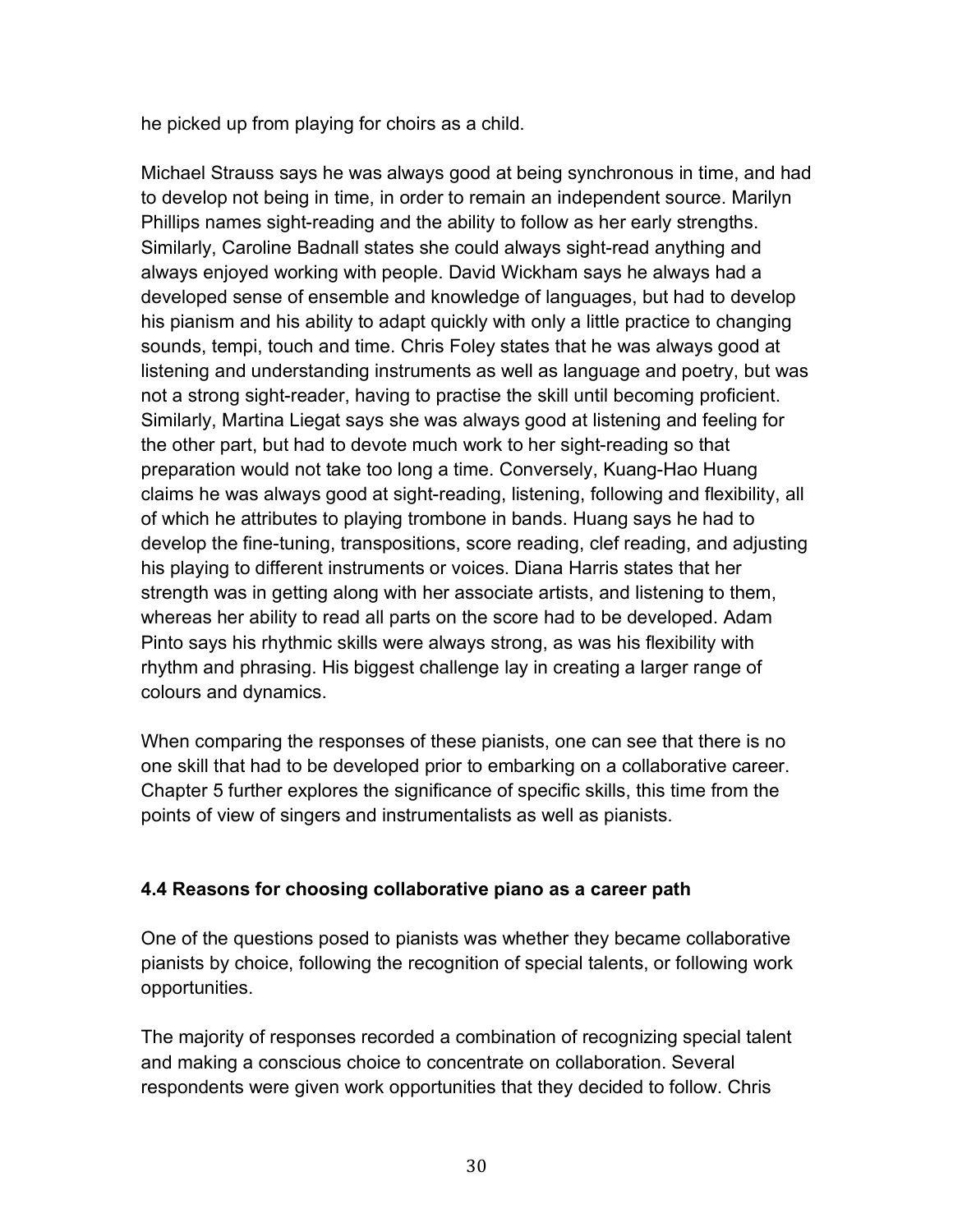he picked up from playing for choirs as a child.

Michael Strauss says he was always good at being synchronous in time, and had to develop not being in time, in order to remain an independent source. Marilyn Phillips names sight-reading and the ability to follow as her early strengths. Similarly, Caroline Badnall states she could always sight-read anything and always enjoyed working with people. David Wickham says he always had a developed sense of ensemble and knowledge of languages, but had to develop his pianism and his ability to adapt quickly with only a little practice to changing sounds, tempi, touch and time. Chris Foley states that he was always good at listening and understanding instruments as well as language and poetry, but was not a strong sight-reader, having to practise the skill until becoming proficient. Similarly, Martina Liegat says she was always good at listening and feeling for the other part, but had to devote much work to her sight-reading so that preparation would not take too long a time. Conversely, Kuang-Hao Huang claims he was always good at sight-reading, listening, following and flexibility, all of which he attributes to playing trombone in bands. Huang says he had to develop the fine-tuning, transpositions, score reading, clef reading, and adjusting his playing to different instruments or voices. Diana Harris states that her strength was in getting along with her associate artists, and listening to them, whereas her ability to read all parts on the score had to be developed. Adam Pinto says his rhythmic skills were always strong, as was his flexibility with rhythm and phrasing. His biggest challenge lay in creating a larger range of colours and dynamics.

When comparing the responses of these pianists, one can see that there is no one skill that had to be developed prior to embarking on a collaborative career. Chapter 5 further explores the significance of specific skills, this time from the points of view of singers and instrumentalists as well as pianists.

### 4.4 Reasons for choosing collaborative piano as a career path

One of the questions posed to pianists was whether they became collaborative pianists by choice, following the recognition of special talents, or following work opportunities.

The majority of responses recorded a combination of recognizing special talent and making a conscious choice to concentrate on collaboration. Several respondents were given work opportunities that they decided to follow. Chris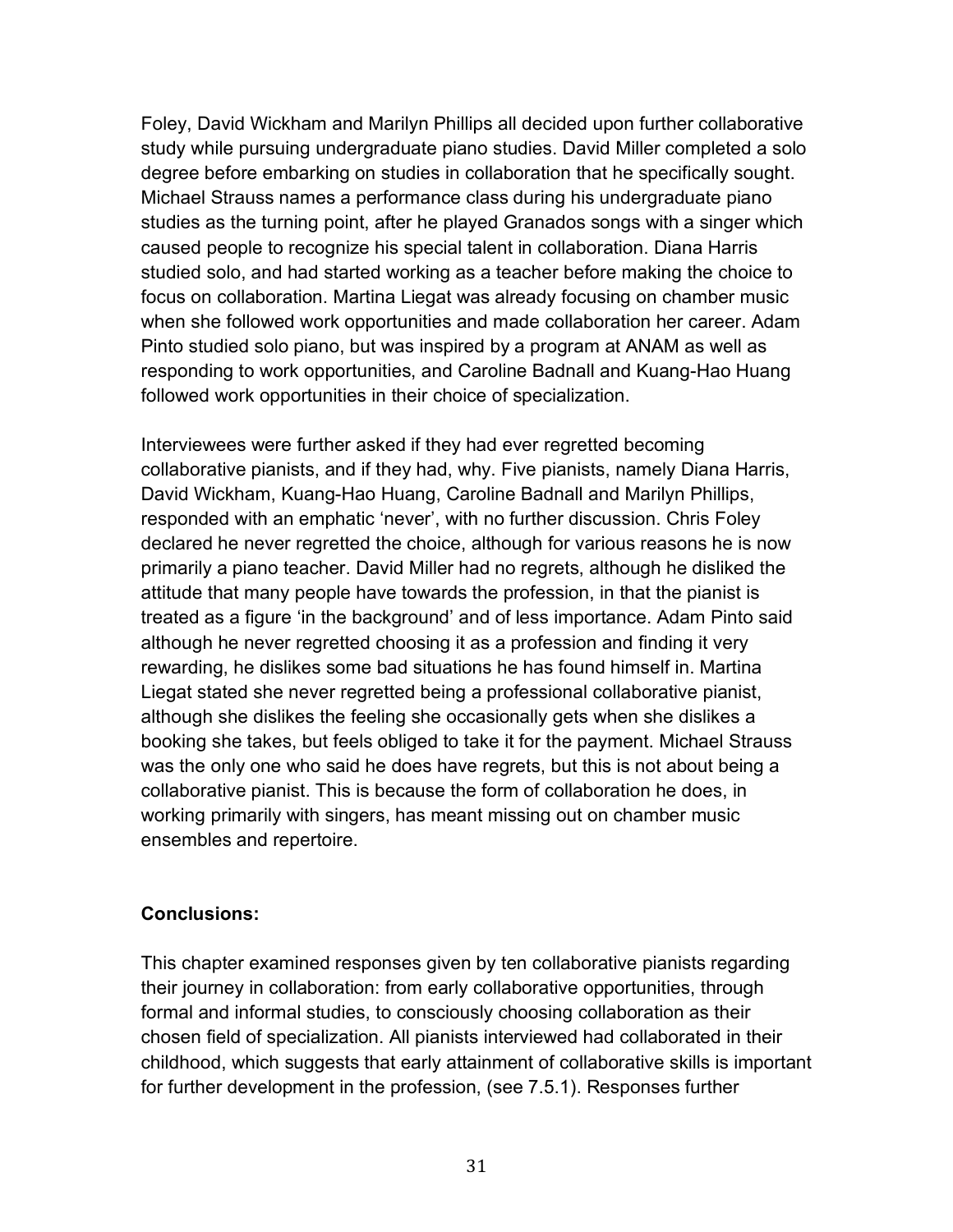Foley, David Wickham and Marilyn Phillips all decided upon further collaborative study while pursuing undergraduate piano studies. David Miller completed a solo degree before embarking on studies in collaboration that he specifically sought. Michael Strauss names a performance class during his undergraduate piano studies as the turning point, after he played Granados songs with a singer which caused people to recognize his special talent in collaboration. Diana Harris studied solo, and had started working as a teacher before making the choice to focus on collaboration. Martina Liegat was already focusing on chamber music when she followed work opportunities and made collaboration her career. Adam Pinto studied solo piano, but was inspired by a program at ANAM as well as responding to work opportunities, and Caroline Badnall and Kuang-Hao Huang followed work opportunities in their choice of specialization.

Interviewees were further asked if they had ever regretted becoming collaborative pianists, and if they had, why. Five pianists, namely Diana Harris, David Wickham, Kuang-Hao Huang, Caroline Badnall and Marilyn Phillips, responded with an emphatic 'never', with no further discussion. Chris Foley declared he never regretted the choice, although for various reasons he is now primarily a piano teacher. David Miller had no regrets, although he disliked the attitude that many people have towards the profession, in that the pianist is treated as a figure 'in the background' and of less importance. Adam Pinto said although he never regretted choosing it as a profession and finding it very rewarding, he dislikes some bad situations he has found himself in. Martina Liegat stated she never regretted being a professional collaborative pianist, although she dislikes the feeling she occasionally gets when she dislikes a booking she takes, but feels obliged to take it for the payment. Michael Strauss was the only one who said he does have regrets, but this is not about being a collaborative pianist. This is because the form of collaboration he does, in working primarily with singers, has meant missing out on chamber music ensembles and repertoire.

**Conclusions:**

This chapter examined responses given by ten collaborative pianists regarding their journey in collaboration: from early collaborative opportunities, through formal and informal studies, to consciously choosing collaboration as their chosen field of specialization. All pianists interviewed had collaborated in their childhood, which suggests that early attainment of collaborative skills is important for further development in the profession, (see 7.5.1). Responses further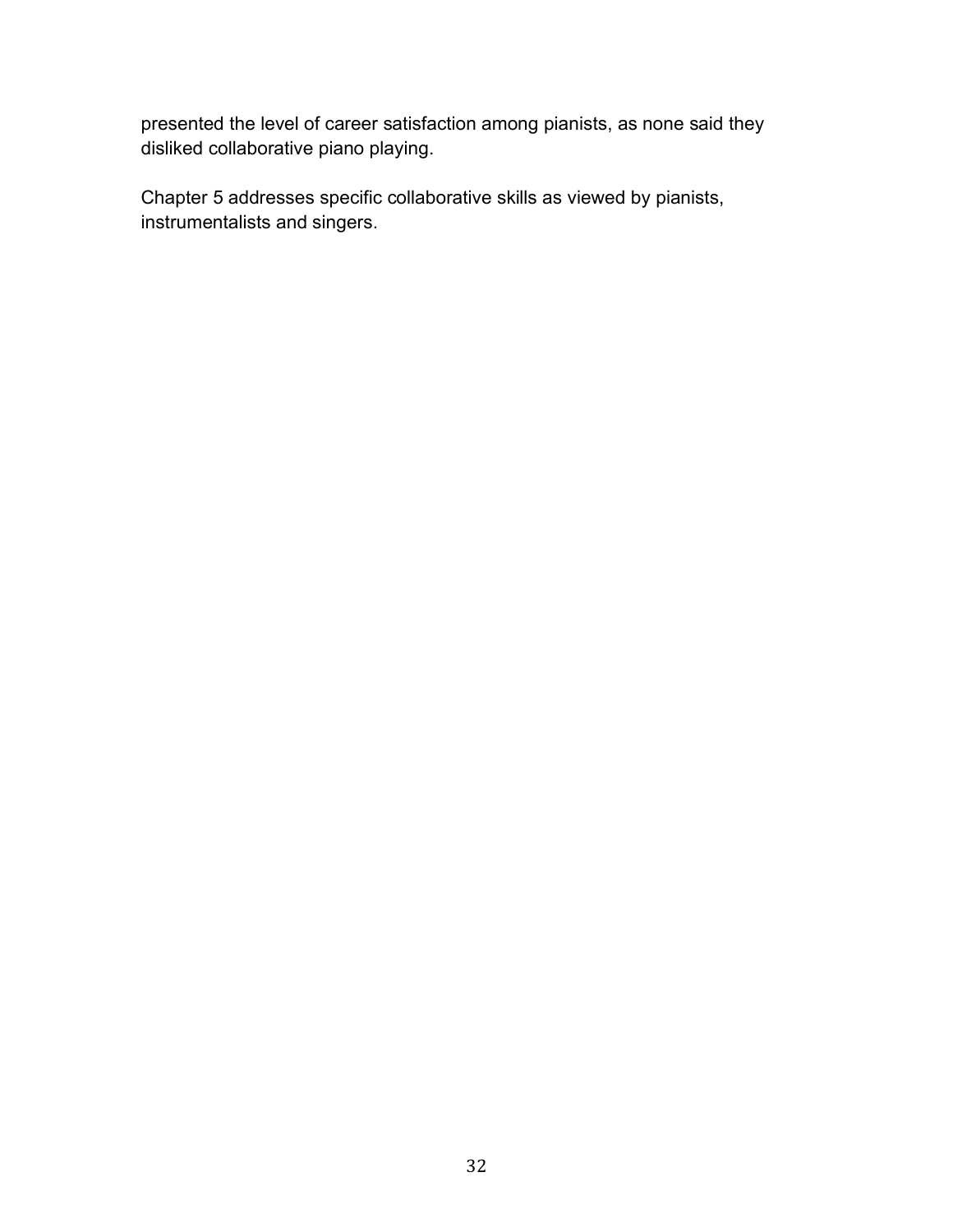presented the level of career satisfaction among pianists, as none said they disliked collaborative piano playing.

Chapter 5 addresses specific collaborative skills as viewed by pianists, instrumentalists and singers.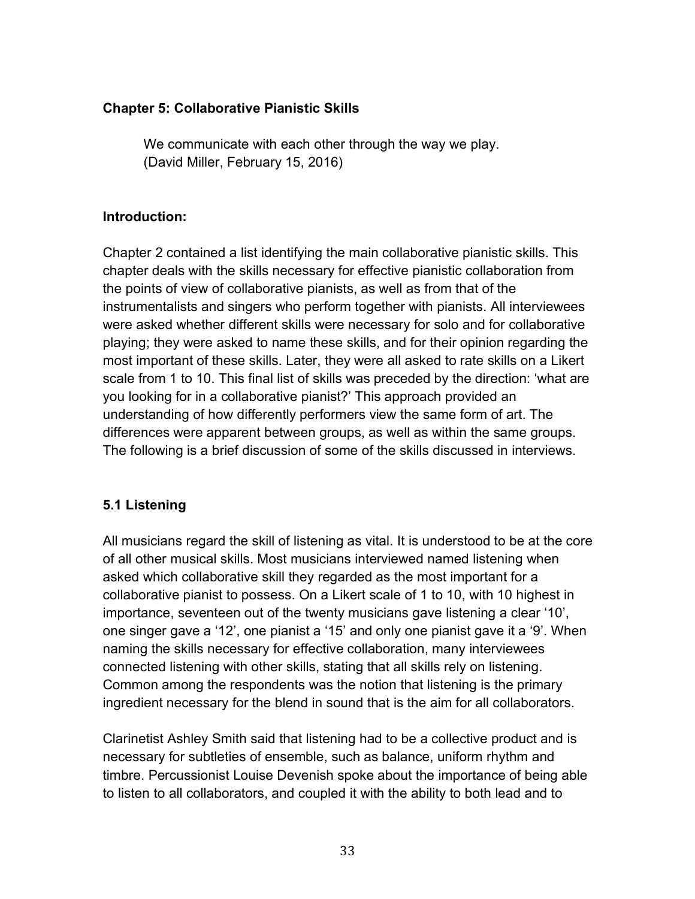## Chapter 5: Collaborative Pianistic Skills

> We communicate with each other through the way we play.
> (David Miller, February 15, 2016)

### Introduction:

Chapter 2 contained a list identifying the main collaborative pianistic skills. This chapter deals with the skills necessary for effective pianistic collaboration from the points of view of collaborative pianists, as well as from that of the instrumentalists and singers who perform together with pianists. All interviewees were asked whether different skills were necessary for solo and for collaborative playing; they were asked to name these skills, and for their opinion regarding the most important of these skills. Later, they were all asked to rate skills on a Likert scale from 1 to 10. This final list of skills was preceded by the direction: 'what are you looking for in a collaborative pianist?' This approach provided an understanding of how differently performers view the same form of art. The differences were apparent between groups, as well as within the same groups. The following is a brief discussion of some of the skills discussed in interviews.

### 5.1 Listening

All musicians regard the skill of listening as vital. It is understood to be at the core of all other musical skills. Most musicians interviewed named listening when asked which collaborative skill they regarded as the most important for a collaborative pianist to possess. On a Likert scale of 1 to 10, with 10 highest in importance, seventeen out of the twenty musicians gave listening a clear '10', one singer gave a '12', one pianist a '15' and only one pianist gave it a '9'. When naming the skills necessary for effective collaboration, many interviewees connected listening with other skills, stating that all skills rely on listening. Common among the respondents was the notion that listening is the primary ingredient necessary for the blend in sound that is the aim for all collaborators.

Clarinetist Ashley Smith said that listening had to be a collective product and is necessary for subtleties of ensemble, such as balance, uniform rhythm and timbre. Percussionist Louise Devenish spoke about the importance of being able to listen to all collaborators, and coupled it with the ability to both lead and to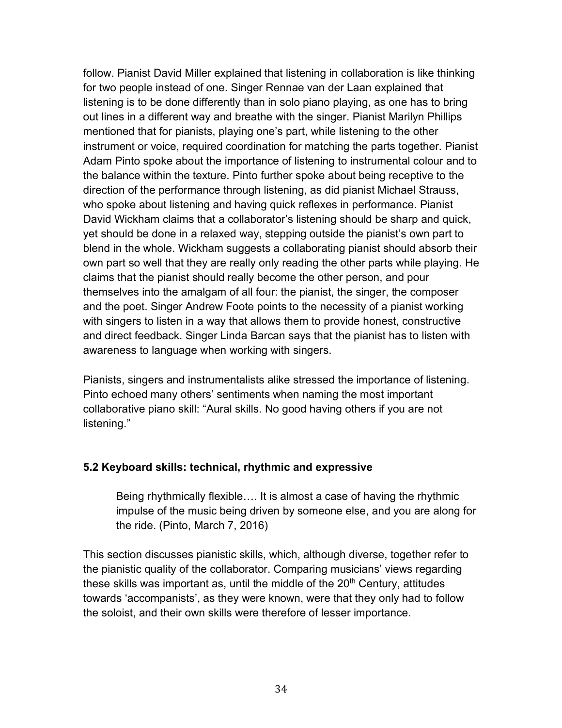follow. Pianist David Miller explained that listening in collaboration is like thinking for two people instead of one. Singer Rennae van der Laan explained that listening is to be done differently than in solo piano playing, as one has to bring out lines in a different way and breathe with the singer. Pianist Marilyn Phillips mentioned that for pianists, playing one's part, while listening to the other instrument or voice, required coordination for matching the parts together. Pianist Adam Pinto spoke about the importance of listening to instrumental colour and to the balance within the texture. Pinto further spoke about being receptive to the direction of the performance through listening, as did pianist Michael Strauss, who spoke about listening and having quick reflexes in performance. Pianist David Wickham claims that a collaborator's listening should be sharp and quick, yet should be done in a relaxed way, stepping outside the pianist's own part to blend in the whole. Wickham suggests a collaborating pianist should absorb their own part so well that they are really only reading the other parts while playing. He claims that the pianist should really become the other person, and pour themselves into the amalgam of all four: the pianist, the singer, the composer and the poet. Singer Andrew Foote points to the necessity of a pianist working with singers to listen in a way that allows them to provide honest, constructive and direct feedback. Singer Linda Barcan says that the pianist has to listen with awareness to language when working with singers.

Pianists, singers and instrumentalists alike stressed the importance of listening. Pinto echoed many others' sentiments when naming the most important collaborative piano skill: "Aural skills. No good having others if you are not listening."

### 5.2 Keyboard skills: technical, rhythmic and expressive

> Being rhythmically flexible…. It is almost a case of having the rhythmic impulse of the music being driven by someone else, and you are along for the ride. (Pinto, March 7, 2016)

This section discusses pianistic skills, which, although diverse, together refer to the pianistic quality of the collaborator. Comparing musicians' views regarding these skills was important as, until the middle of the 20th Century, attitudes towards 'accompanists', as they were known, were that they only had to follow the soloist, and their own skills were therefore of lesser importance.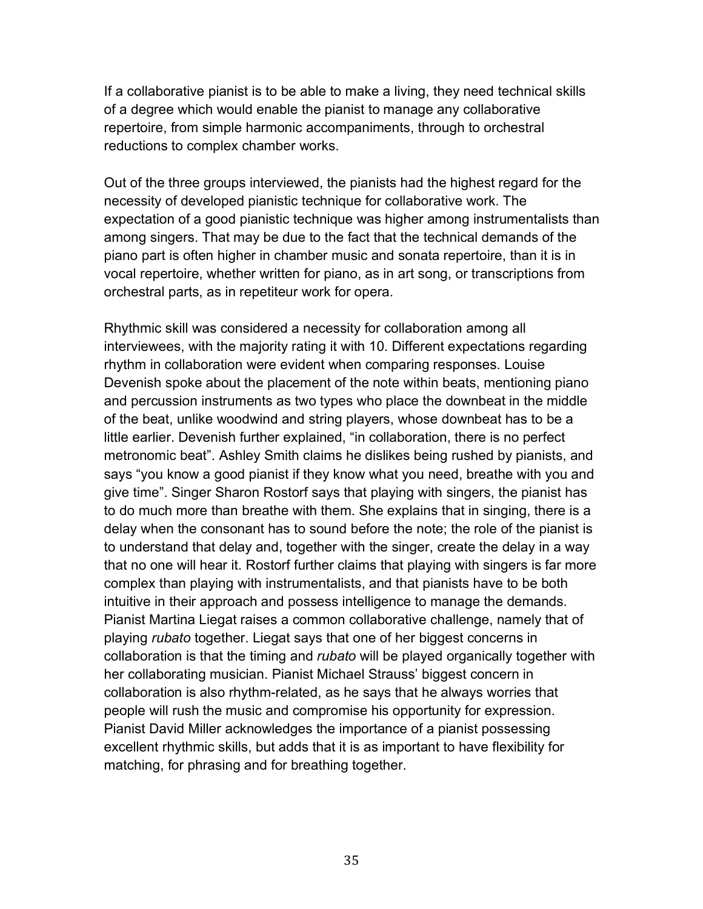If a collaborative pianist is to be able to make a living, they need technical skills of a degree which would enable the pianist to manage any collaborative repertoire, from simple harmonic accompaniments, through to orchestral reductions to complex chamber works.

Out of the three groups interviewed, the pianists had the highest regard for the necessity of developed pianistic technique for collaborative work. The expectation of a good pianistic technique was higher among instrumentalists than among singers. That may be due to the fact that the technical demands of the piano part is often higher in chamber music and sonata repertoire, than it is in vocal repertoire, whether written for piano, as in art song, or transcriptions from orchestral parts, as in repetiteur work for opera.

Rhythmic skill was considered a necessity for collaboration among all interviewees, with the majority rating it with 10. Different expectations regarding rhythm in collaboration were evident when comparing responses. Louise Devenish spoke about the placement of the note within beats, mentioning piano and percussion instruments as two types who place the downbeat in the middle of the beat, unlike woodwind and string players, whose downbeat has to be a little earlier. Devenish further explained, "in collaboration, there is no perfect metronomic beat". Ashley Smith claims he dislikes being rushed by pianists, and says "you know a good pianist if they know what you need, breathe with you and give time". Singer Sharon Rostorf says that playing with singers, the pianist has to do much more than breathe with them. She explains that in singing, there is a delay when the consonant has to sound before the note; the role of the pianist is to understand that delay and, together with the singer, create the delay in a way that no one will hear it. Rostorf further claims that playing with singers is far more complex than playing with instrumentalists, and that pianists have to be both intuitive in their approach and possess intelligence to manage the demands. Pianist Martina Liegat raises a common collaborative challenge, namely that of playing *rubato* together. Liegat says that one of her biggest concerns in collaboration is that the timing and *rubato* will be played organically together with her collaborating musician. Pianist Michael Strauss' biggest concern in collaboration is also rhythm-related, as he says that he always worries that people will rush the music and compromise his opportunity for expression. Pianist David Miller acknowledges the importance of a pianist possessing excellent rhythmic skills, but adds that it is as important to have flexibility for matching, for phrasing and for breathing together.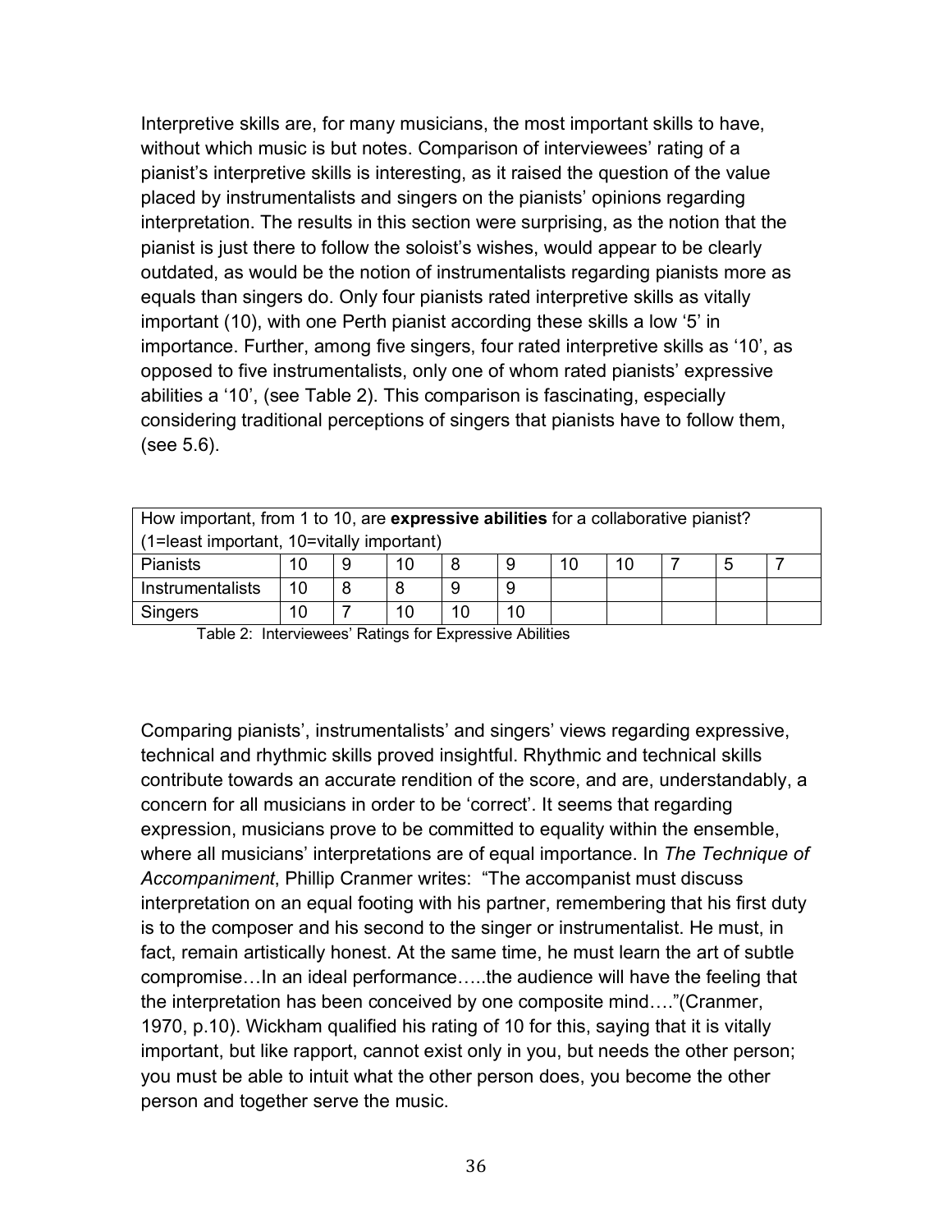Interpretive skills are, for many musicians, the most important skills to have, without which music is but notes. Comparison of interviewees' rating of a pianist's interpretive skills is interesting, as it raised the question of the value placed by instrumentalists and singers on the pianists' opinions regarding interpretation. The results in this section were surprising, as the notion that the pianist is just there to follow the soloist's wishes, would appear to be clearly outdated, as would be the notion of instrumentalists regarding pianists more as equals than singers do. Only four pianists rated interpretive skills as vitally important (10), with one Perth pianist according these skills a low '5' in importance. Further, among five singers, four rated interpretive skills as '10', as opposed to five instrumentalists, only one of whom rated pianists' expressive abilities a '10', (see Table 2). This comparison is fascinating, especially considering traditional perceptions of singers that pianists have to follow them, (see 5.6).

| How important, from 1 to 10, are **expressive abilities** for a collaborative pianist? (1=least important, 10=vitally important) | | | | | | | | | | |
|---|---|---|---|---|---|---|---|---|---|---|
| Pianists | 10 | 9 | 10 | 8 | 9 | 10 | 10 | 7 | 5 | 7 |
| Instrumentalists | 10 | 8 | 8 | 9 | 9 | | | | | |
| Singers | 10 | 7 | 10 | 10 | 10 | | | | | |

Table 2: Interviewees' Ratings for Expressive Abilities

Comparing pianists', instrumentalists' and singers' views regarding expressive, technical and rhythmic skills proved insightful. Rhythmic and technical skills contribute towards an accurate rendition of the score, and are, understandably, a concern for all musicians in order to be 'correct'. It seems that regarding expression, musicians prove to be committed to equality within the ensemble, where all musicians' interpretations are of equal importance. In *The Technique of Accompaniment*, Phillip Cranmer writes: "The accompanist must discuss interpretation on an equal footing with his partner, remembering that his first duty is to the composer and his second to the singer or instrumentalist. He must, in fact, remain artistically honest. At the same time, he must learn the art of subtle compromise…In an ideal performance…..the audience will have the feeling that the interpretation has been conceived by one composite mind…."(Cranmer, 1970, p.10). Wickham qualified his rating of 10 for this, saying that it is vitally important, but like rapport, cannot exist only in you, but needs the other person; you must be able to intuit what the other person does, you become the other person and together serve the music.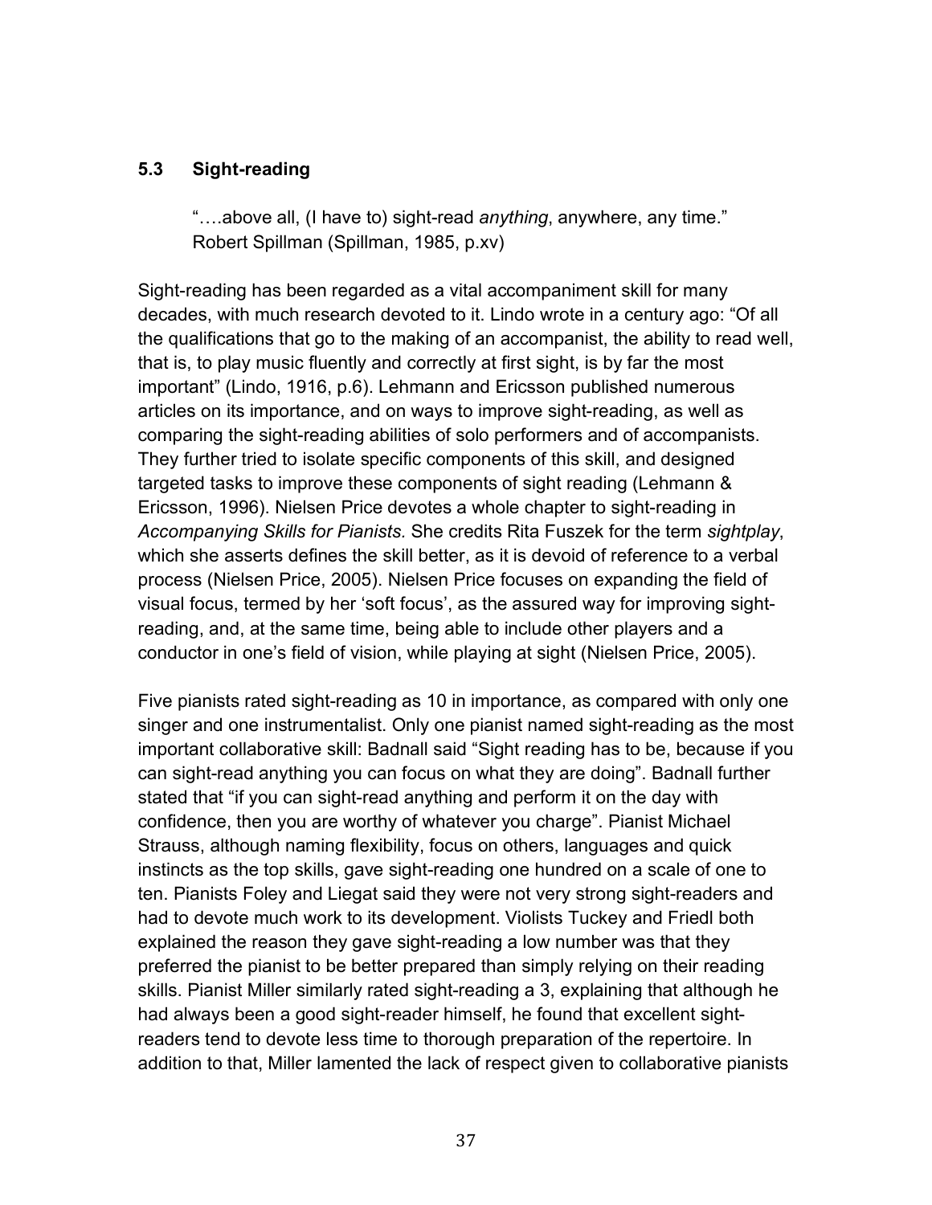### 5.3 Sight-reading

> "….above all, (I have to) sight-read *anything*, anywhere, any time."
> Robert Spillman (Spillman, 1985, p.xv)

Sight-reading has been regarded as a vital accompaniment skill for many decades, with much research devoted to it. Lindo wrote in a century ago: "Of all the qualifications that go to the making of an accompanist, the ability to read well, that is, to play music fluently and correctly at first sight, is by far the most important" (Lindo, 1916, p.6). Lehmann and Ericsson published numerous articles on its importance, and on ways to improve sight-reading, as well as comparing the sight-reading abilities of solo performers and of accompanists. They further tried to isolate specific components of this skill, and designed targeted tasks to improve these components of sight reading (Lehmann & Ericsson, 1996). Nielsen Price devotes a whole chapter to sight-reading in *Accompanying Skills for Pianists.* She credits Rita Fuszek for the term *sightplay*, which she asserts defines the skill better, as it is devoid of reference to a verbal process (Nielsen Price, 2005). Nielsen Price focuses on expanding the field of visual focus, termed by her 'soft focus', as the assured way for improving sight-reading, and, at the same time, being able to include other players and a conductor in one's field of vision, while playing at sight (Nielsen Price, 2005).

Five pianists rated sight-reading as 10 in importance, as compared with only one singer and one instrumentalist. Only one pianist named sight-reading as the most important collaborative skill: Badnall said "Sight reading has to be, because if you can sight-read anything you can focus on what they are doing". Badnall further stated that "if you can sight-read anything and perform it on the day with confidence, then you are worthy of whatever you charge". Pianist Michael Strauss, although naming flexibility, focus on others, languages and quick instincts as the top skills, gave sight-reading one hundred on a scale of one to ten. Pianists Foley and Liegat said they were not very strong sight-readers and had to devote much work to its development. Violists Tuckey and Friedl both explained the reason they gave sight-reading a low number was that they preferred the pianist to be better prepared than simply relying on their reading skills. Pianist Miller similarly rated sight-reading a 3, explaining that although he had always been a good sight-reader himself, he found that excellent sight-readers tend to devote less time to thorough preparation of the repertoire. In addition to that, Miller lamented the lack of respect given to collaborative pianists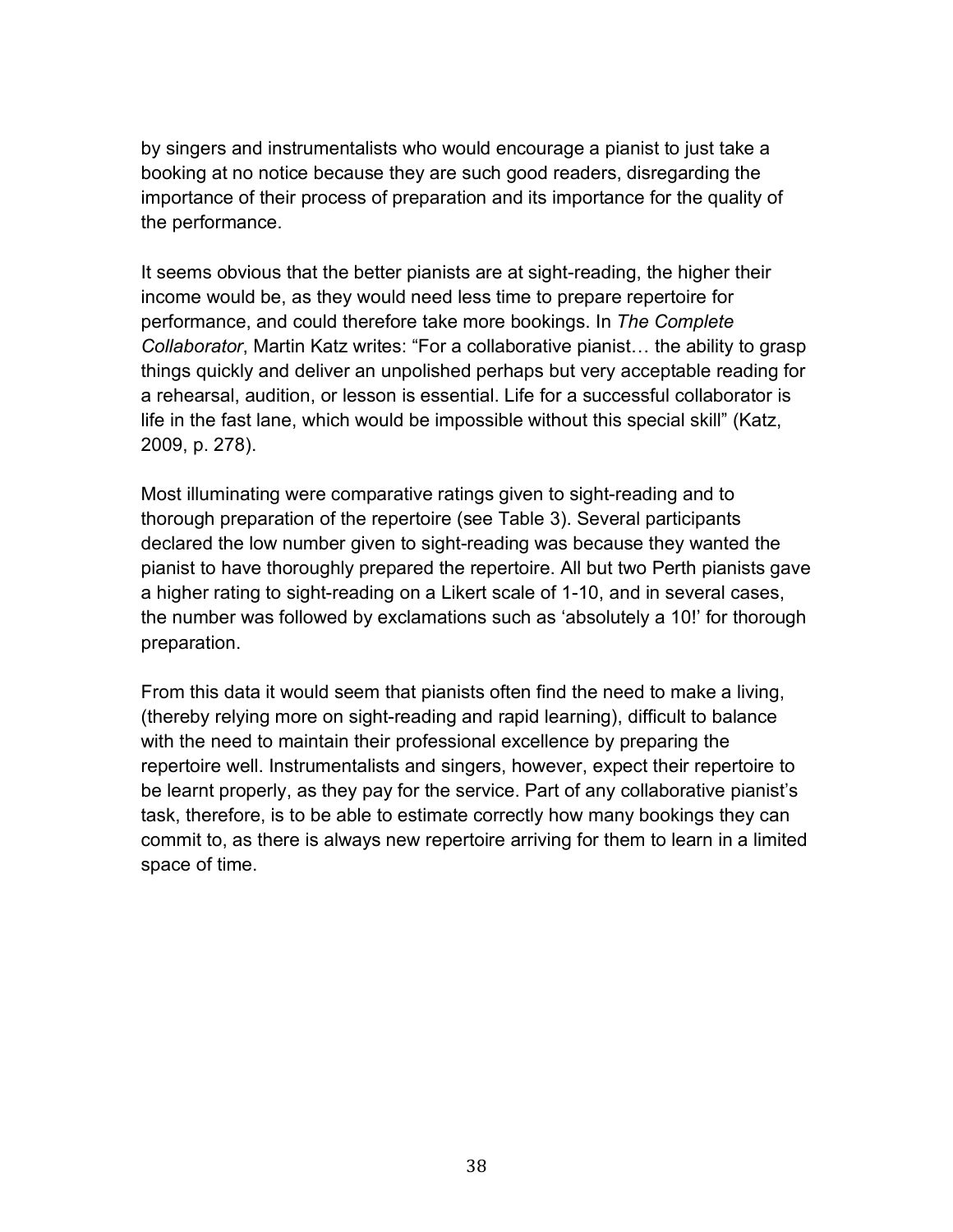by singers and instrumentalists who would encourage a pianist to just take a booking at no notice because they are such good readers, disregarding the importance of their process of preparation and its importance for the quality of the performance.

It seems obvious that the better pianists are at sight-reading, the higher their income would be, as they would need less time to prepare repertoire for performance, and could therefore take more bookings. In *The Complete Collaborator*, Martin Katz writes: "For a collaborative pianist… the ability to grasp things quickly and deliver an unpolished perhaps but very acceptable reading for a rehearsal, audition, or lesson is essential. Life for a successful collaborator is life in the fast lane, which would be impossible without this special skill" (Katz, 2009, p. 278).

Most illuminating were comparative ratings given to sight-reading and to thorough preparation of the repertoire (see Table 3). Several participants declared the low number given to sight-reading was because they wanted the pianist to have thoroughly prepared the repertoire. All but two Perth pianists gave a higher rating to sight-reading on a Likert scale of 1-10, and in several cases, the number was followed by exclamations such as 'absolutely a 10!' for thorough preparation.

From this data it would seem that pianists often find the need to make a living, (thereby relying more on sight-reading and rapid learning), difficult to balance with the need to maintain their professional excellence by preparing the repertoire well. Instrumentalists and singers, however, expect their repertoire to be learnt properly, as they pay for the service. Part of any collaborative pianist's task, therefore, is to be able to estimate correctly how many bookings they can commit to, as there is always new repertoire arriving for them to learn in a limited space of time.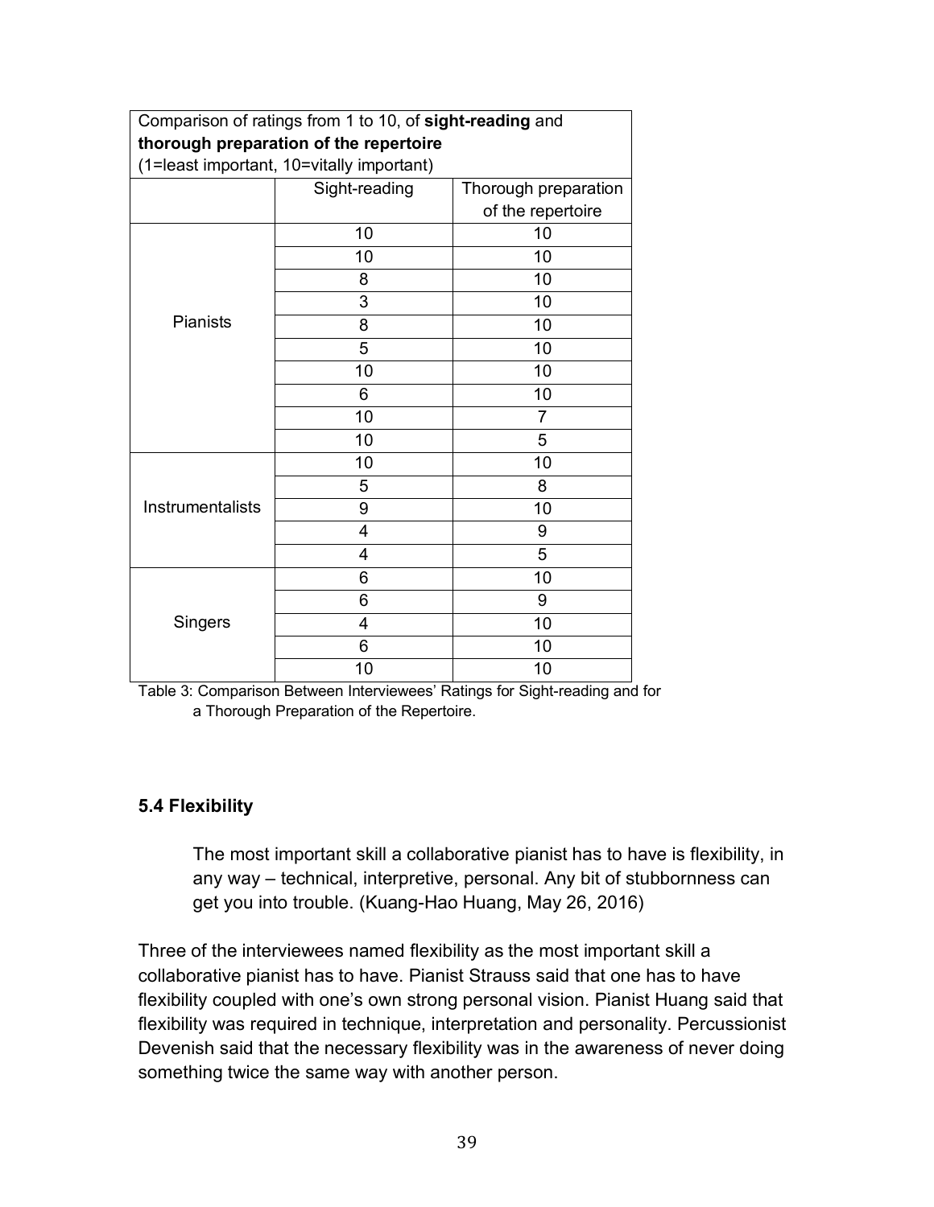| Comparison of ratings from 1 to 10, of **sight-reading** and **thorough preparation of the repertoire** (1=least important, 10=vitally important) | | |
|---|---|---|
| | Sight-reading | Thorough preparation of the repertoire |
| Pianists | 10 | 10 |
| | 10 | 10 |
| | 8 | 10 |
| | 3 | 10 |
| | 8 | 10 |
| | 5 | 10 |
| | 10 | 10 |
| | 6 | 10 |
| | 10 | 7 |
| | 10 | 5 |
| Instrumentalists | 10 | 10 |
| | 5 | 8 |
| | 9 | 10 |
| | 4 | 9 |
| | 4 | 5 |
| Singers | 6 | 10 |
| | 6 | 9 |
| | 4 | 10 |
| | 6 | 10 |
| | 10 | 10 |

Table 3: Comparison Between Interviewees' Ratings for Sight-reading and for a Thorough Preparation of the Repertoire.

### 5.4 Flexibility

> The most important skill a collaborative pianist has to have is flexibility, in any way – technical, interpretive, personal. Any bit of stubbornness can get you into trouble. (Kuang-Hao Huang, May 26, 2016)

Three of the interviewees named flexibility as the most important skill a collaborative pianist has to have. Pianist Strauss said that one has to have flexibility coupled with one's own strong personal vision. Pianist Huang said that flexibility was required in technique, interpretation and personality. Percussionist Devenish said that the necessary flexibility was in the awareness of never doing something twice the same way with another person.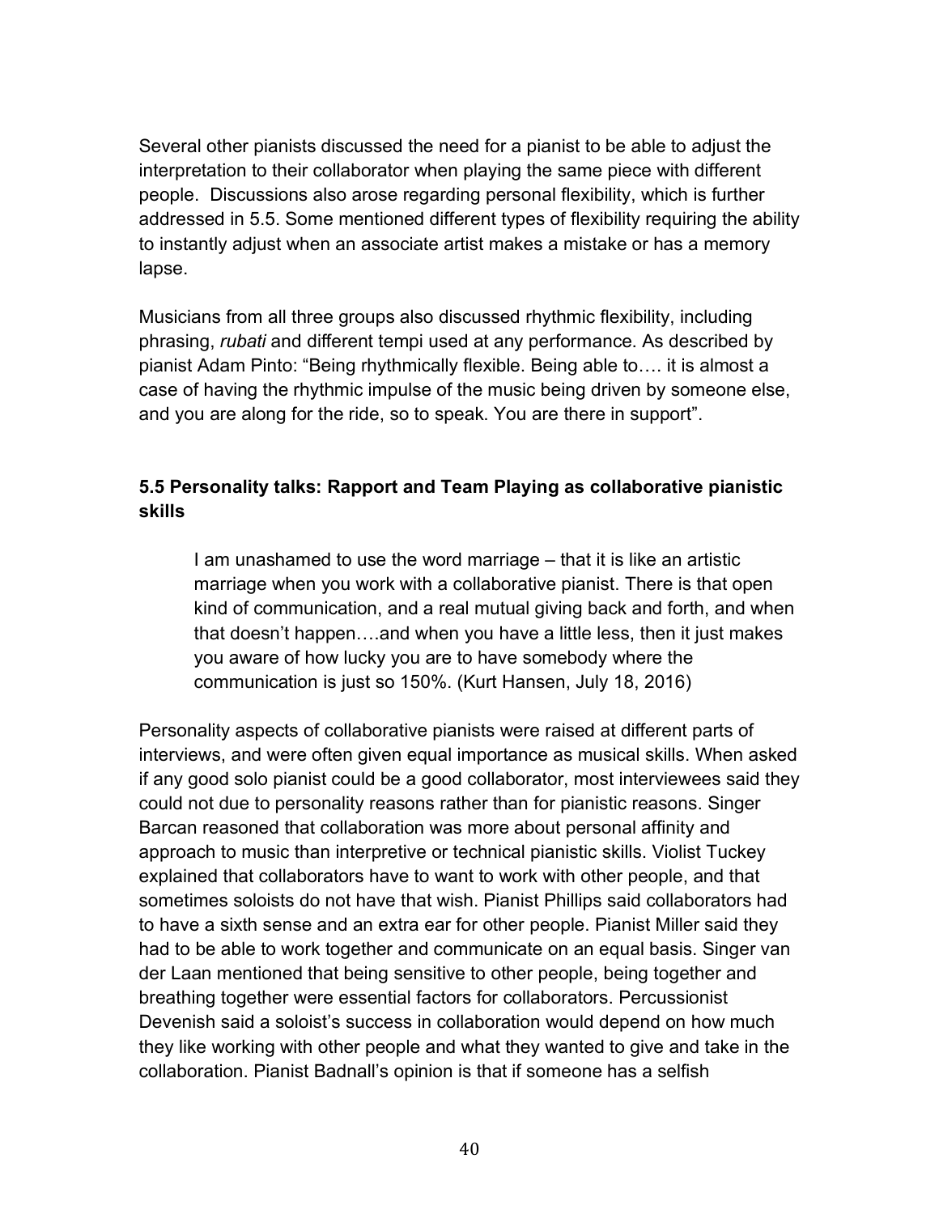Several other pianists discussed the need for a pianist to be able to adjust the interpretation to their collaborator when playing the same piece with different people. Discussions also arose regarding personal flexibility, which is further addressed in 5.5. Some mentioned different types of flexibility requiring the ability to instantly adjust when an associate artist makes a mistake or has a memory lapse.

Musicians from all three groups also discussed rhythmic flexibility, including phrasing, *rubati* and different tempi used at any performance. As described by pianist Adam Pinto: “Being rhythmically flexible. Being able to…. it is almost a case of having the rhythmic impulse of the music being driven by someone else, and you are along for the ride, so to speak. You are there in support”.

### 5.5 Personality talks: Rapport and Team Playing as collaborative pianistic skills

> I am unashamed to use the word marriage – that it is like an artistic marriage when you work with a collaborative pianist. There is that open kind of communication, and a real mutual giving back and forth, and when that doesn’t happen….and when you have a little less, then it just makes you aware of how lucky you are to have somebody where the communication is just so 150%. (Kurt Hansen, July 18, 2016)

Personality aspects of collaborative pianists were raised at different parts of interviews, and were often given equal importance as musical skills. When asked if any good solo pianist could be a good collaborator, most interviewees said they could not due to personality reasons rather than for pianistic reasons. Singer Barcan reasoned that collaboration was more about personal affinity and approach to music than interpretive or technical pianistic skills. Violist Tuckey explained that collaborators have to want to work with other people, and that sometimes soloists do not have that wish. Pianist Phillips said collaborators had to have a sixth sense and an extra ear for other people. Pianist Miller said they had to be able to work together and communicate on an equal basis. Singer van der Laan mentioned that being sensitive to other people, being together and breathing together were essential factors for collaborators. Percussionist Devenish said a soloist’s success in collaboration would depend on how much they like working with other people and what they wanted to give and take in the collaboration. Pianist Badnall’s opinion is that if someone has a selfish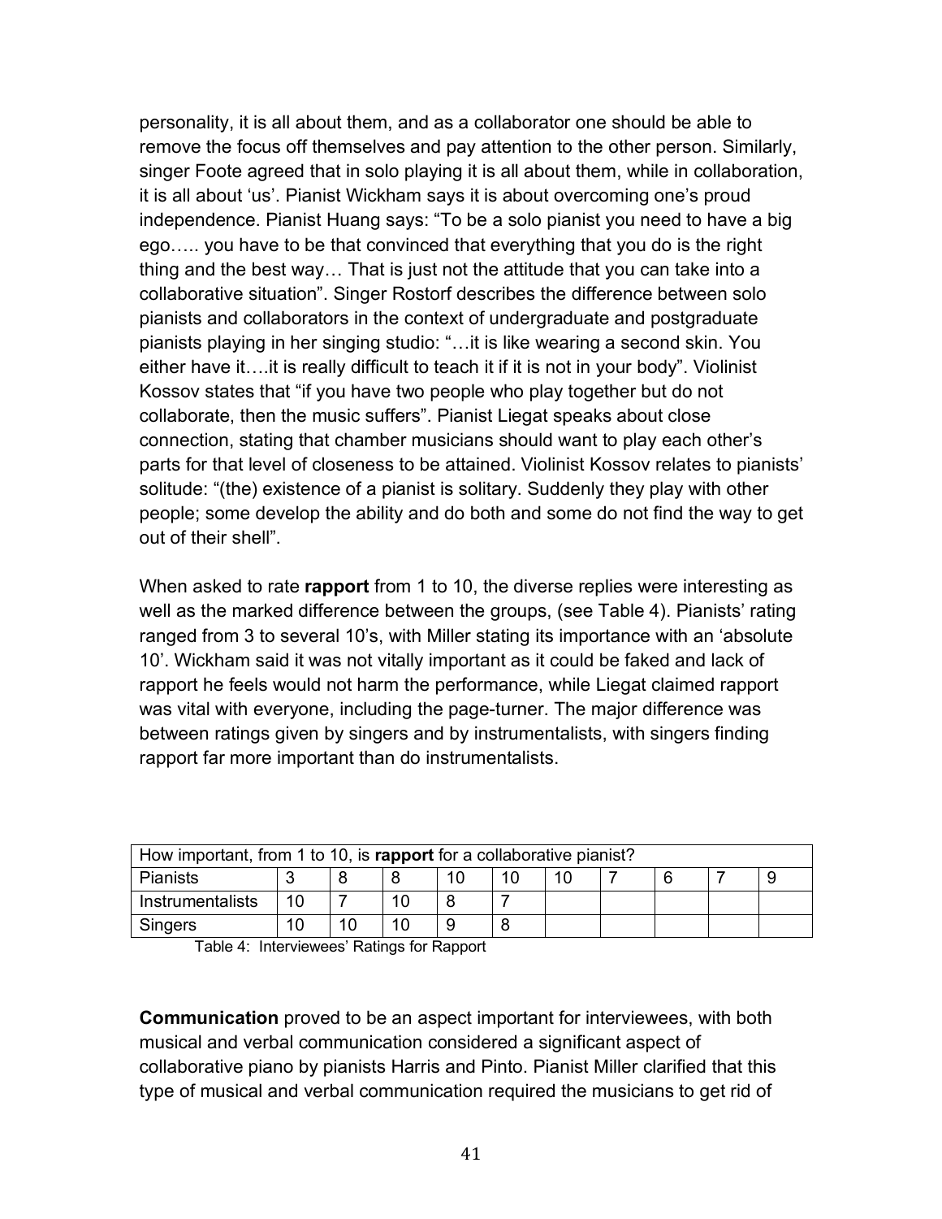personality, it is all about them, and as a collaborator one should be able to remove the focus off themselves and pay attention to the other person. Similarly, singer Foote agreed that in solo playing it is all about them, while in collaboration, it is all about 'us'. Pianist Wickham says it is about overcoming one's proud independence. Pianist Huang says: "To be a solo pianist you need to have a big ego….. you have to be that convinced that everything that you do is the right thing and the best way… That is just not the attitude that you can take into a collaborative situation". Singer Rostorf describes the difference between solo pianists and collaborators in the context of undergraduate and postgraduate pianists playing in her singing studio: "…it is like wearing a second skin. You either have it….it is really difficult to teach it if it is not in your body". Violinist Kossov states that "if you have two people who play together but do not collaborate, then the music suffers". Pianist Liegat speaks about close connection, stating that chamber musicians should want to play each other's parts for that level of closeness to be attained. Violinist Kossov relates to pianists' solitude: "(the) existence of a pianist is solitary. Suddenly they play with other people; some develop the ability and do both and some do not find the way to get out of their shell".

When asked to rate **rapport** from 1 to 10, the diverse replies were interesting as well as the marked difference between the groups, (see Table 4). Pianists' rating ranged from 3 to several 10's, with Miller stating its importance with an 'absolute 10'. Wickham said it was not vitally important as it could be faked and lack of rapport he feels would not harm the performance, while Liegat claimed rapport was vital with everyone, including the page-turner. The major difference was between ratings given by singers and by instrumentalists, with singers finding rapport far more important than do instrumentalists.

| How important, from 1 to 10, is **rapport** for a collaborative pianist? | | | | | | | | | | |
|---|---|---|---|---|---|---|---|---|---|---|
| Pianists | 3 | 8 | 8 | 10 | 10 | 10 | 7 | 6 | 7 | 9 |
| Instrumentalists | 10 | 7 | 10 | 8 | 7 | | | | | |
| Singers | 10 | 10 | 10 | 9 | 8 | | | | | |

Table 4: Interviewees' Ratings for Rapport

**Communication** proved to be an aspect important for interviewees, with both musical and verbal communication considered a significant aspect of collaborative piano by pianists Harris and Pinto. Pianist Miller clarified that this type of musical and verbal communication required the musicians to get rid of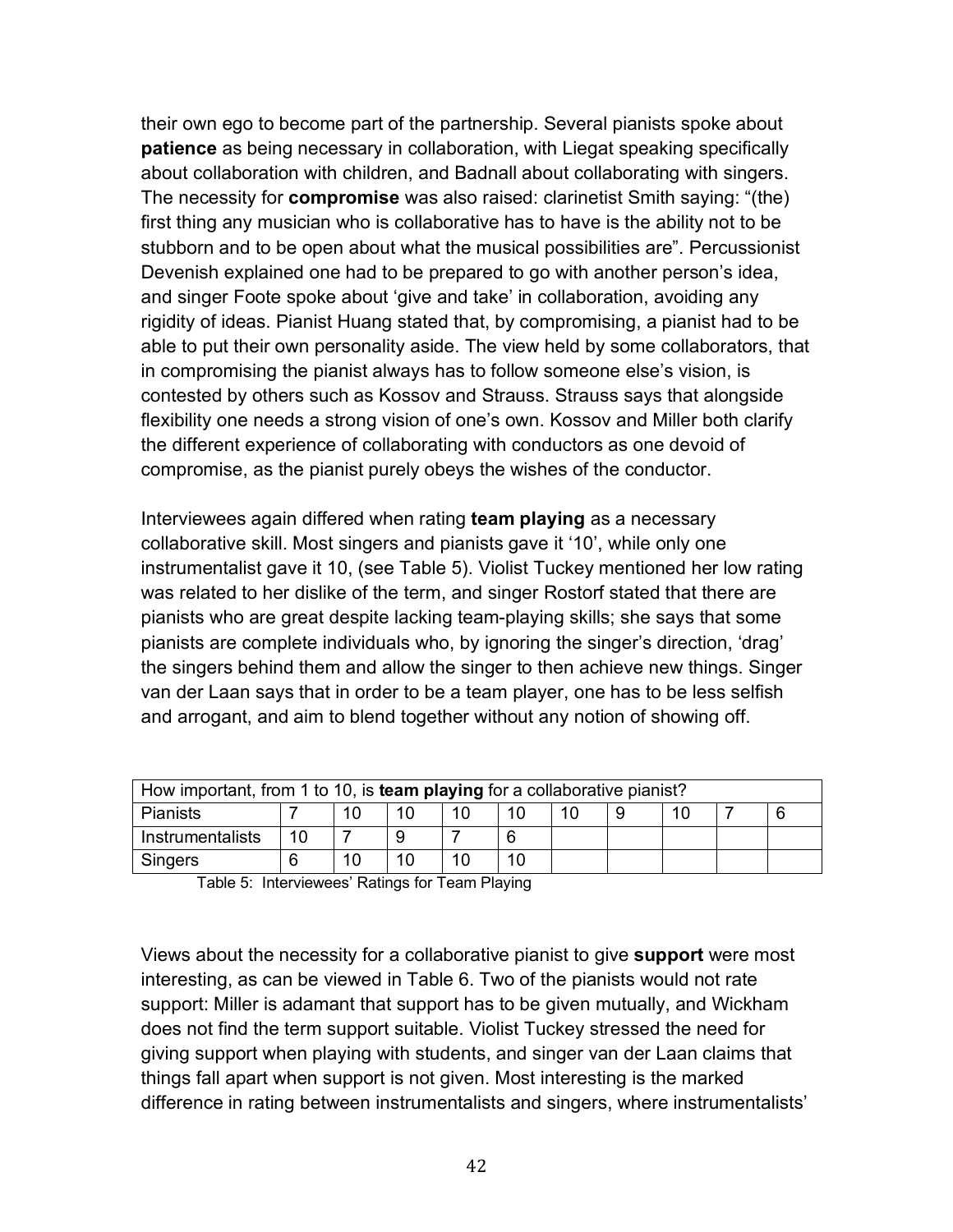their own ego to become part of the partnership. Several pianists spoke about **patience** as being necessary in collaboration, with Liegat speaking specifically about collaboration with children, and Badnall about collaborating with singers. The necessity for **compromise** was also raised: clarinetist Smith saying: "(the) first thing any musician who is collaborative has to have is the ability not to be stubborn and to be open about what the musical possibilities are". Percussionist Devenish explained one had to be prepared to go with another person's idea, and singer Foote spoke about 'give and take' in collaboration, avoiding any rigidity of ideas. Pianist Huang stated that, by compromising, a pianist had to be able to put their own personality aside. The view held by some collaborators, that in compromising the pianist always has to follow someone else's vision, is contested by others such as Kossov and Strauss. Strauss says that alongside flexibility one needs a strong vision of one's own. Kossov and Miller both clarify the different experience of collaborating with conductors as one devoid of compromise, as the pianist purely obeys the wishes of the conductor.

Interviewees again differed when rating **team playing** as a necessary collaborative skill. Most singers and pianists gave it '10', while only one instrumentalist gave it 10, (see Table 5). Violist Tuckey mentioned her low rating was related to her dislike of the term, and singer Rostorf stated that there are pianists who are great despite lacking team-playing skills; she says that some pianists are complete individuals who, by ignoring the singer's direction, 'drag' the singers behind them and allow the singer to then achieve new things. Singer van der Laan says that in order to be a team player, one has to be less selfish and arrogant, and aim to blend together without any notion of showing off.

| How important, from 1 to 10, is **team playing** for a collaborative pianist? | | | | | | | | | | |
|---|---|---|---|---|---|---|---|---|---|---|
| Pianists | 7 | 10 | 10 | 10 | 10 | 10 | 9 | 10 | 7 | 6 |
| Instrumentalists | 10 | 7 | 9 | 7 | 6 | | | | | |
| Singers | 6 | 10 | 10 | 10 | 10 | | | | | |

Table 5: Interviewees' Ratings for Team Playing

Views about the necessity for a collaborative pianist to give **support** were most interesting, as can be viewed in Table 6. Two of the pianists would not rate support: Miller is adamant that support has to be given mutually, and Wickham does not find the term support suitable. Violist Tuckey stressed the need for giving support when playing with students, and singer van der Laan claims that things fall apart when support is not given. Most interesting is the marked difference in rating between instrumentalists and singers, where instrumentalists'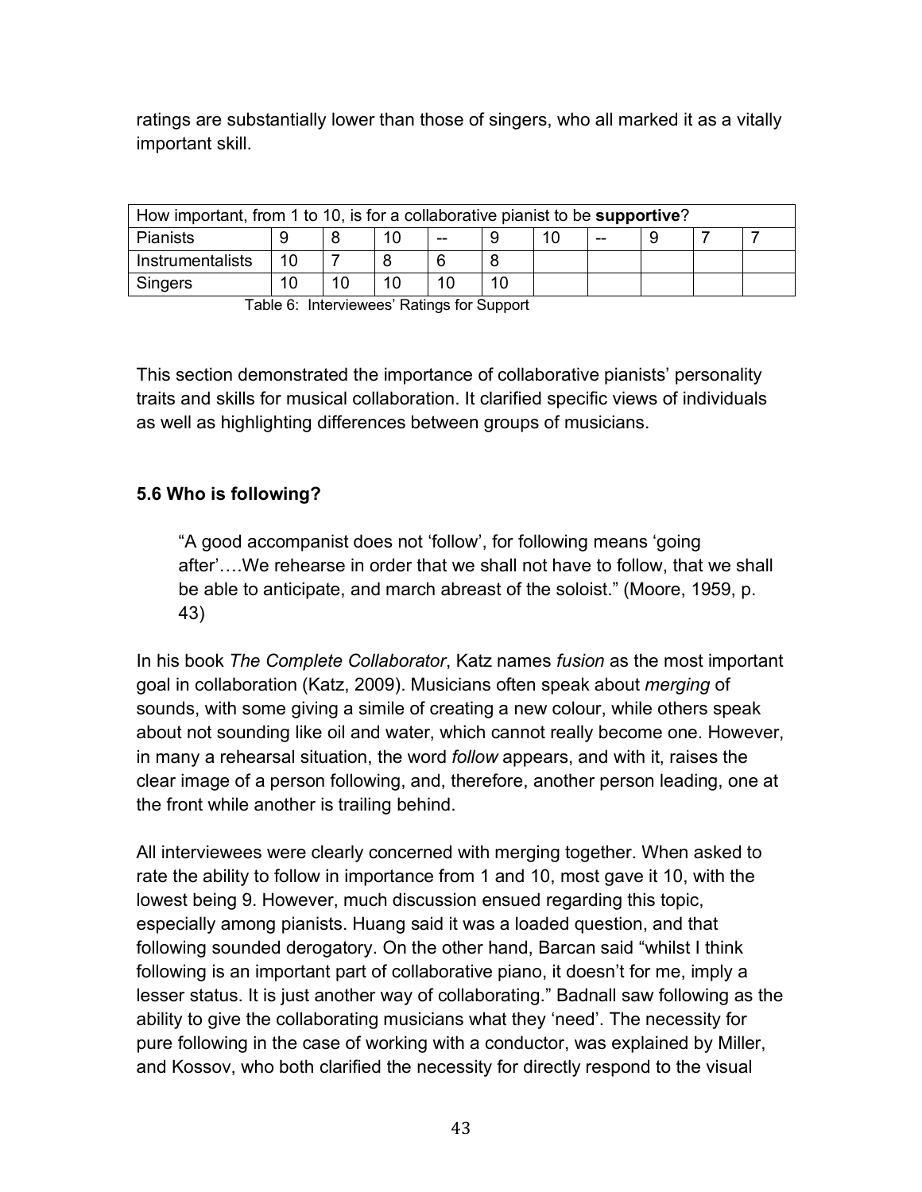ratings are substantially lower than those of singers, who all marked it as a vitally important skill.

| How important, from 1 to 10, is for a collaborative pianist to be **supportive**? | | | | | | | | | | |
|---|---|---|---|---|---|---|---|---|---|---|
| Pianists | 9 | 8 | 10 | -- | 9 | 10 | -- | 9 | 7 | 7 |
| Instrumentalists | 10 | 7 | 8 | 6 | 8 | | | | | |
| Singers | 10 | 10 | 10 | 10 | 10 | | | | | |

Table 6: Interviewees' Ratings for Support

This section demonstrated the importance of collaborative pianists' personality traits and skills for musical collaboration. It clarified specific views of individuals as well as highlighting differences between groups of musicians.

### 5.6 Who is following?

> "A good accompanist does not 'follow', for following means 'going after'….We rehearse in order that we shall not have to follow, that we shall be able to anticipate, and march abreast of the soloist." (Moore, 1959, p. 43)

In his book *The Complete Collaborator*, Katz names *fusion* as the most important goal in collaboration (Katz, 2009). Musicians often speak about *merging* of sounds, with some giving a simile of creating a new colour, while others speak about not sounding like oil and water, which cannot really become one. However, in many a rehearsal situation, the word *follow* appears, and with it, raises the clear image of a person following, and, therefore, another person leading, one at the front while another is trailing behind.

All interviewees were clearly concerned with merging together. When asked to rate the ability to follow in importance from 1 and 10, most gave it 10, with the lowest being 9. However, much discussion ensued regarding this topic, especially among pianists. Huang said it was a loaded question, and that following sounded derogatory. On the other hand, Barcan said "whilst I think following is an important part of collaborative piano, it doesn't for me, imply a lesser status. It is just another way of collaborating." Badnall saw following as the ability to give the collaborating musicians what they 'need'. The necessity for pure following in the case of working with a conductor, was explained by Miller, and Kossov, who both clarified the necessity for directly respond to the visual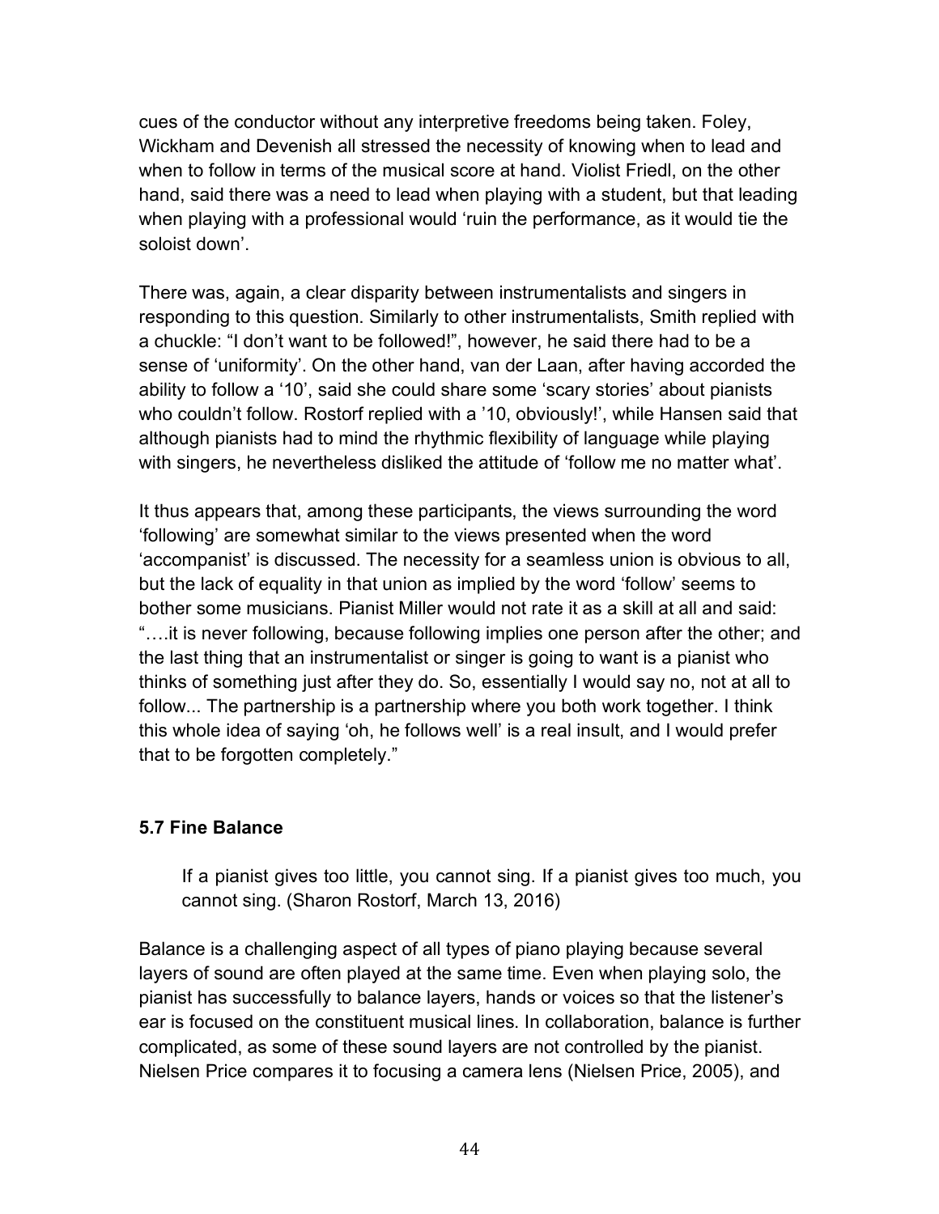cues of the conductor without any interpretive freedoms being taken. Foley, Wickham and Devenish all stressed the necessity of knowing when to lead and when to follow in terms of the musical score at hand. Violist Friedl, on the other hand, said there was a need to lead when playing with a student, but that leading when playing with a professional would 'ruin the performance, as it would tie the soloist down'.

There was, again, a clear disparity between instrumentalists and singers in responding to this question. Similarly to other instrumentalists, Smith replied with a chuckle: "I don't want to be followed!", however, he said there had to be a sense of 'uniformity'. On the other hand, van der Laan, after having accorded the ability to follow a '10', said she could share some 'scary stories' about pianists who couldn't follow. Rostorf replied with a '10, obviously!', while Hansen said that although pianists had to mind the rhythmic flexibility of language while playing with singers, he nevertheless disliked the attitude of 'follow me no matter what'.

It thus appears that, among these participants, the views surrounding the word 'following' are somewhat similar to the views presented when the word 'accompanist' is discussed. The necessity for a seamless union is obvious to all, but the lack of equality in that union as implied by the word 'follow' seems to bother some musicians. Pianist Miller would not rate it as a skill at all and said: "….it is never following, because following implies one person after the other; and the last thing that an instrumentalist or singer is going to want is a pianist who thinks of something just after they do. So, essentially I would say no, not at all to follow... The partnership is a partnership where you both work together. I think this whole idea of saying 'oh, he follows well' is a real insult, and I would prefer that to be forgotten completely."

### 5.7 Fine Balance

> If a pianist gives too little, you cannot sing. If a pianist gives too much, you cannot sing. (Sharon Rostorf, March 13, 2016)

Balance is a challenging aspect of all types of piano playing because several layers of sound are often played at the same time. Even when playing solo, the pianist has successfully to balance layers, hands or voices so that the listener's ear is focused on the constituent musical lines. In collaboration, balance is further complicated, as some of these sound layers are not controlled by the pianist. Nielsen Price compares it to focusing a camera lens (Nielsen Price, 2005), and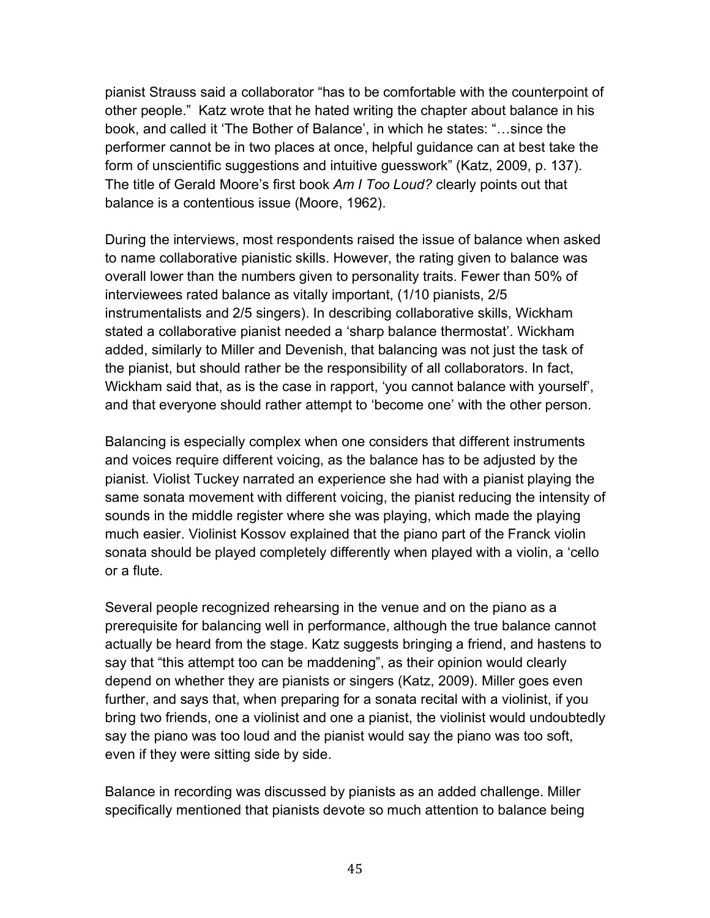pianist Strauss said a collaborator "has to be comfortable with the counterpoint of other people." Katz wrote that he hated writing the chapter about balance in his book, and called it 'The Bother of Balance', in which he states: "…since the performer cannot be in two places at once, helpful guidance can at best take the form of unscientific suggestions and intuitive guesswork" (Katz, 2009, p. 137). The title of Gerald Moore's first book *Am I Too Loud?* clearly points out that balance is a contentious issue (Moore, 1962).

During the interviews, most respondents raised the issue of balance when asked to name collaborative pianistic skills. However, the rating given to balance was overall lower than the numbers given to personality traits. Fewer than 50% of interviewees rated balance as vitally important, (1/10 pianists, 2/5 instrumentalists and 2/5 singers). In describing collaborative skills, Wickham stated a collaborative pianist needed a 'sharp balance thermostat'. Wickham added, similarly to Miller and Devenish, that balancing was not just the task of the pianist, but should rather be the responsibility of all collaborators. In fact, Wickham said that, as is the case in rapport, 'you cannot balance with yourself', and that everyone should rather attempt to 'become one' with the other person.

Balancing is especially complex when one considers that different instruments and voices require different voicing, as the balance has to be adjusted by the pianist. Violist Tuckey narrated an experience she had with a pianist playing the same sonata movement with different voicing, the pianist reducing the intensity of sounds in the middle register where she was playing, which made the playing much easier. Violinist Kossov explained that the piano part of the Franck violin sonata should be played completely differently when played with a violin, a 'cello or a flute.

Several people recognized rehearsing in the venue and on the piano as a prerequisite for balancing well in performance, although the true balance cannot actually be heard from the stage. Katz suggests bringing a friend, and hastens to say that "this attempt too can be maddening", as their opinion would clearly depend on whether they are pianists or singers (Katz, 2009). Miller goes even further, and says that, when preparing for a sonata recital with a violinist, if you bring two friends, one a violinist and one a pianist, the violinist would undoubtedly say the piano was too loud and the pianist would say the piano was too soft, even if they were sitting side by side.

Balance in recording was discussed by pianists as an added challenge. Miller specifically mentioned that pianists devote so much attention to balance being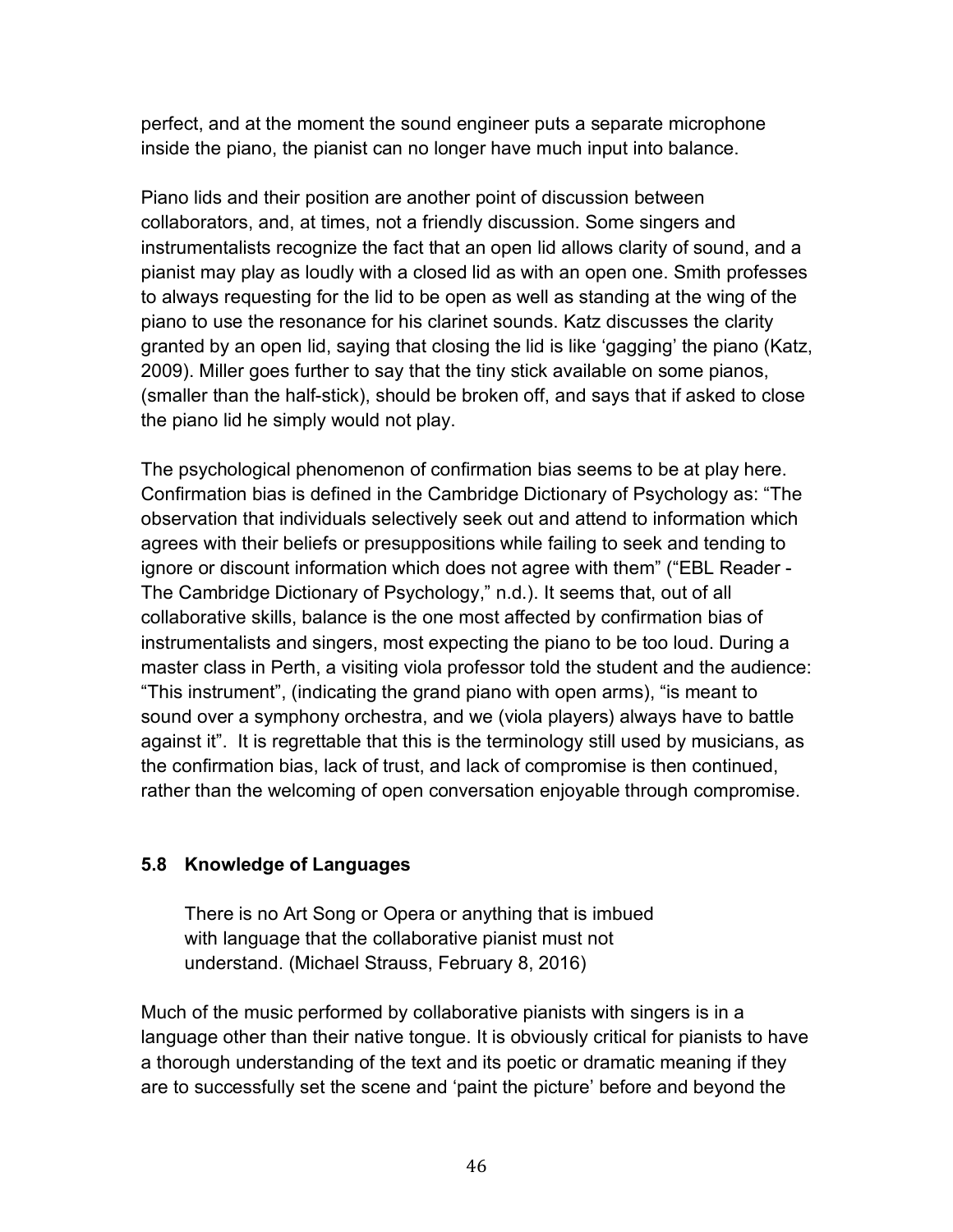perfect, and at the moment the sound engineer puts a separate microphone inside the piano, the pianist can no longer have much input into balance.

Piano lids and their position are another point of discussion between collaborators, and, at times, not a friendly discussion. Some singers and instrumentalists recognize the fact that an open lid allows clarity of sound, and a pianist may play as loudly with a closed lid as with an open one. Smith professes to always requesting for the lid to be open as well as standing at the wing of the piano to use the resonance for his clarinet sounds. Katz discusses the clarity granted by an open lid, saying that closing the lid is like 'gagging' the piano (Katz, 2009). Miller goes further to say that the tiny stick available on some pianos, (smaller than the half-stick), should be broken off, and says that if asked to close the piano lid he simply would not play.

The psychological phenomenon of confirmation bias seems to be at play here. Confirmation bias is defined in the Cambridge Dictionary of Psychology as: "The observation that individuals selectively seek out and attend to information which agrees with their beliefs or presuppositions while failing to seek and tending to ignore or discount information which does not agree with them" ("EBL Reader - The Cambridge Dictionary of Psychology," n.d.). It seems that, out of all collaborative skills, balance is the one most affected by confirmation bias of instrumentalists and singers, most expecting the piano to be too loud. During a master class in Perth, a visiting viola professor told the student and the audience: "This instrument", (indicating the grand piano with open arms), "is meant to sound over a symphony orchestra, and we (viola players) always have to battle against it". It is regrettable that this is the terminology still used by musicians, as the confirmation bias, lack of trust, and lack of compromise is then continued, rather than the welcoming of open conversation enjoyable through compromise.

### 5.8 Knowledge of Languages

> There is no Art Song or Opera or anything that is imbued with language that the collaborative pianist must not understand. (Michael Strauss, February 8, 2016)

Much of the music performed by collaborative pianists with singers is in a language other than their native tongue. It is obviously critical for pianists to have a thorough understanding of the text and its poetic or dramatic meaning if they are to successfully set the scene and 'paint the picture' before and beyond the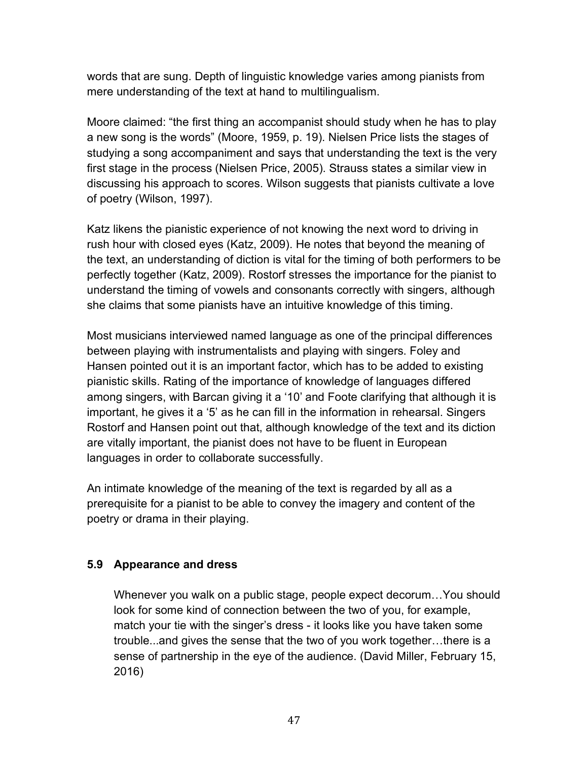words that are sung. Depth of linguistic knowledge varies among pianists from mere understanding of the text at hand to multilingualism.

Moore claimed: "the first thing an accompanist should study when he has to play a new song is the words" (Moore, 1959, p. 19). Nielsen Price lists the stages of studying a song accompaniment and says that understanding the text is the very first stage in the process (Nielsen Price, 2005). Strauss states a similar view in discussing his approach to scores. Wilson suggests that pianists cultivate a love of poetry (Wilson, 1997).

Katz likens the pianistic experience of not knowing the next word to driving in rush hour with closed eyes (Katz, 2009). He notes that beyond the meaning of the text, an understanding of diction is vital for the timing of both performers to be perfectly together (Katz, 2009). Rostorf stresses the importance for the pianist to understand the timing of vowels and consonants correctly with singers, although she claims that some pianists have an intuitive knowledge of this timing.

Most musicians interviewed named language as one of the principal differences between playing with instrumentalists and playing with singers. Foley and Hansen pointed out it is an important factor, which has to be added to existing pianistic skills. Rating of the importance of knowledge of languages differed among singers, with Barcan giving it a '10' and Foote clarifying that although it is important, he gives it a '5' as he can fill in the information in rehearsal. Singers Rostorf and Hansen point out that, although knowledge of the text and its diction are vitally important, the pianist does not have to be fluent in European languages in order to collaborate successfully.

An intimate knowledge of the meaning of the text is regarded by all as a prerequisite for a pianist to be able to convey the imagery and content of the poetry or drama in their playing.

### 5.9 Appearance and dress

> Whenever you walk on a public stage, people expect decorum…You should look for some kind of connection between the two of you, for example, match your tie with the singer's dress - it looks like you have taken some trouble...and gives the sense that the two of you work together…there is a sense of partnership in the eye of the audience. (David Miller, February 15, 2016)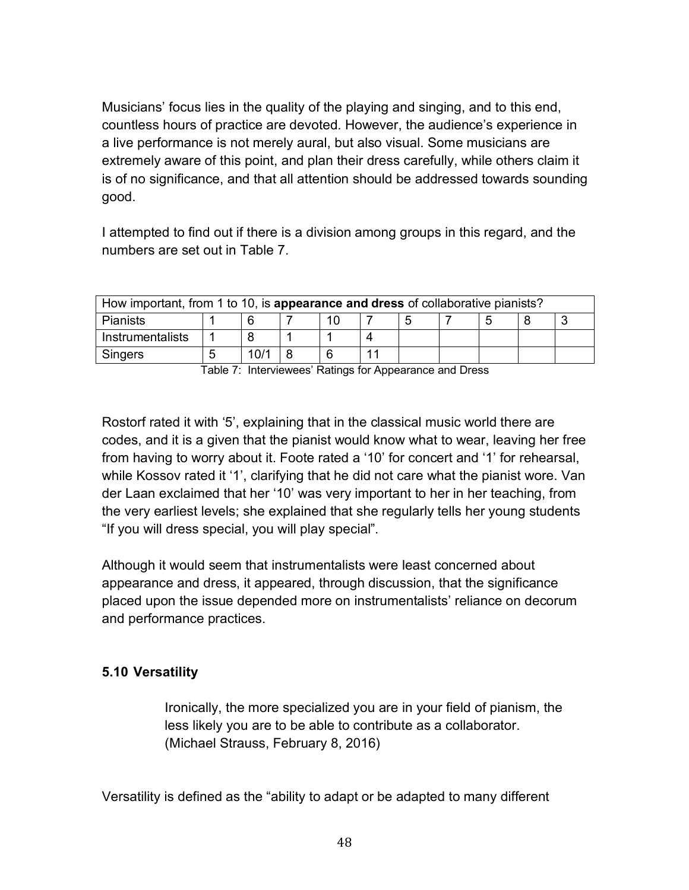Musicians' focus lies in the quality of the playing and singing, and to this end, countless hours of practice are devoted. However, the audience's experience in a live performance is not merely aural, but also visual. Some musicians are extremely aware of this point, and plan their dress carefully, while others claim it is of no significance, and that all attention should be addressed towards sounding good.

I attempted to find out if there is a division among groups in this regard, and the numbers are set out in Table 7.

| How important, from 1 to 10, is **appearance and dress** of collaborative pianists? | | | | | | | | | | |
|---|---|---|---|---|---|---|---|---|---|---|
| Pianists | 1 | 6 | 7 | 10 | 7 | 5 | 7 | 5 | 8 | 3 |
| Instrumentalists | 1 | 8 | 1 | 1 | 4 | | | | | |
| Singers | 5 | 10/1 | 8 | 6 | 11 | | | | | |

Table 7: Interviewees' Ratings for Appearance and Dress

Rostorf rated it with '5', explaining that in the classical music world there are codes, and it is a given that the pianist would know what to wear, leaving her free from having to worry about it. Foote rated a '10' for concert and '1' for rehearsal, while Kossov rated it '1', clarifying that he did not care what the pianist wore. Van der Laan exclaimed that her '10' was very important to her in her teaching, from the very earliest levels; she explained that she regularly tells her young students "If you will dress special, you will play special".

Although it would seem that instrumentalists were least concerned about appearance and dress, it appeared, through discussion, that the significance placed upon the issue depended more on instrumentalists' reliance on decorum and performance practices.

### 5.10 Versatility

> Ironically, the more specialized you are in your field of pianism, the less likely you are to be able to contribute as a collaborator. (Michael Strauss, February 8, 2016)

Versatility is defined as the "ability to adapt or be adapted to many different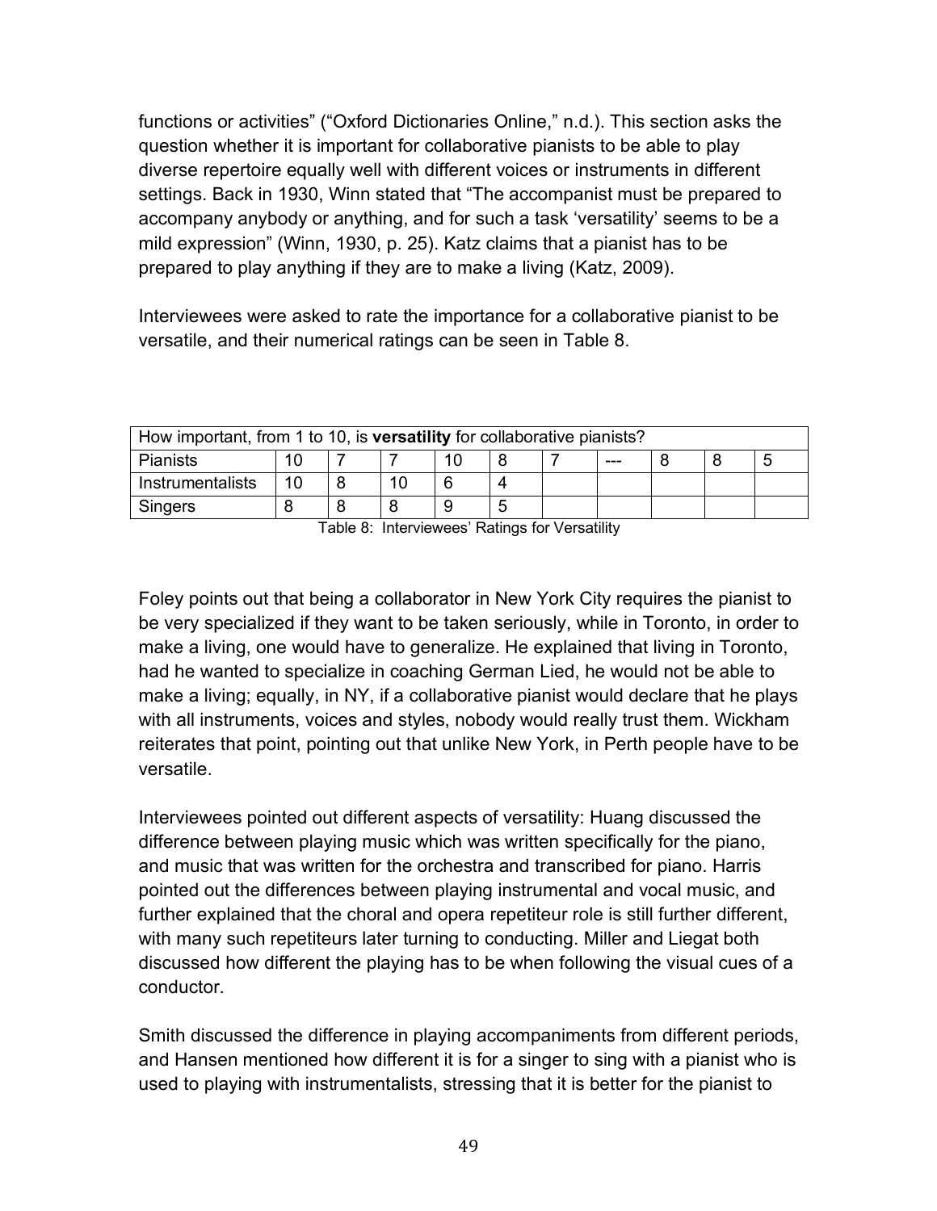functions or activities" ("Oxford Dictionaries Online," n.d.). This section asks the question whether it is important for collaborative pianists to be able to play diverse repertoire equally well with different voices or instruments in different settings. Back in 1930, Winn stated that "The accompanist must be prepared to accompany anybody or anything, and for such a task 'versatility' seems to be a mild expression" (Winn, 1930, p. 25). Katz claims that a pianist has to be prepared to play anything if they are to make a living (Katz, 2009).

Interviewees were asked to rate the importance for a collaborative pianist to be versatile, and their numerical ratings can be seen in Table 8.

| How important, from 1 to 10, is **versatility** for collaborative pianists? | | | | | | | | | | |
|---|---|---|---|---|---|---|---|---|---|---|
| Pianists | 10 | 7 | 7 | 10 | 8 | 7 | --- | 8 | 8 | 5 |
| Instrumentalists | 10 | 8 | 10 | 6 | 4 | | | | | |
| Singers | 8 | 8 | 8 | 9 | 5 | | | | | |

Table 8: Interviewees' Ratings for Versatility

Foley points out that being a collaborator in New York City requires the pianist to be very specialized if they want to be taken seriously, while in Toronto, in order to make a living, one would have to generalize. He explained that living in Toronto, had he wanted to specialize in coaching German Lied, he would not be able to make a living; equally, in NY, if a collaborative pianist would declare that he plays with all instruments, voices and styles, nobody would really trust them. Wickham reiterates that point, pointing out that unlike New York, in Perth people have to be versatile.

Interviewees pointed out different aspects of versatility: Huang discussed the difference between playing music which was written specifically for the piano, and music that was written for the orchestra and transcribed for piano. Harris pointed out the differences between playing instrumental and vocal music, and further explained that the choral and opera repetiteur role is still further different, with many such repetiteurs later turning to conducting. Miller and Liegat both discussed how different the playing has to be when following the visual cues of a conductor.

Smith discussed the difference in playing accompaniments from different periods, and Hansen mentioned how different it is for a singer to sing with a pianist who is used to playing with instrumentalists, stressing that it is better for the pianist to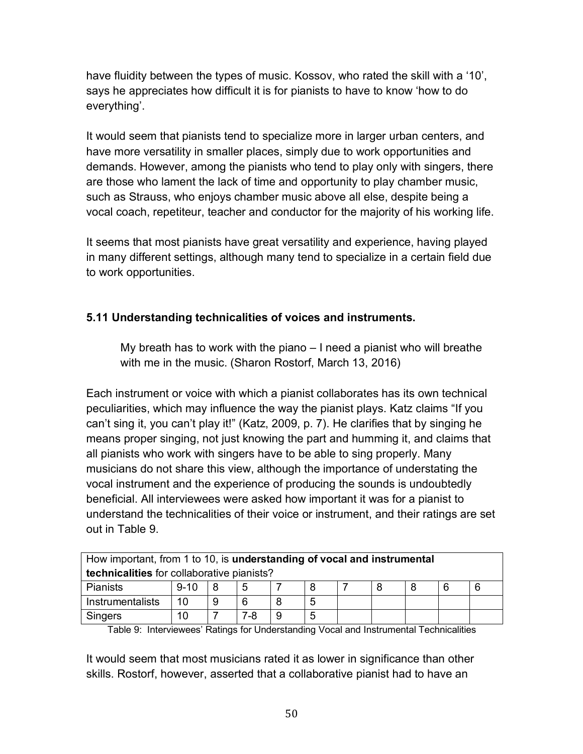have fluidity between the types of music. Kossov, who rated the skill with a '10', says he appreciates how difficult it is for pianists to have to know 'how to do everything'.

It would seem that pianists tend to specialize more in larger urban centers, and have more versatility in smaller places, simply due to work opportunities and demands. However, among the pianists who tend to play only with singers, there are those who lament the lack of time and opportunity to play chamber music, such as Strauss, who enjoys chamber music above all else, despite being a vocal coach, repetiteur, teacher and conductor for the majority of his working life.

It seems that most pianists have great versatility and experience, having played in many different settings, although many tend to specialize in a certain field due to work opportunities.

### 5.11 Understanding technicalities of voices and instruments.

> My breath has to work with the piano – I need a pianist who will breathe with me in the music. (Sharon Rostorf, March 13, 2016)

Each instrument or voice with which a pianist collaborates has its own technical peculiarities, which may influence the way the pianist plays. Katz claims "If you can't sing it, you can't play it!" (Katz, 2009, p. 7). He clarifies that by singing he means proper singing, not just knowing the part and humming it, and claims that all pianists who work with singers have to be able to sing properly. Many musicians do not share this view, although the importance of understating the vocal instrument and the experience of producing the sounds is undoubtedly beneficial. All interviewees were asked how important it was for a pianist to understand the technicalities of their voice or instrument, and their ratings are set out in Table 9.

| How important, from 1 to 10, is **understanding of vocal and instrumental technicalities** for collaborative pianists? | | | | | | | | | | |
|---|---|---|---|---|---|---|---|---|---|---|
| Pianists | 9-10 | 8 | 5 | 7 | 8 | 7 | 8 | 8 | 6 | 6 |
| Instrumentalists | 10 | 9 | 6 | 8 | 5 | | | | | |
| Singers | 10 | 7 | 7-8 | 9 | 5 | | | | | |

Table 9: Interviewees' Ratings for Understanding Vocal and Instrumental Technicalities

It would seem that most musicians rated it as lower in significance than other skills. Rostorf, however, asserted that a collaborative pianist had to have an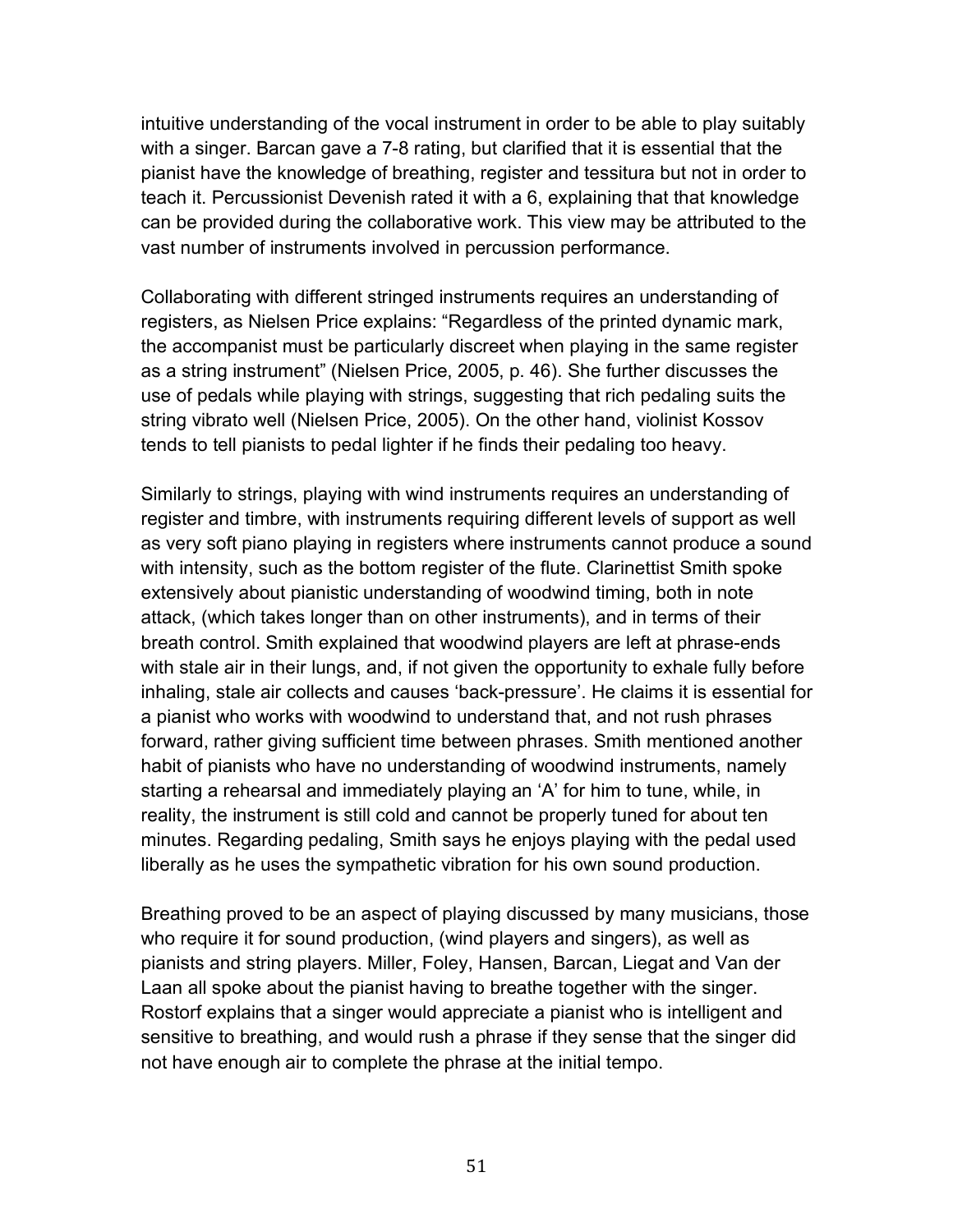intuitive understanding of the vocal instrument in order to be able to play suitably with a singer. Barcan gave a 7-8 rating, but clarified that it is essential that the pianist have the knowledge of breathing, register and tessitura but not in order to teach it. Percussionist Devenish rated it with a 6, explaining that that knowledge can be provided during the collaborative work. This view may be attributed to the vast number of instruments involved in percussion performance.

Collaborating with different stringed instruments requires an understanding of registers, as Nielsen Price explains: "Regardless of the printed dynamic mark, the accompanist must be particularly discreet when playing in the same register as a string instrument" (Nielsen Price, 2005, p. 46). She further discusses the use of pedals while playing with strings, suggesting that rich pedaling suits the string vibrato well (Nielsen Price, 2005). On the other hand, violinist Kossov tends to tell pianists to pedal lighter if he finds their pedaling too heavy.

Similarly to strings, playing with wind instruments requires an understanding of register and timbre, with instruments requiring different levels of support as well as very soft piano playing in registers where instruments cannot produce a sound with intensity, such as the bottom register of the flute. Clarinettist Smith spoke extensively about pianistic understanding of woodwind timing, both in note attack, (which takes longer than on other instruments), and in terms of their breath control. Smith explained that woodwind players are left at phrase-ends with stale air in their lungs, and, if not given the opportunity to exhale fully before inhaling, stale air collects and causes 'back-pressure'. He claims it is essential for a pianist who works with woodwind to understand that, and not rush phrases forward, rather giving sufficient time between phrases. Smith mentioned another habit of pianists who have no understanding of woodwind instruments, namely starting a rehearsal and immediately playing an 'A' for him to tune, while, in reality, the instrument is still cold and cannot be properly tuned for about ten minutes. Regarding pedaling, Smith says he enjoys playing with the pedal used liberally as he uses the sympathetic vibration for his own sound production.

Breathing proved to be an aspect of playing discussed by many musicians, those who require it for sound production, (wind players and singers), as well as pianists and string players. Miller, Foley, Hansen, Barcan, Liegat and Van der Laan all spoke about the pianist having to breathe together with the singer. Rostorf explains that a singer would appreciate a pianist who is intelligent and sensitive to breathing, and would rush a phrase if they sense that the singer did not have enough air to complete the phrase at the initial tempo.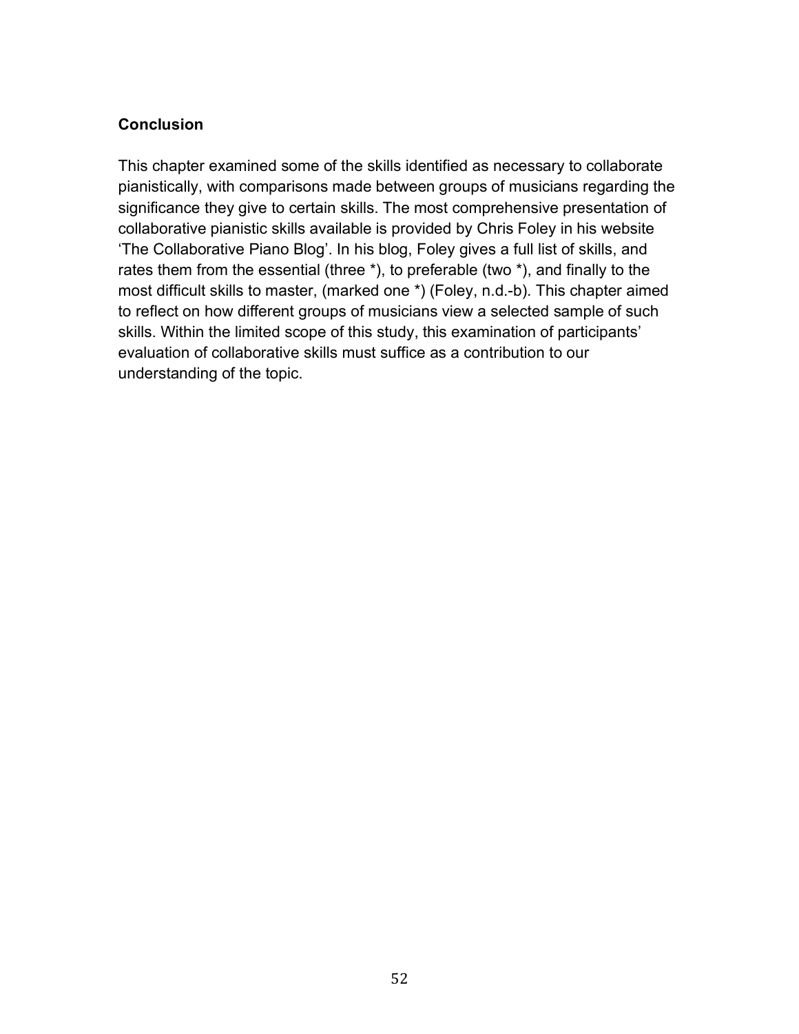## Conclusion

This chapter examined some of the skills identified as necessary to collaborate pianistically, with comparisons made between groups of musicians regarding the significance they give to certain skills. The most comprehensive presentation of collaborative pianistic skills available is provided by Chris Foley in his website 'The Collaborative Piano Blog'. In his blog, Foley gives a full list of skills, and rates them from the essential (three *), to preferable (two *), and finally to the most difficult skills to master, (marked one *) (Foley, n.d.-b). This chapter aimed to reflect on how different groups of musicians view a selected sample of such skills. Within the limited scope of this study, this examination of participants' evaluation of collaborative skills must suffice as a contribution to our understanding of the topic.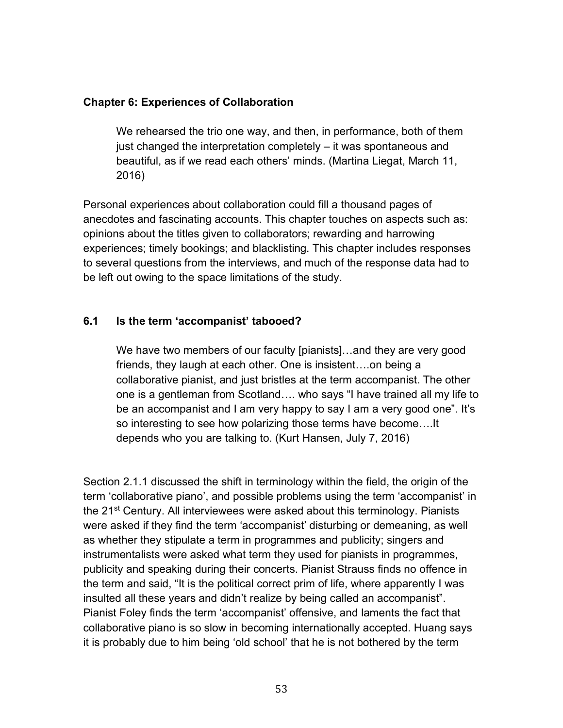## Chapter 6: Experiences of Collaboration

> We rehearsed the trio one way, and then, in performance, both of them just changed the interpretation completely – it was spontaneous and beautiful, as if we read each others' minds. (Martina Liegat, March 11, 2016)

Personal experiences about collaboration could fill a thousand pages of anecdotes and fascinating accounts. This chapter touches on aspects such as: opinions about the titles given to collaborators; rewarding and harrowing experiences; timely bookings; and blacklisting. This chapter includes responses to several questions from the interviews, and much of the response data had to be left out owing to the space limitations of the study.

### 6.1 Is the term 'accompanist' tabooed?

> We have two members of our faculty [pianists]…and they are very good friends, they laugh at each other. One is insistent….on being a collaborative pianist, and just bristles at the term accompanist. The other one is a gentleman from Scotland…. who says "I have trained all my life to be an accompanist and I am very happy to say I am a very good one". It's so interesting to see how polarizing those terms have become….It depends who you are talking to. (Kurt Hansen, July 7, 2016)

Section 2.1.1 discussed the shift in terminology within the field, the origin of the term 'collaborative piano', and possible problems using the term 'accompanist' in the 21st Century. All interviewees were asked about this terminology. Pianists were asked if they find the term 'accompanist' disturbing or demeaning, as well as whether they stipulate a term in programmes and publicity; singers and instrumentalists were asked what term they used for pianists in programmes, publicity and speaking during their concerts. Pianist Strauss finds no offence in the term and said, "It is the political correct prim of life, where apparently I was insulted all these years and didn't realize by being called an accompanist". Pianist Foley finds the term 'accompanist' offensive, and laments the fact that collaborative piano is so slow in becoming internationally accepted. Huang says it is probably due to him being 'old school' that he is not bothered by the term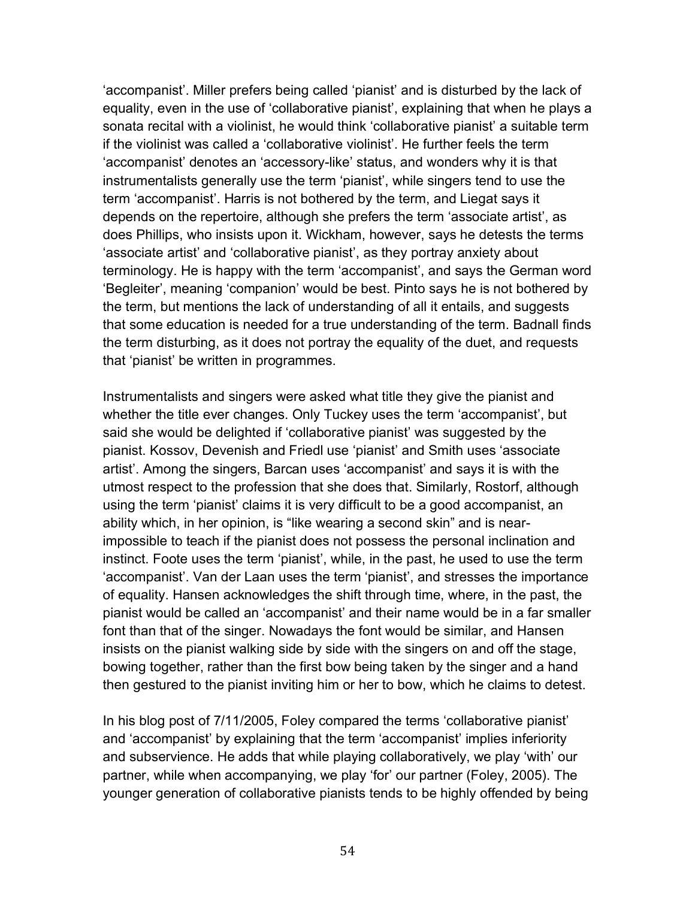'accompanist'. Miller prefers being called 'pianist' and is disturbed by the lack of equality, even in the use of 'collaborative pianist', explaining that when he plays a sonata recital with a violinist, he would think 'collaborative pianist' a suitable term if the violinist was called a 'collaborative violinist'. He further feels the term 'accompanist' denotes an 'accessory-like' status, and wonders why it is that instrumentalists generally use the term 'pianist', while singers tend to use the term 'accompanist'. Harris is not bothered by the term, and Liegat says it depends on the repertoire, although she prefers the term 'associate artist', as does Phillips, who insists upon it. Wickham, however, says he detests the terms 'associate artist' and 'collaborative pianist', as they portray anxiety about terminology. He is happy with the term 'accompanist', and says the German word 'Begleiter', meaning 'companion' would be best. Pinto says he is not bothered by the term, but mentions the lack of understanding of all it entails, and suggests that some education is needed for a true understanding of the term. Badnall finds the term disturbing, as it does not portray the equality of the duet, and requests that 'pianist' be written in programmes.

Instrumentalists and singers were asked what title they give the pianist and whether the title ever changes. Only Tuckey uses the term 'accompanist', but said she would be delighted if 'collaborative pianist' was suggested by the pianist. Kossov, Devenish and Friedl use 'pianist' and Smith uses 'associate artist'. Among the singers, Barcan uses 'accompanist' and says it is with the utmost respect to the profession that she does that. Similarly, Rostorf, although using the term 'pianist' claims it is very difficult to be a good accompanist, an ability which, in her opinion, is "like wearing a second skin" and is near-impossible to teach if the pianist does not possess the personal inclination and instinct. Foote uses the term 'pianist', while, in the past, he used to use the term 'accompanist'. Van der Laan uses the term 'pianist', and stresses the importance of equality. Hansen acknowledges the shift through time, where, in the past, the pianist would be called an 'accompanist' and their name would be in a far smaller font than that of the singer. Nowadays the font would be similar, and Hansen insists on the pianist walking side by side with the singers on and off the stage, bowing together, rather than the first bow being taken by the singer and a hand then gestured to the pianist inviting him or her to bow, which he claims to detest.

In his blog post of 7/11/2005, Foley compared the terms 'collaborative pianist' and 'accompanist' by explaining that the term 'accompanist' implies inferiority and subservience. He adds that while playing collaboratively, we play 'with' our partner, while when accompanying, we play 'for' our partner (Foley, 2005). The younger generation of collaborative pianists tends to be highly offended by being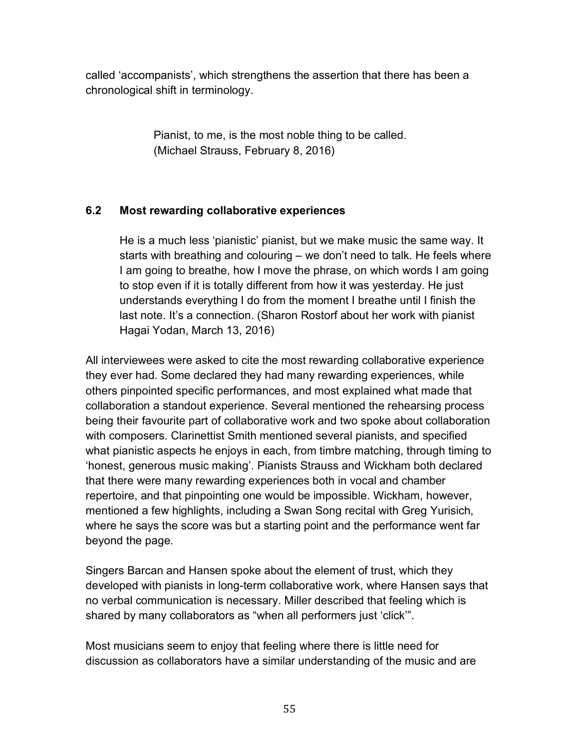called ‘accompanists’, which strengthens the assertion that there has been a chronological shift in terminology.

> Pianist, to me, is the most noble thing to be called.
> (Michael Strauss, February 8, 2016)

### 6.2 Most rewarding collaborative experiences

> He is a much less ‘pianistic’ pianist, but we make music the same way. It starts with breathing and colouring – we don’t need to talk. He feels where I am going to breathe, how I move the phrase, on which words I am going to stop even if it is totally different from how it was yesterday. He just understands everything I do from the moment I breathe until I finish the last note. It’s a connection. (Sharon Rostorf about her work with pianist Hagai Yodan, March 13, 2016)

All interviewees were asked to cite the most rewarding collaborative experience they ever had. Some declared they had many rewarding experiences, while others pinpointed specific performances, and most explained what made that collaboration a standout experience. Several mentioned the rehearsing process being their favourite part of collaborative work and two spoke about collaboration with composers. Clarinettist Smith mentioned several pianists, and specified what pianistic aspects he enjoys in each, from timbre matching, through timing to ‘honest, generous music making’. Pianists Strauss and Wickham both declared that there were many rewarding experiences both in vocal and chamber repertoire, and that pinpointing one would be impossible. Wickham, however, mentioned a few highlights, including a Swan Song recital with Greg Yurisich, where he says the score was but a starting point and the performance went far beyond the page.

Singers Barcan and Hansen spoke about the element of trust, which they developed with pianists in long-term collaborative work, where Hansen says that no verbal communication is necessary. Miller described that feeling which is shared by many collaborators as “when all performers just ‘click’”.

Most musicians seem to enjoy that feeling where there is little need for discussion as collaborators have a similar understanding of the music and are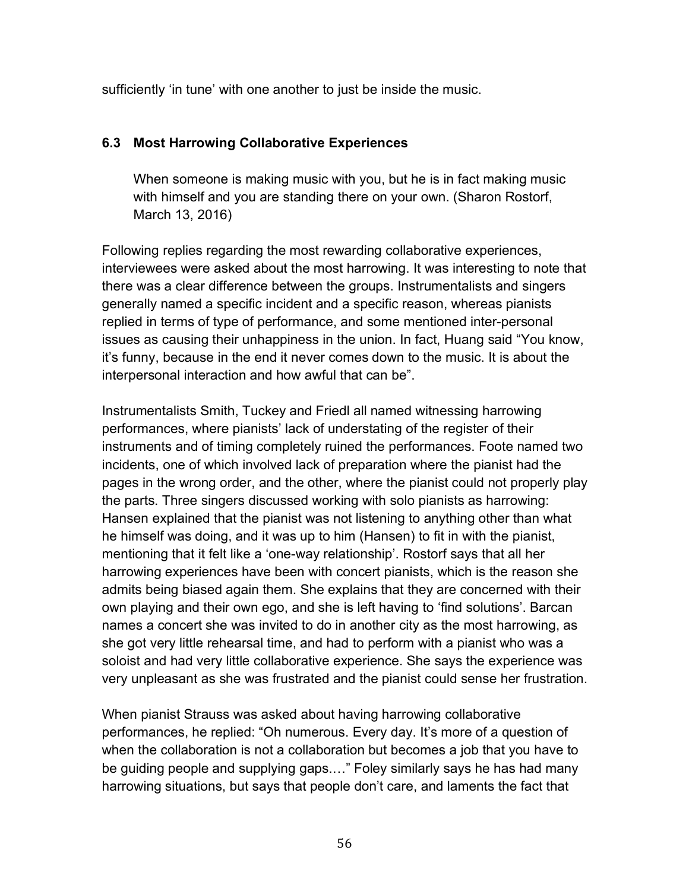sufficiently 'in tune' with one another to just be inside the music.

### 6.3 Most Harrowing Collaborative Experiences

> When someone is making music with you, but he is in fact making music with himself and you are standing there on your own. (Sharon Rostorf, March 13, 2016)

Following replies regarding the most rewarding collaborative experiences, interviewees were asked about the most harrowing. It was interesting to note that there was a clear difference between the groups. Instrumentalists and singers generally named a specific incident and a specific reason, whereas pianists replied in terms of type of performance, and some mentioned inter-personal issues as causing their unhappiness in the union. In fact, Huang said "You know, it's funny, because in the end it never comes down to the music. It is about the interpersonal interaction and how awful that can be".

Instrumentalists Smith, Tuckey and Friedl all named witnessing harrowing performances, where pianists' lack of understating of the register of their instruments and of timing completely ruined the performances. Foote named two incidents, one of which involved lack of preparation where the pianist had the pages in the wrong order, and the other, where the pianist could not properly play the parts. Three singers discussed working with solo pianists as harrowing: Hansen explained that the pianist was not listening to anything other than what he himself was doing, and it was up to him (Hansen) to fit in with the pianist, mentioning that it felt like a 'one-way relationship'. Rostorf says that all her harrowing experiences have been with concert pianists, which is the reason she admits being biased again them. She explains that they are concerned with their own playing and their own ego, and she is left having to 'find solutions'. Barcan names a concert she was invited to do in another city as the most harrowing, as she got very little rehearsal time, and had to perform with a pianist who was a soloist and had very little collaborative experience. She says the experience was very unpleasant as she was frustrated and the pianist could sense her frustration.

When pianist Strauss was asked about having harrowing collaborative performances, he replied: "Oh numerous. Every day. It's more of a question of when the collaboration is not a collaboration but becomes a job that you have to be guiding people and supplying gaps.…" Foley similarly says he has had many harrowing situations, but says that people don't care, and laments the fact that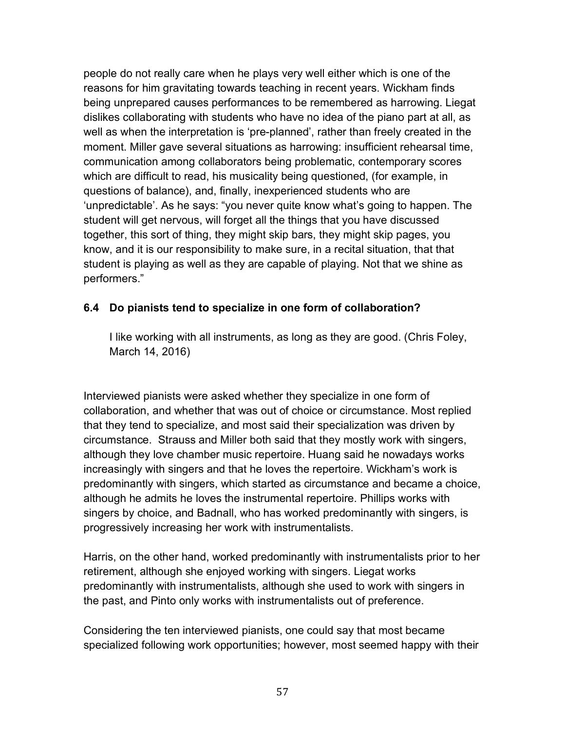people do not really care when he plays very well either which is one of the reasons for him gravitating towards teaching in recent years. Wickham finds being unprepared causes performances to be remembered as harrowing. Liegat dislikes collaborating with students who have no idea of the piano part at all, as well as when the interpretation is 'pre-planned', rather than freely created in the moment. Miller gave several situations as harrowing: insufficient rehearsal time, communication among collaborators being problematic, contemporary scores which are difficult to read, his musicality being questioned, (for example, in questions of balance), and, finally, inexperienced students who are 'unpredictable'. As he says: "you never quite know what's going to happen. The student will get nervous, will forget all the things that you have discussed together, this sort of thing, they might skip bars, they might skip pages, you know, and it is our responsibility to make sure, in a recital situation, that that student is playing as well as they are capable of playing. Not that we shine as performers."

### 6.4 Do pianists tend to specialize in one form of collaboration?

> I like working with all instruments, as long as they are good. (Chris Foley, March 14, 2016)

Interviewed pianists were asked whether they specialize in one form of collaboration, and whether that was out of choice or circumstance. Most replied that they tend to specialize, and most said their specialization was driven by circumstance. Strauss and Miller both said that they mostly work with singers, although they love chamber music repertoire. Huang said he nowadays works increasingly with singers and that he loves the repertoire. Wickham's work is predominantly with singers, which started as circumstance and became a choice, although he admits he loves the instrumental repertoire. Phillips works with singers by choice, and Badnall, who has worked predominantly with singers, is progressively increasing her work with instrumentalists.

Harris, on the other hand, worked predominantly with instrumentalists prior to her retirement, although she enjoyed working with singers. Liegat works predominantly with instrumentalists, although she used to work with singers in the past, and Pinto only works with instrumentalists out of preference.

Considering the ten interviewed pianists, one could say that most became specialized following work opportunities; however, most seemed happy with their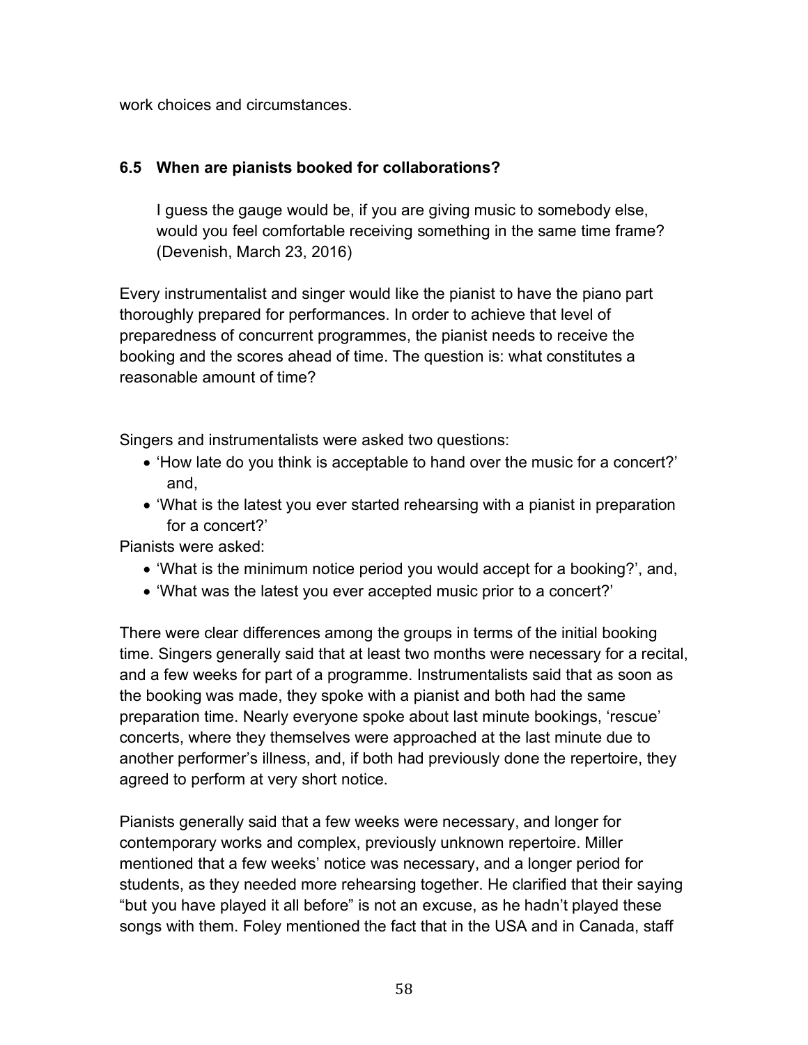work choices and circumstances.

### 6.5 When are pianists booked for collaborations?

> I guess the gauge would be, if you are giving music to somebody else, would you feel comfortable receiving something in the same time frame? (Devenish, March 23, 2016)

Every instrumentalist and singer would like the pianist to have the piano part thoroughly prepared for performances. In order to achieve that level of preparedness of concurrent programmes, the pianist needs to receive the booking and the scores ahead of time. The question is: what constitutes a reasonable amount of time?

Singers and instrumentalists were asked two questions:

- 'How late do you think is acceptable to hand over the music for a concert?' and,
- 'What is the latest you ever started rehearsing with a pianist in preparation for a concert?'

Pianists were asked:

- 'What is the minimum notice period you would accept for a booking?', and,
- 'What was the latest you ever accepted music prior to a concert?'

There were clear differences among the groups in terms of the initial booking time. Singers generally said that at least two months were necessary for a recital, and a few weeks for part of a programme. Instrumentalists said that as soon as the booking was made, they spoke with a pianist and both had the same preparation time. Nearly everyone spoke about last minute bookings, 'rescue' concerts, where they themselves were approached at the last minute due to another performer's illness, and, if both had previously done the repertoire, they agreed to perform at very short notice.

Pianists generally said that a few weeks were necessary, and longer for contemporary works and complex, previously unknown repertoire. Miller mentioned that a few weeks' notice was necessary, and a longer period for students, as they needed more rehearsing together. He clarified that their saying "but you have played it all before" is not an excuse, as he hadn't played these songs with them. Foley mentioned the fact that in the USA and in Canada, staff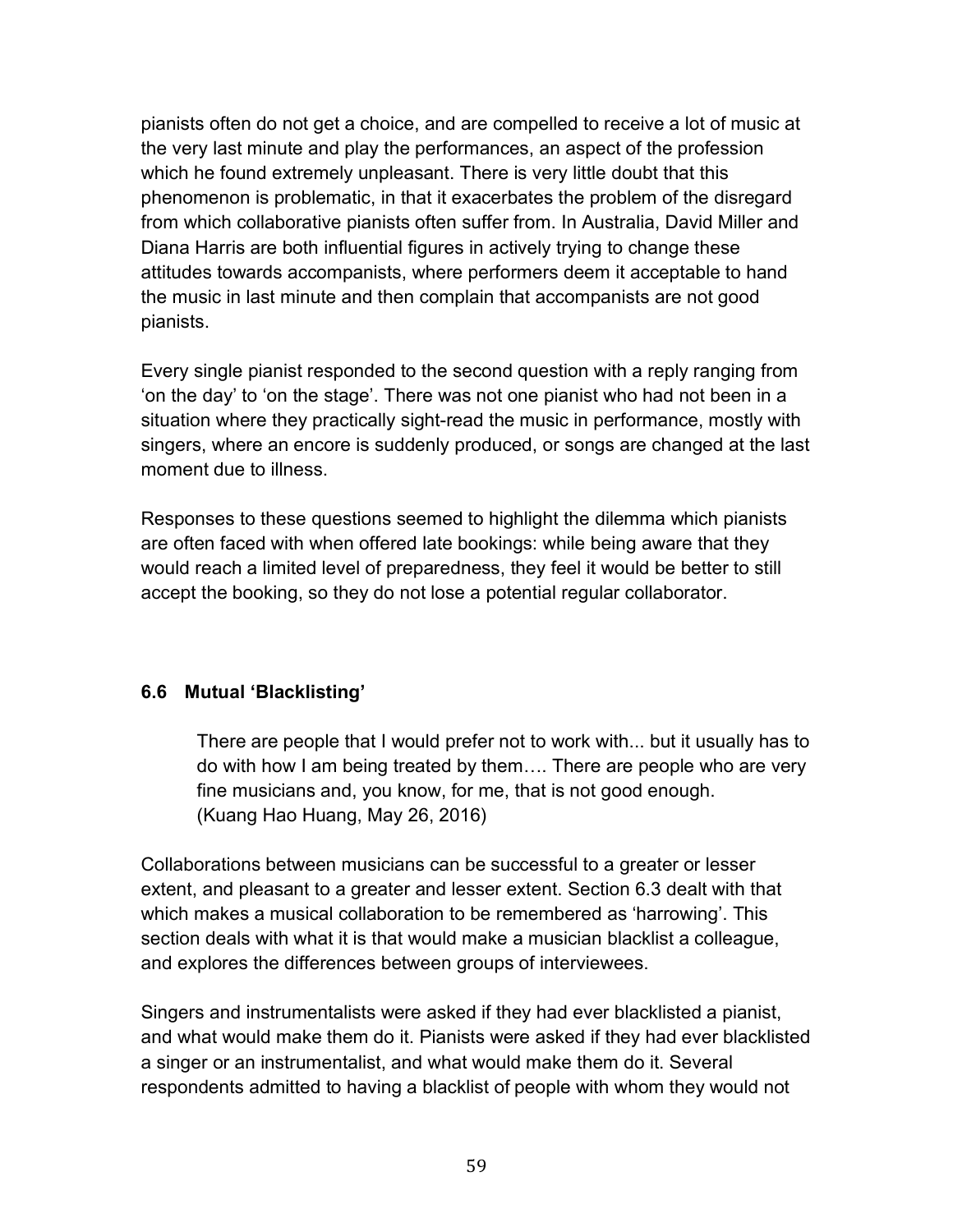pianists often do not get a choice, and are compelled to receive a lot of music at the very last minute and play the performances, an aspect of the profession which he found extremely unpleasant. There is very little doubt that this phenomenon is problematic, in that it exacerbates the problem of the disregard from which collaborative pianists often suffer from. In Australia, David Miller and Diana Harris are both influential figures in actively trying to change these attitudes towards accompanists, where performers deem it acceptable to hand the music in last minute and then complain that accompanists are not good pianists.

Every single pianist responded to the second question with a reply ranging from 'on the day' to 'on the stage'. There was not one pianist who had not been in a situation where they practically sight-read the music in performance, mostly with singers, where an encore is suddenly produced, or songs are changed at the last moment due to illness.

Responses to these questions seemed to highlight the dilemma which pianists are often faced with when offered late bookings: while being aware that they would reach a limited level of preparedness, they feel it would be better to still accept the booking, so they do not lose a potential regular collaborator.

### 6.6 Mutual 'Blacklisting'

> There are people that I would prefer not to work with... but it usually has to do with how I am being treated by them…. There are people who are very fine musicians and, you know, for me, that is not good enough.
> (Kuang Hao Huang, May 26, 2016)

Collaborations between musicians can be successful to a greater or lesser extent, and pleasant to a greater and lesser extent. Section 6.3 dealt with that which makes a musical collaboration to be remembered as 'harrowing'. This section deals with what it is that would make a musician blacklist a colleague, and explores the differences between groups of interviewees.

Singers and instrumentalists were asked if they had ever blacklisted a pianist, and what would make them do it. Pianists were asked if they had ever blacklisted a singer or an instrumentalist, and what would make them do it. Several respondents admitted to having a blacklist of people with whom they would not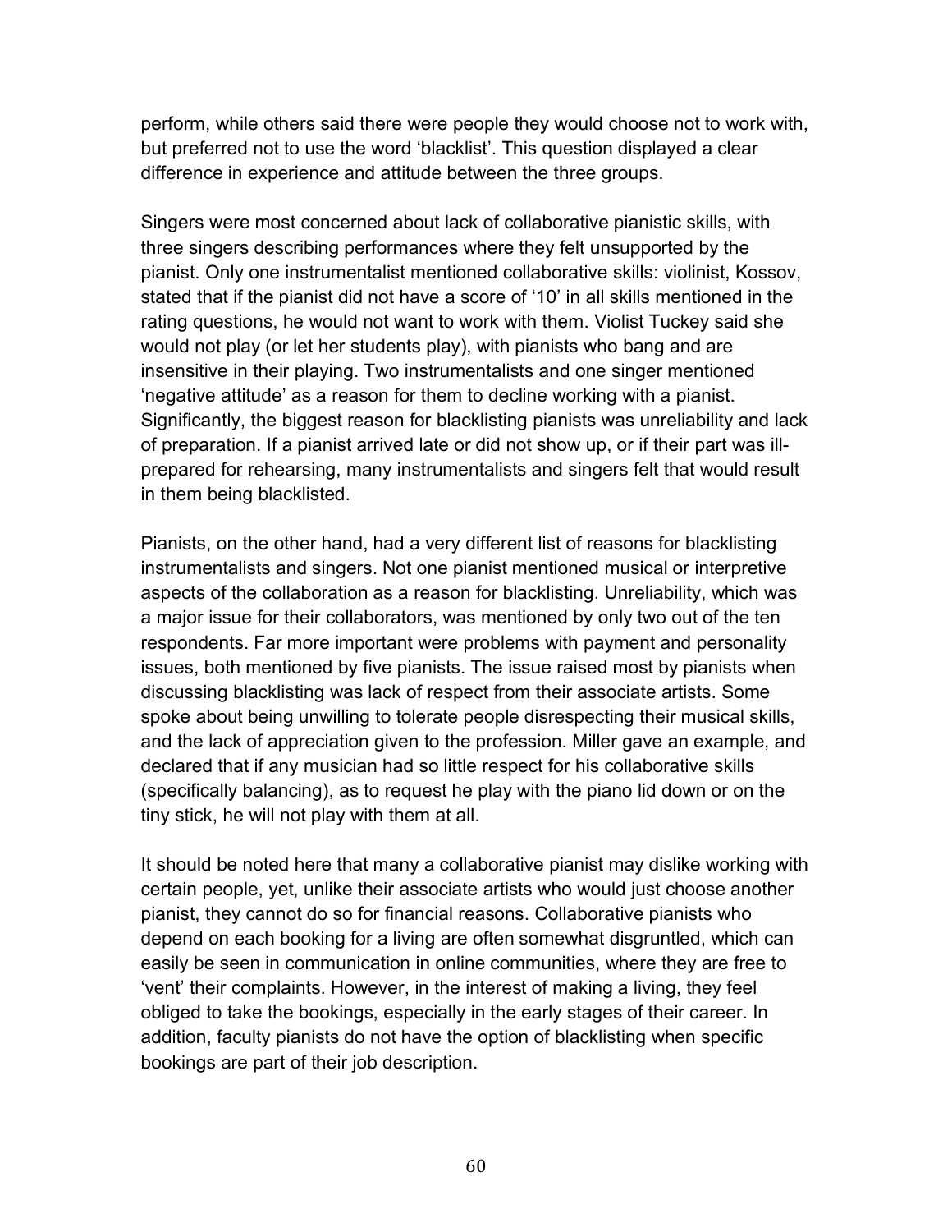perform, while others said there were people they would choose not to work with, but preferred not to use the word 'blacklist'. This question displayed a clear difference in experience and attitude between the three groups.

Singers were most concerned about lack of collaborative pianistic skills, with three singers describing performances where they felt unsupported by the pianist. Only one instrumentalist mentioned collaborative skills: violinist, Kossov, stated that if the pianist did not have a score of '10' in all skills mentioned in the rating questions, he would not want to work with them. Violist Tuckey said she would not play (or let her students play), with pianists who bang and are insensitive in their playing. Two instrumentalists and one singer mentioned 'negative attitude' as a reason for them to decline working with a pianist. Significantly, the biggest reason for blacklisting pianists was unreliability and lack of preparation. If a pianist arrived late or did not show up, or if their part was ill-prepared for rehearsing, many instrumentalists and singers felt that would result in them being blacklisted.

Pianists, on the other hand, had a very different list of reasons for blacklisting instrumentalists and singers. Not one pianist mentioned musical or interpretive aspects of the collaboration as a reason for blacklisting. Unreliability, which was a major issue for their collaborators, was mentioned by only two out of the ten respondents. Far more important were problems with payment and personality issues, both mentioned by five pianists. The issue raised most by pianists when discussing blacklisting was lack of respect from their associate artists. Some spoke about being unwilling to tolerate people disrespecting their musical skills, and the lack of appreciation given to the profession. Miller gave an example, and declared that if any musician had so little respect for his collaborative skills (specifically balancing), as to request he play with the piano lid down or on the tiny stick, he will not play with them at all.

It should be noted here that many a collaborative pianist may dislike working with certain people, yet, unlike their associate artists who would just choose another pianist, they cannot do so for financial reasons. Collaborative pianists who depend on each booking for a living are often somewhat disgruntled, which can easily be seen in communication in online communities, where they are free to 'vent' their complaints. However, in the interest of making a living, they feel obliged to take the bookings, especially in the early stages of their career. In addition, faculty pianists do not have the option of blacklisting when specific bookings are part of their job description.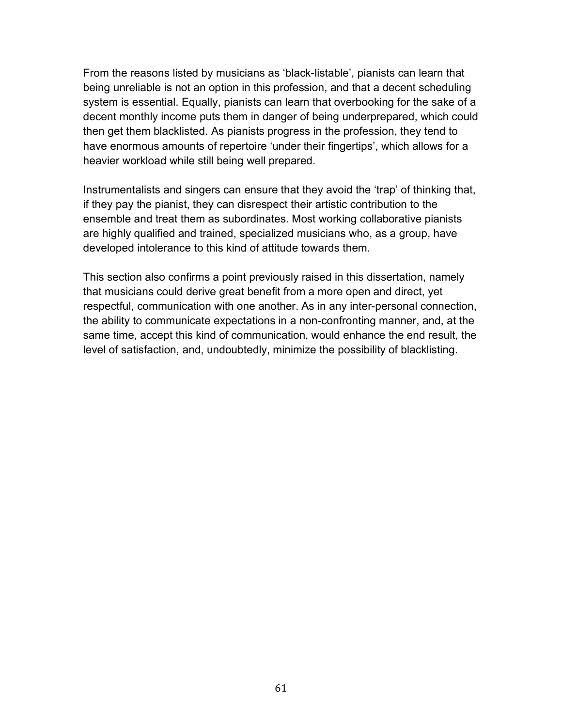From the reasons listed by musicians as ‘black-listable’, pianists can learn that being unreliable is not an option in this profession, and that a decent scheduling system is essential. Equally, pianists can learn that overbooking for the sake of a decent monthly income puts them in danger of being underprepared, which could then get them blacklisted. As pianists progress in the profession, they tend to have enormous amounts of repertoire ‘under their fingertips’, which allows for a heavier workload while still being well prepared.

Instrumentalists and singers can ensure that they avoid the ‘trap’ of thinking that, if they pay the pianist, they can disrespect their artistic contribution to the ensemble and treat them as subordinates. Most working collaborative pianists are highly qualified and trained, specialized musicians who, as a group, have developed intolerance to this kind of attitude towards them.

This section also confirms a point previously raised in this dissertation, namely that musicians could derive great benefit from a more open and direct, yet respectful, communication with one another. As in any inter-personal connection, the ability to communicate expectations in a non-confronting manner, and, at the same time, accept this kind of communication, would enhance the end result, the level of satisfaction, and, undoubtedly, minimize the possibility of blacklisting.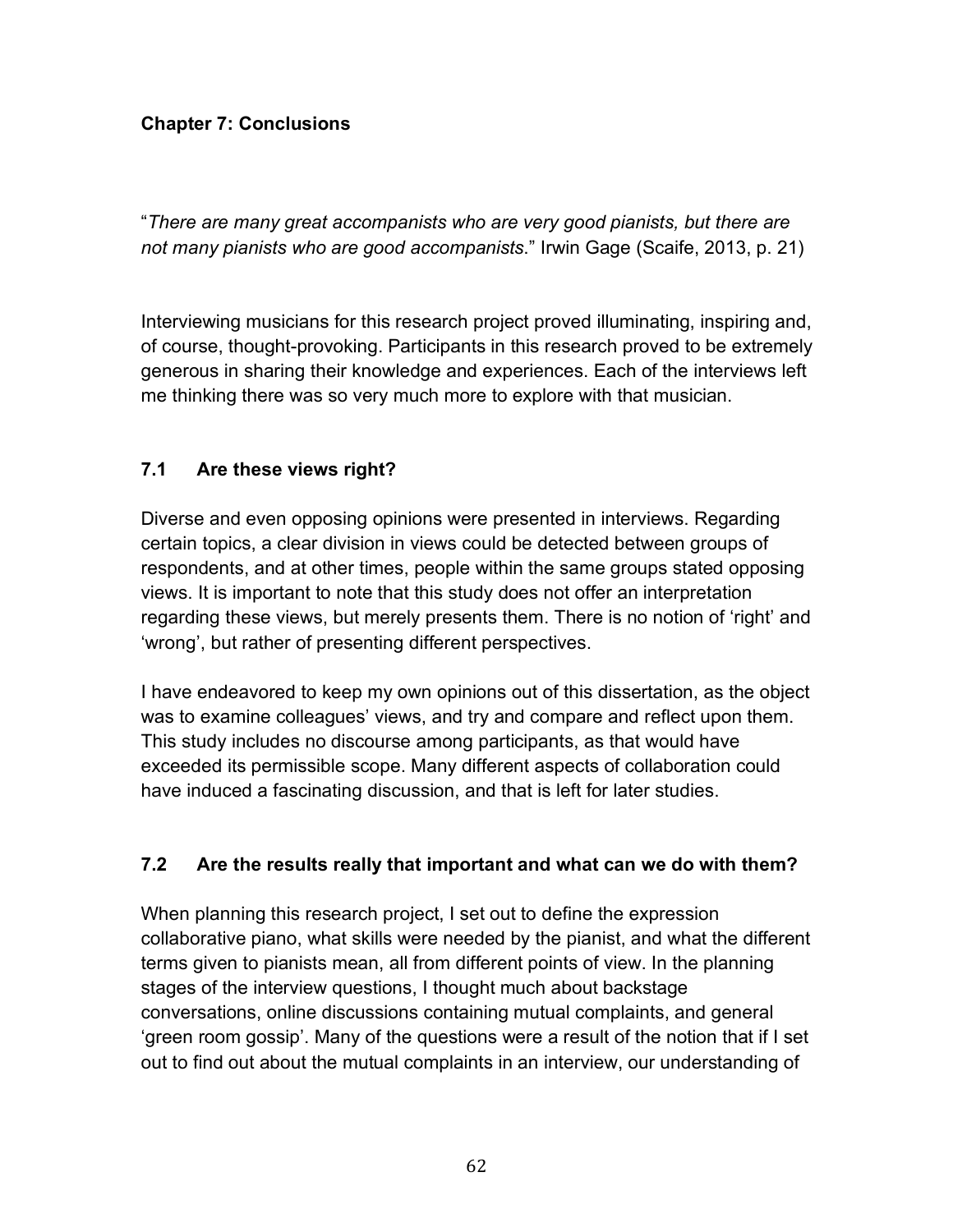## Chapter 7: Conclusions

"*There are many great accompanists who are very good pianists, but there are not many pianists who are good accompanists*." Irwin Gage (Scaife, 2013, p. 21)

Interviewing musicians for this research project proved illuminating, inspiring and, of course, thought-provoking. Participants in this research proved to be extremely generous in sharing their knowledge and experiences. Each of the interviews left me thinking there was so very much more to explore with that musician.

### 7.1 Are these views right?

Diverse and even opposing opinions were presented in interviews. Regarding certain topics, a clear division in views could be detected between groups of respondents, and at other times, people within the same groups stated opposing views. It is important to note that this study does not offer an interpretation regarding these views, but merely presents them. There is no notion of 'right' and 'wrong', but rather of presenting different perspectives.

I have endeavored to keep my own opinions out of this dissertation, as the object was to examine colleagues' views, and try and compare and reflect upon them. This study includes no discourse among participants, as that would have exceeded its permissible scope. Many different aspects of collaboration could have induced a fascinating discussion, and that is left for later studies.

### 7.2 Are the results really that important and what can we do with them?

When planning this research project, I set out to define the expression collaborative piano, what skills were needed by the pianist, and what the different terms given to pianists mean, all from different points of view. In the planning stages of the interview questions, I thought much about backstage conversations, online discussions containing mutual complaints, and general 'green room gossip'. Many of the questions were a result of the notion that if I set out to find out about the mutual complaints in an interview, our understanding of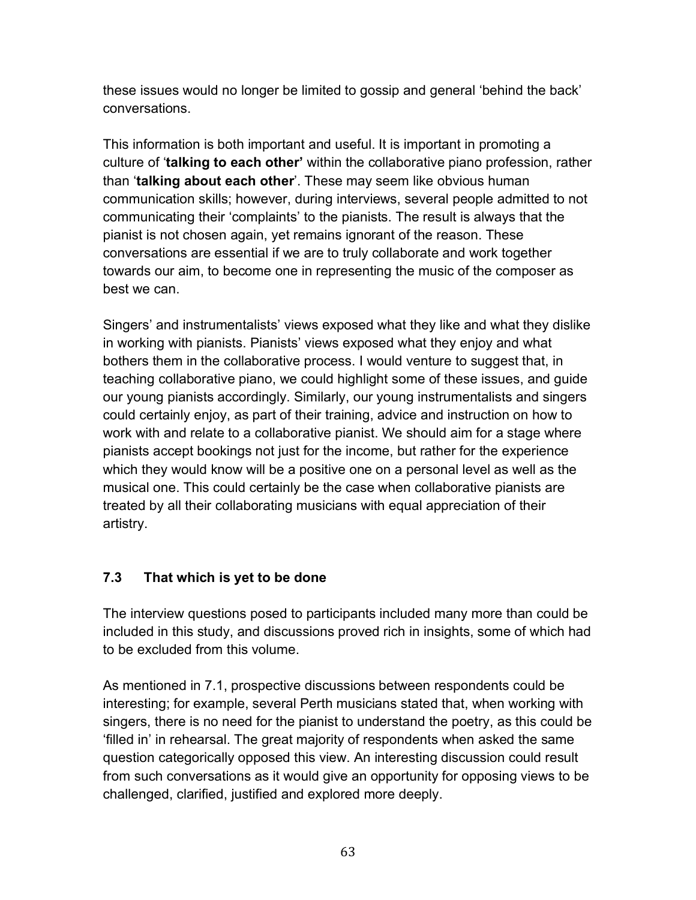these issues would no longer be limited to gossip and general 'behind the back' conversations.

This information is both important and useful. It is important in promoting a culture of '**talking to each other'** within the collaborative piano profession, rather than '**talking about each other**'. These may seem like obvious human communication skills; however, during interviews, several people admitted to not communicating their 'complaints' to the pianists. The result is always that the pianist is not chosen again, yet remains ignorant of the reason. These conversations are essential if we are to truly collaborate and work together towards our aim, to become one in representing the music of the composer as best we can.

Singers' and instrumentalists' views exposed what they like and what they dislike in working with pianists. Pianists' views exposed what they enjoy and what bothers them in the collaborative process. I would venture to suggest that, in teaching collaborative piano, we could highlight some of these issues, and guide our young pianists accordingly. Similarly, our young instrumentalists and singers could certainly enjoy, as part of their training, advice and instruction on how to work with and relate to a collaborative pianist. We should aim for a stage where pianists accept bookings not just for the income, but rather for the experience which they would know will be a positive one on a personal level as well as the musical one. This could certainly be the case when collaborative pianists are treated by all their collaborating musicians with equal appreciation of their artistry.

### 7.3 That which is yet to be done

The interview questions posed to participants included many more than could be included in this study, and discussions proved rich in insights, some of which had to be excluded from this volume.

As mentioned in 7.1, prospective discussions between respondents could be interesting; for example, several Perth musicians stated that, when working with singers, there is no need for the pianist to understand the poetry, as this could be 'filled in' in rehearsal. The great majority of respondents when asked the same question categorically opposed this view. An interesting discussion could result from such conversations as it would give an opportunity for opposing views to be challenged, clarified, justified and explored more deeply.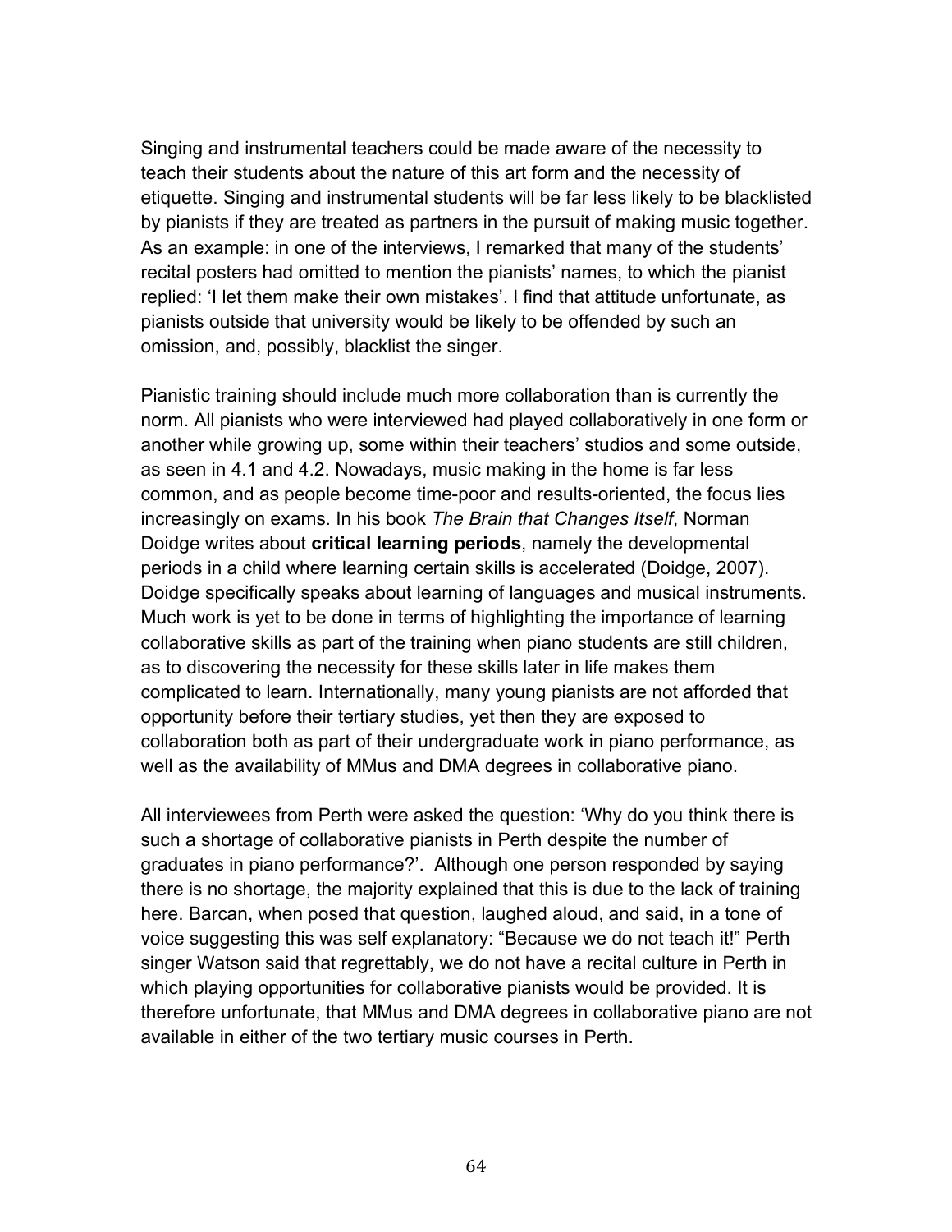Singing and instrumental teachers could be made aware of the necessity to teach their students about the nature of this art form and the necessity of etiquette. Singing and instrumental students will be far less likely to be blacklisted by pianists if they are treated as partners in the pursuit of making music together. As an example: in one of the interviews, I remarked that many of the students' recital posters had omitted to mention the pianists' names, to which the pianist replied: 'I let them make their own mistakes'. I find that attitude unfortunate, as pianists outside that university would be likely to be offended by such an omission, and, possibly, blacklist the singer.

Pianistic training should include much more collaboration than is currently the norm. All pianists who were interviewed had played collaboratively in one form or another while growing up, some within their teachers' studios and some outside, as seen in 4.1 and 4.2. Nowadays, music making in the home is far less common, and as people become time-poor and results-oriented, the focus lies increasingly on exams. In his book *The Brain that Changes Itself*, Norman Doidge writes about **critical learning periods**, namely the developmental periods in a child where learning certain skills is accelerated (Doidge, 2007). Doidge specifically speaks about learning of languages and musical instruments. Much work is yet to be done in terms of highlighting the importance of learning collaborative skills as part of the training when piano students are still children, as to discovering the necessity for these skills later in life makes them complicated to learn. Internationally, many young pianists are not afforded that opportunity before their tertiary studies, yet then they are exposed to collaboration both as part of their undergraduate work in piano performance, as well as the availability of MMus and DMA degrees in collaborative piano.

All interviewees from Perth were asked the question: 'Why do you think there is such a shortage of collaborative pianists in Perth despite the number of graduates in piano performance?'. Although one person responded by saying there is no shortage, the majority explained that this is due to the lack of training here. Barcan, when posed that question, laughed aloud, and said, in a tone of voice suggesting this was self explanatory: "Because we do not teach it!" Perth singer Watson said that regrettably, we do not have a recital culture in Perth in which playing opportunities for collaborative pianists would be provided. It is therefore unfortunate, that MMus and DMA degrees in collaborative piano are not available in either of the two tertiary music courses in Perth.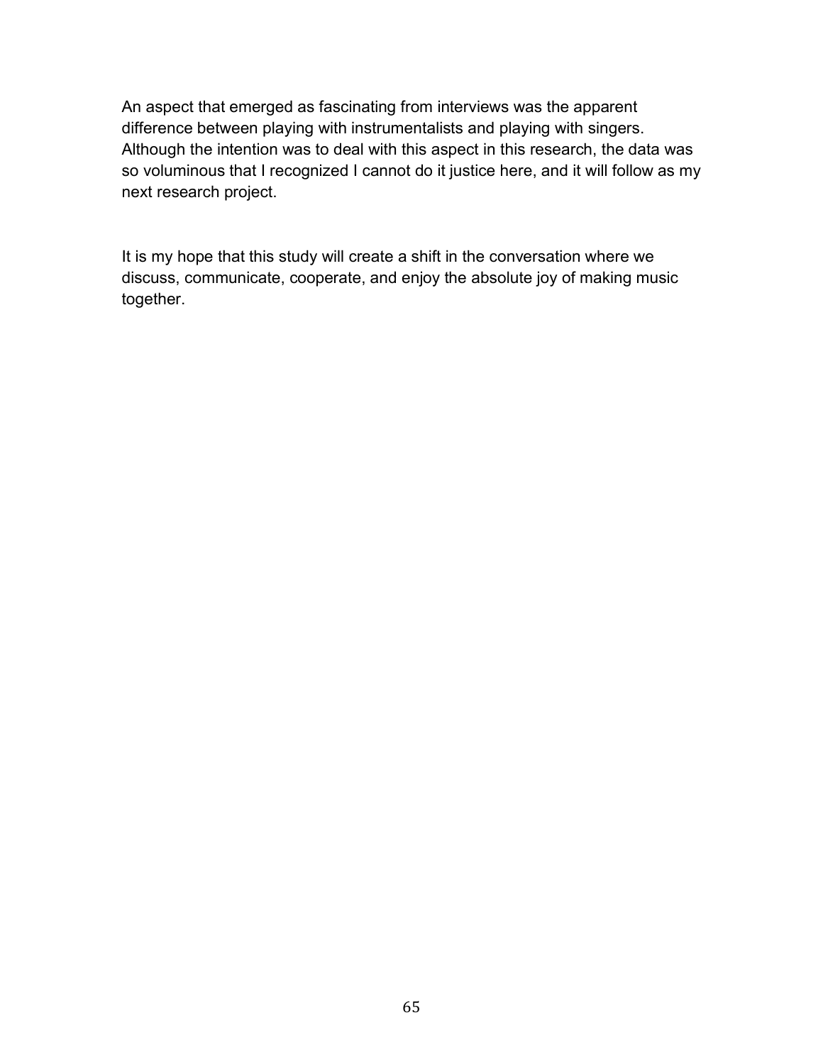An aspect that emerged as fascinating from interviews was the apparent difference between playing with instrumentalists and playing with singers. Although the intention was to deal with this aspect in this research, the data was so voluminous that I recognized I cannot do it justice here, and it will follow as my next research project.

It is my hope that this study will create a shift in the conversation where we discuss, communicate, cooperate, and enjoy the absolute joy of making music together.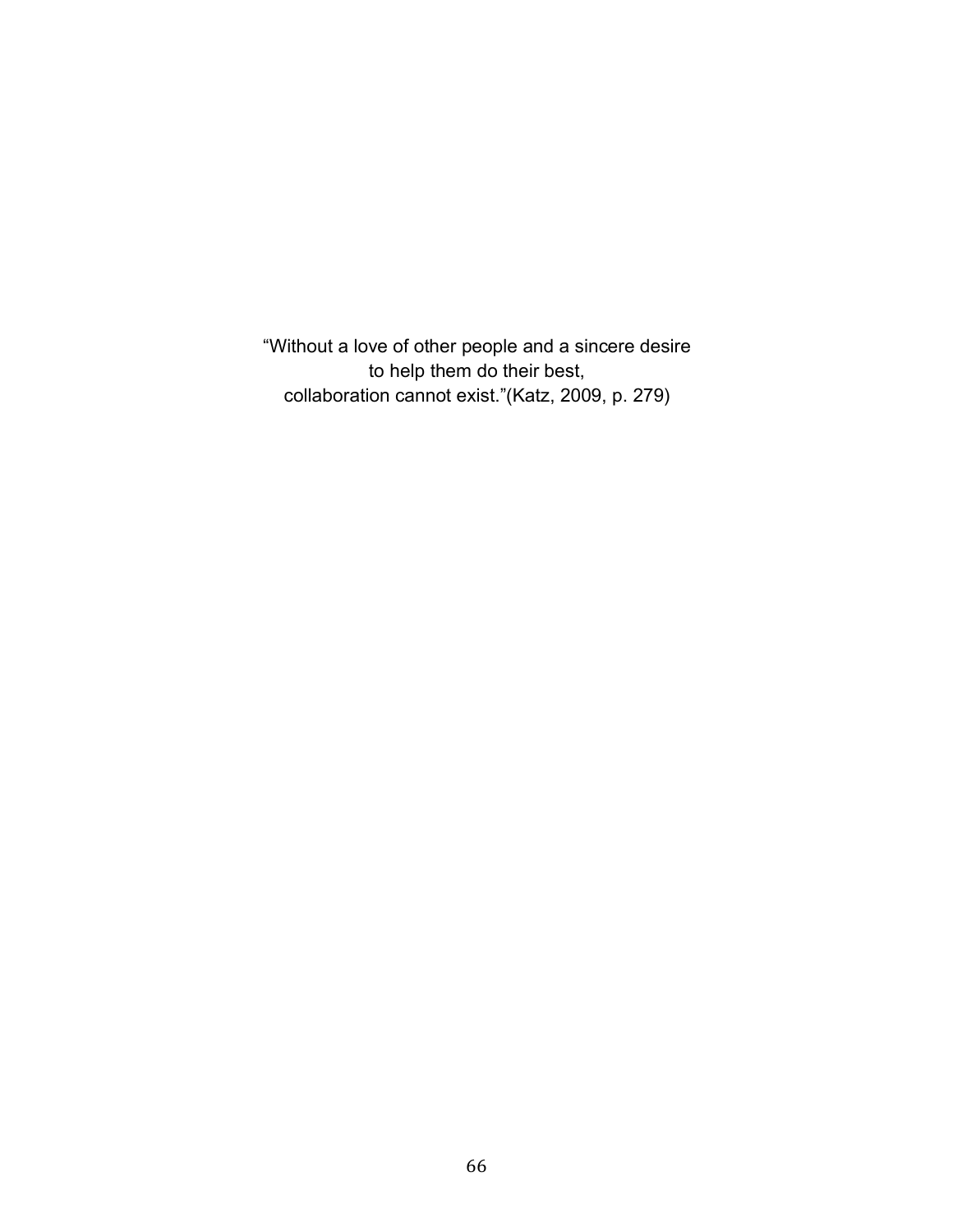"Without a love of other people and a sincere desire
to help them do their best,
collaboration cannot exist."(Katz, 2009, p. 279)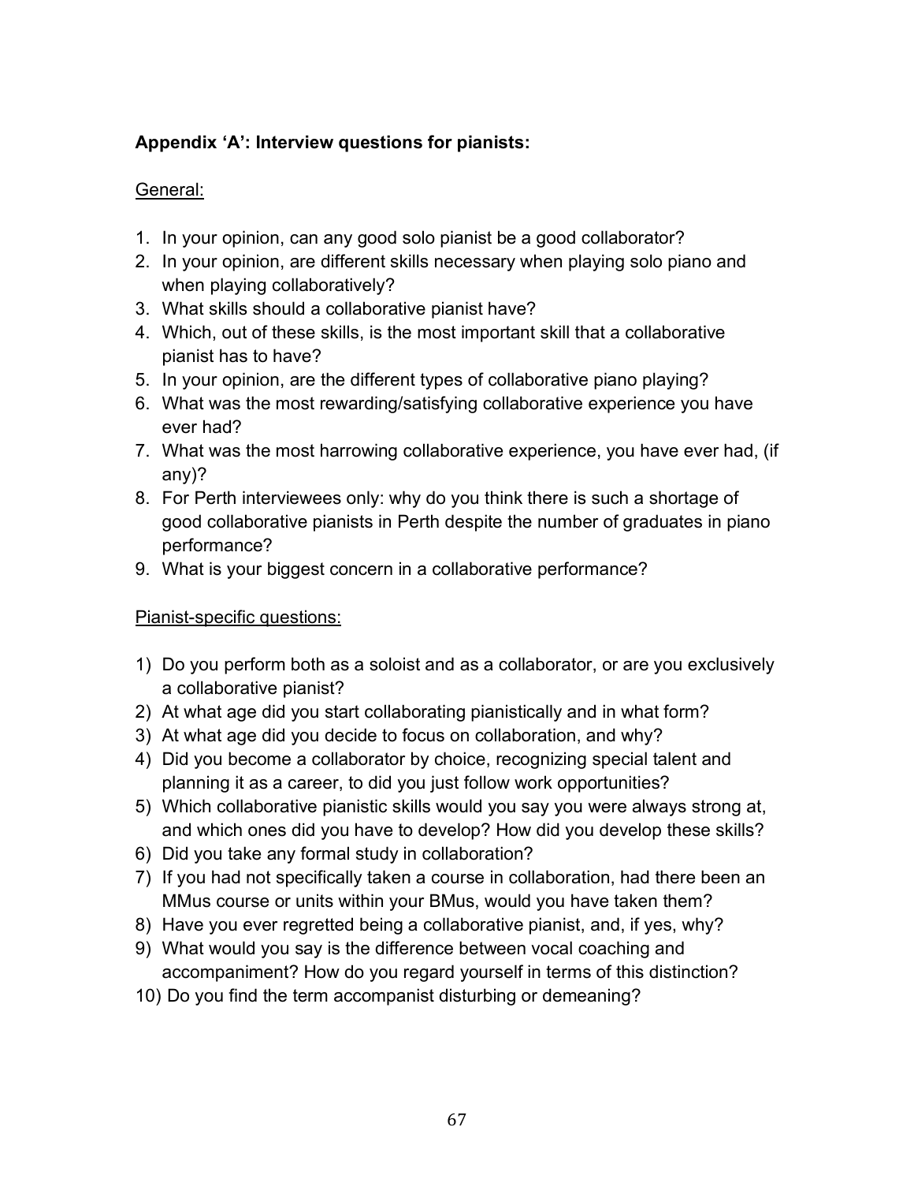## Appendix 'A': Interview questions for pianists:

General:

1. In your opinion, can any good solo pianist be a good collaborator?
2. In your opinion, are different skills necessary when playing solo piano and when playing collaboratively?
3. What skills should a collaborative pianist have?
4. Which, out of these skills, is the most important skill that a collaborative pianist has to have?
5. In your opinion, are the different types of collaborative piano playing?
6. What was the most rewarding/satisfying collaborative experience you have ever had?
7. What was the most harrowing collaborative experience, you have ever had, (if any)?
8. For Perth interviewees only: why do you think there is such a shortage of good collaborative pianists in Perth despite the number of graduates in piano performance?
9. What is your biggest concern in a collaborative performance?

Pianist-specific questions:

1) Do you perform both as a soloist and as a collaborator, or are you exclusively a collaborative pianist?
2) At what age did you start collaborating pianistically and in what form?
3) At what age did you decide to focus on collaboration, and why?
4) Did you become a collaborator by choice, recognizing special talent and planning it as a career, to did you just follow work opportunities?
5) Which collaborative pianistic skills would you say you were always strong at, and which ones did you have to develop? How did you develop these skills?
6) Did you take any formal study in collaboration?
7) If you had not specifically taken a course in collaboration, had there been an MMus course or units within your BMus, would you have taken them?
8) Have you ever regretted being a collaborative pianist, and, if yes, why?
9) What would you say is the difference between vocal coaching and accompaniment? How do you regard yourself in terms of this distinction?
10) Do you find the term accompanist disturbing or demeaning?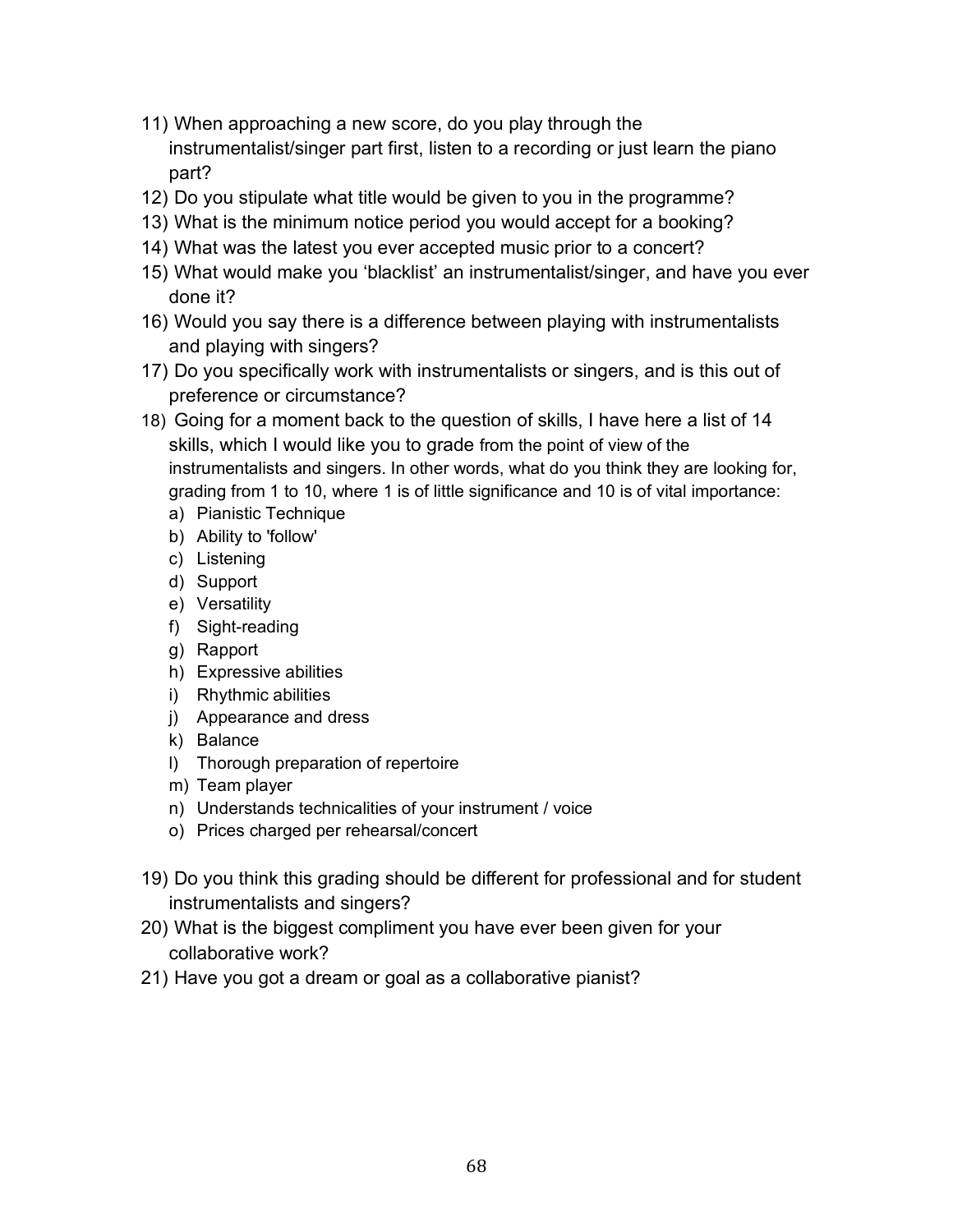11) When approaching a new score, do you play through the instrumentalist/singer part first, listen to a recording or just learn the piano part?
12) Do you stipulate what title would be given to you in the programme?
13) What is the minimum notice period you would accept for a booking?
14) What was the latest you ever accepted music prior to a concert?
15) What would make you 'blacklist' an instrumentalist/singer, and have you ever done it?
16) Would you say there is a difference between playing with instrumentalists and playing with singers?
17) Do you specifically work with instrumentalists or singers, and is this out of preference or circumstance?
18) Going for a moment back to the question of skills, I have here a list of 14 skills, which I would like you to grade from the point of view of the instrumentalists and singers. In other words, what do you think they are looking for, grading from 1 to 10, where 1 is of little significance and 10 is of vital importance:
    a) Pianistic Technique
    b) Ability to 'follow'
    c) Listening
    d) Support
    e) Versatility
    f) Sight-reading
    g) Rapport
    h) Expressive abilities
    i) Rhythmic abilities
    j) Appearance and dress
    k) Balance
    l) Thorough preparation of repertoire
    m) Team player
    n) Understands technicalities of your instrument / voice
    o) Prices charged per rehearsal/concert

19) Do you think this grading should be different for professional and for student instrumentalists and singers?
20) What is the biggest compliment you have ever been given for your collaborative work?
21) Have you got a dream or goal as a collaborative pianist?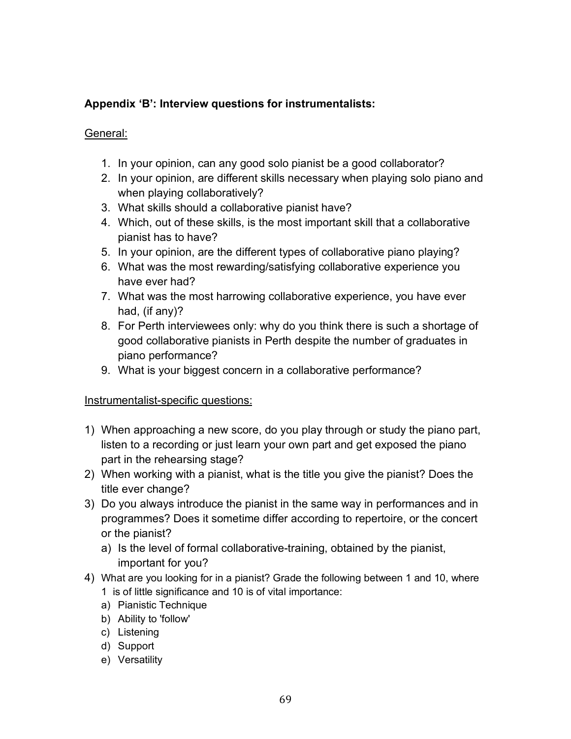### **Appendix 'B': Interview questions for instrumentalists:**

General:

1. In your opinion, can any good solo pianist be a good collaborator?
2. In your opinion, are different skills necessary when playing solo piano and when playing collaboratively?
3. What skills should a collaborative pianist have?
4. Which, out of these skills, is the most important skill that a collaborative pianist has to have?
5. In your opinion, are the different types of collaborative piano playing?
6. What was the most rewarding/satisfying collaborative experience you have ever had?
7. What was the most harrowing collaborative experience, you have ever had, (if any)?
8. For Perth interviewees only: why do you think there is such a shortage of good collaborative pianists in Perth despite the number of graduates in piano performance?
9. What is your biggest concern in a collaborative performance?

Instrumentalist-specific questions:

1) When approaching a new score, do you play through or study the piano part, listen to a recording or just learn your own part and get exposed the piano part in the rehearsing stage?
2) When working with a pianist, what is the title you give the pianist? Does the title ever change?
3) Do you always introduce the pianist in the same way in performances and in programmes? Does it sometime differ according to repertoire, or the concert or the pianist?
   a) Is the level of formal collaborative-training, obtained by the pianist, important for you?
4) What are you looking for in a pianist? Grade the following between 1 and 10, where 1 is of little significance and 10 is of vital importance:
   a) Pianistic Technique
   b) Ability to 'follow'
   c) Listening
   d) Support
   e) Versatility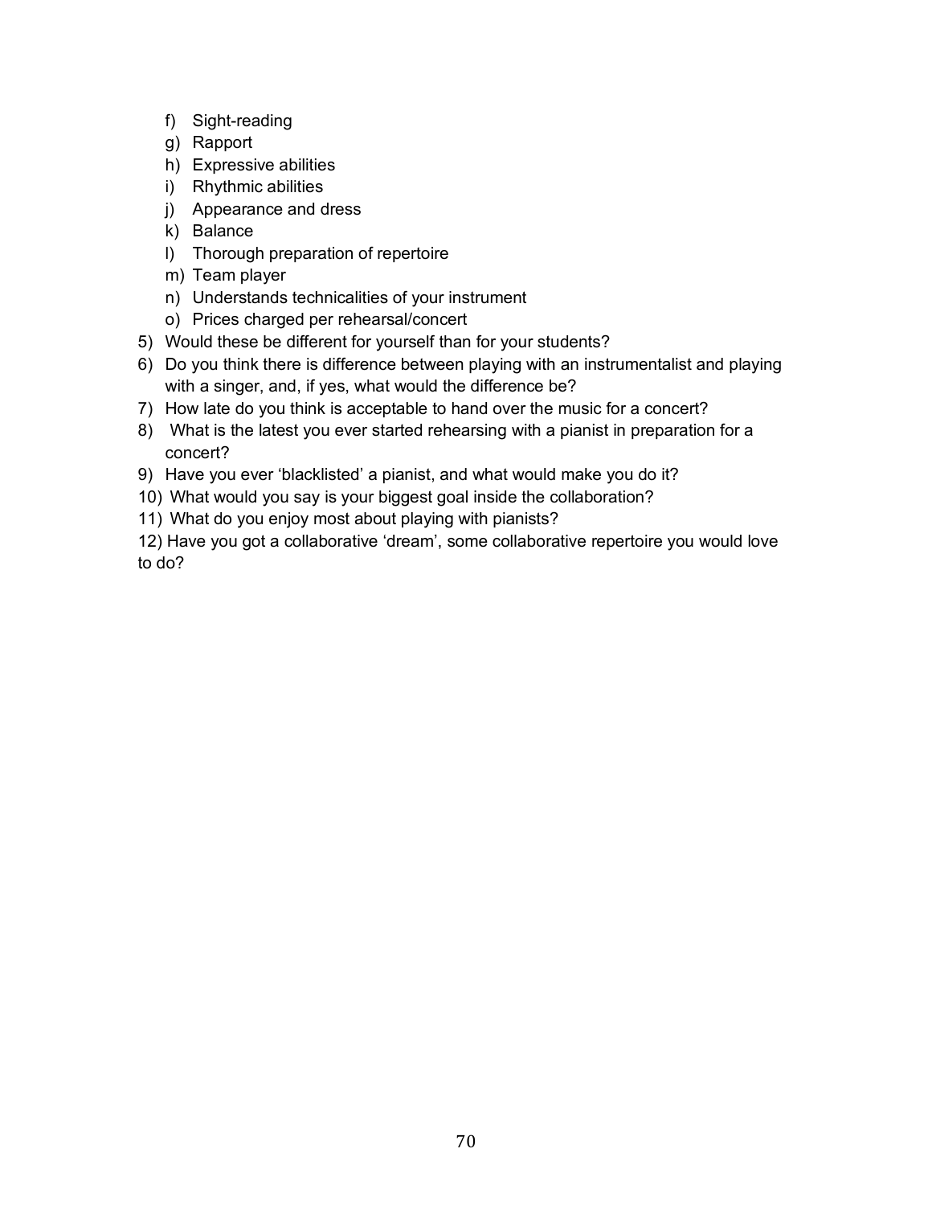f) Sight-reading
   g) Rapport
   h) Expressive abilities
   i) Rhythmic abilities
   j) Appearance and dress
   k) Balance
   l) Thorough preparation of repertoire
   m) Team player
   n) Understands technicalities of your instrument
   o) Prices charged per rehearsal/concert

5) Would these be different for yourself than for your students?
6) Do you think there is difference between playing with an instrumentalist and playing with a singer, and, if yes, what would the difference be?
7) How late do you think is acceptable to hand over the music for a concert?
8) What is the latest you ever started rehearsing with a pianist in preparation for a concert?
9) Have you ever 'blacklisted' a pianist, and what would make you do it?
10) What would you say is your biggest goal inside the collaboration?
11) What do you enjoy most about playing with pianists?
12) Have you got a collaborative 'dream', some collaborative repertoire you would love to do?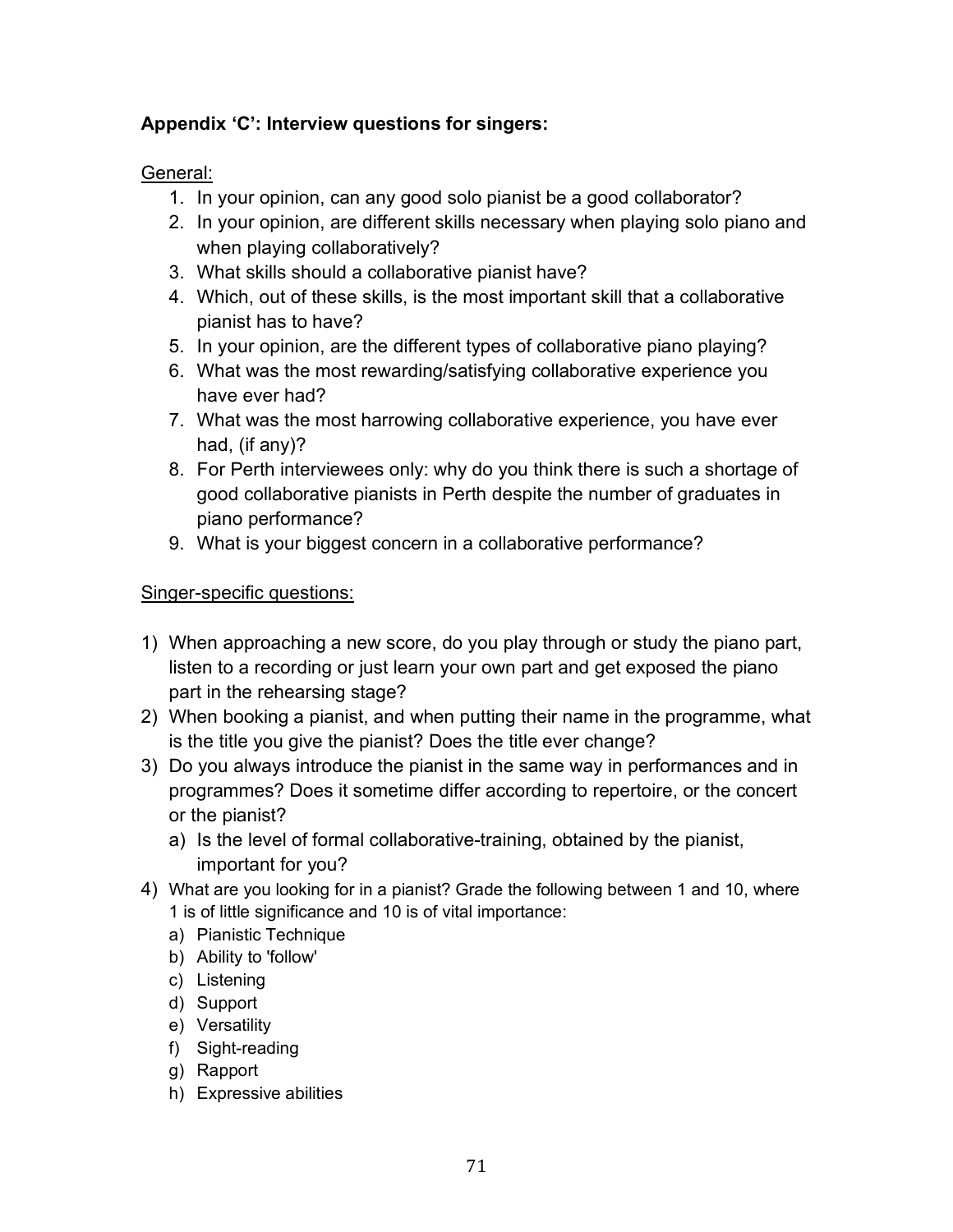**Appendix 'C': Interview questions for singers:**

General:

1. In your opinion, can any good solo pianist be a good collaborator?
2. In your opinion, are different skills necessary when playing solo piano and when playing collaboratively?
3. What skills should a collaborative pianist have?
4. Which, out of these skills, is the most important skill that a collaborative pianist has to have?
5. In your opinion, are the different types of collaborative piano playing?
6. What was the most rewarding/satisfying collaborative experience you have ever had?
7. What was the most harrowing collaborative experience, you have ever had, (if any)?
8. For Perth interviewees only: why do you think there is such a shortage of good collaborative pianists in Perth despite the number of graduates in piano performance?
9. What is your biggest concern in a collaborative performance?

Singer-specific questions:

1) When approaching a new score, do you play through or study the piano part, listen to a recording or just learn your own part and get exposed the piano part in the rehearsing stage?
2) When booking a pianist, and when putting their name in the programme, what is the title you give the pianist? Does the title ever change?
3) Do you always introduce the pianist in the same way in performances and in programmes? Does it sometime differ according to repertoire, or the concert or the pianist?
   a) Is the level of formal collaborative-training, obtained by the pianist, important for you?
4) What are you looking for in a pianist? Grade the following between 1 and 10, where 1 is of little significance and 10 is of vital importance:
   a) Pianistic Technique
   b) Ability to 'follow'
   c) Listening
   d) Support
   e) Versatility
   f) Sight-reading
   g) Rapport
   h) Expressive abilities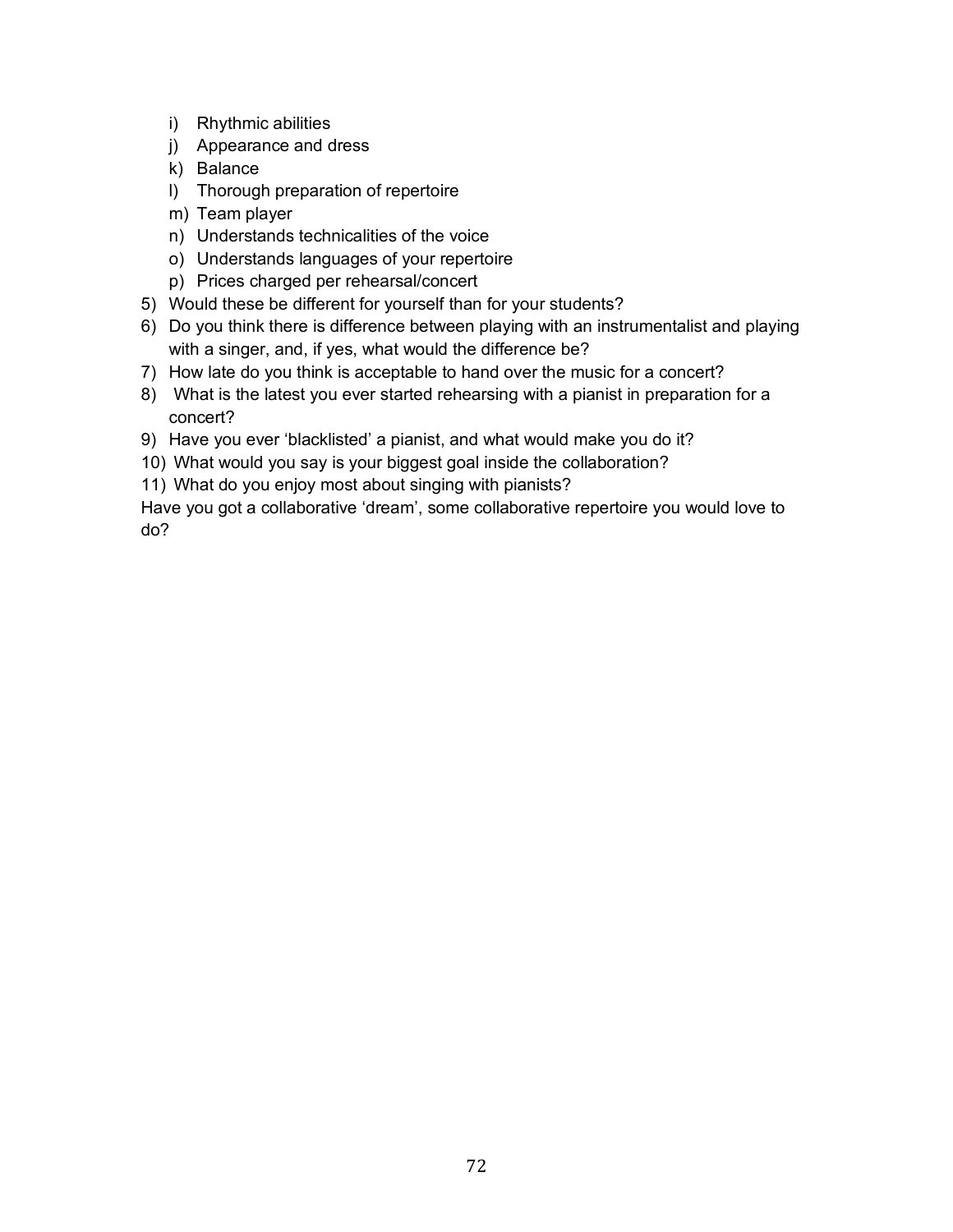i) Rhythmic abilities
j) Appearance and dress
k) Balance
l) Thorough preparation of repertoire
m) Team player
n) Understands technicalities of the voice
o) Understands languages of your repertoire
p) Prices charged per rehearsal/concert

5) Would these be different for yourself than for your students?
6) Do you think there is difference between playing with an instrumentalist and playing with a singer, and, if yes, what would the difference be?
7) How late do you think is acceptable to hand over the music for a concert?
8) What is the latest you ever started rehearsing with a pianist in preparation for a concert?
9) Have you ever 'blacklisted' a pianist, and what would make you do it?
10) What would you say is your biggest goal inside the collaboration?
11) What do you enjoy most about singing with pianists?

Have you got a collaborative 'dream', some collaborative repertoire you would love to do?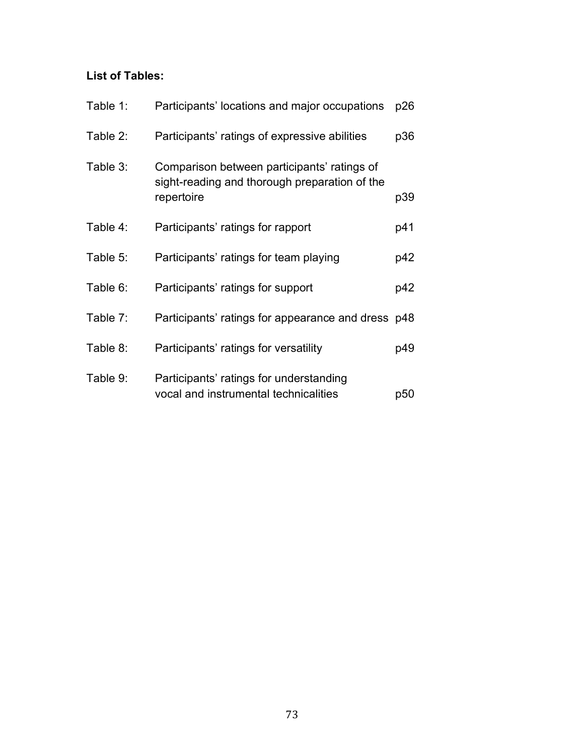**List of Tables:**

| | | |
|---|---|---|
| Table 1: | Participants' locations and major occupations | p26 |
| Table 2: | Participants' ratings of expressive abilities | p36 |
| Table 3: | Comparison between participants' ratings of sight-reading and thorough preparation of the repertoire | p39 |
| Table 4: | Participants' ratings for rapport | p41 |
| Table 5: | Participants' ratings for team playing | p42 |
| Table 6: | Participants' ratings for support | p42 |
| Table 7: | Participants' ratings for appearance and dress | p48 |
| Table 8: | Participants' ratings for versatility | p49 |
| Table 9: | Participants' ratings for understanding vocal and instrumental technicalities | p50 |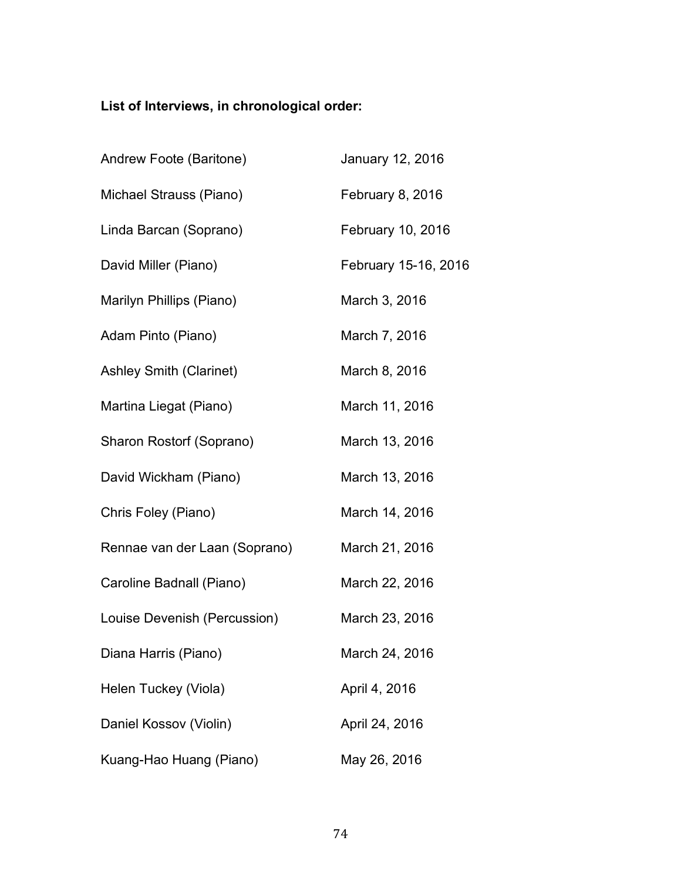**List of Interviews, in chronological order:**

| | |
|---|---|
| Andrew Foote (Baritone) | January 12, 2016 |
| Michael Strauss (Piano) | February 8, 2016 |
| Linda Barcan (Soprano) | February 10, 2016 |
| David Miller (Piano) | February 15-16, 2016 |
| Marilyn Phillips (Piano) | March 3, 2016 |
| Adam Pinto (Piano) | March 7, 2016 |
| Ashley Smith (Clarinet) | March 8, 2016 |
| Martina Liegat (Piano) | March 11, 2016 |
| Sharon Rostorf (Soprano) | March 13, 2016 |
| David Wickham (Piano) | March 13, 2016 |
| Chris Foley (Piano) | March 14, 2016 |
| Rennae van der Laan (Soprano) | March 21, 2016 |
| Caroline Badnall (Piano) | March 22, 2016 |
| Louise Devenish (Percussion) | March 23, 2016 |
| Diana Harris (Piano) | March 24, 2016 |
| Helen Tuckey (Viola) | April 4, 2016 |
| Daniel Kossov (Violin) | April 24, 2016 |
| Kuang-Hao Huang (Piano) | May 26, 2016 |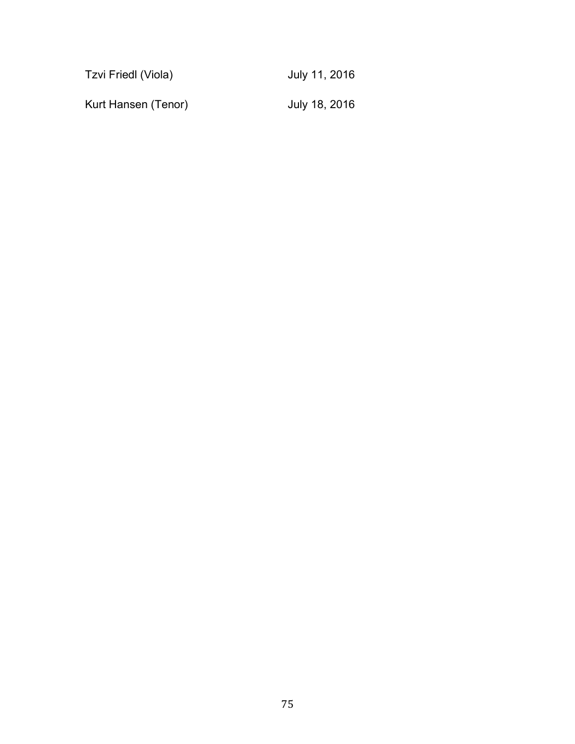| | |
|---|---|
| Tzvi Friedl (Viola) | July 11, 2016 |
| Kurt Hansen (Tenor) | July 18, 2016 |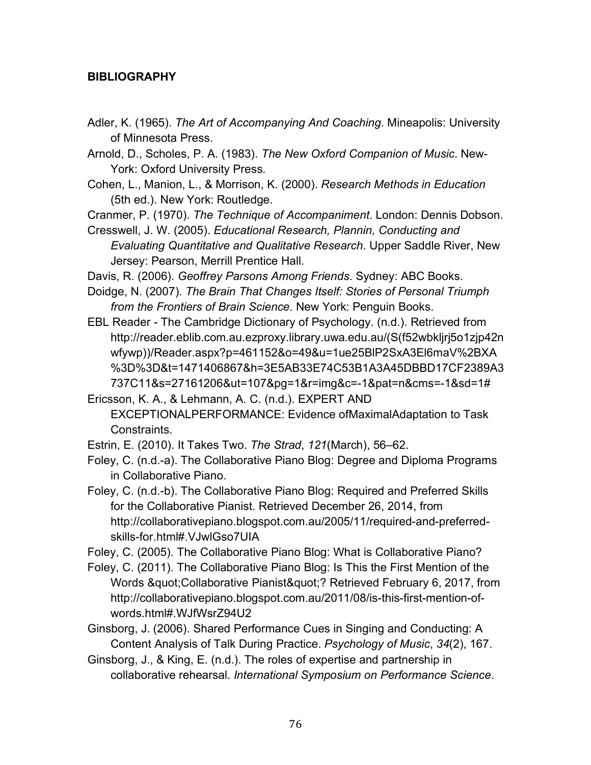**BIBLIOGRAPHY**

Adler, K. (1965). *The Art of Accompanying And Coaching*. Mineapolis: University of Minnesota Press.

Arnold, D., Scholes, P. A. (1983). *The New Oxford Companion of Music*. New-York: Oxford University Press.

Cohen, L., Manion, L., & Morrison, K. (2000). *Research Methods in Education* (5th ed.). New York: Routledge.

Cranmer, P. (1970). *The Technique of Accompaniment*. London: Dennis Dobson.

Cresswell, J. W. (2005). *Educational Research, Plannin, Conducting and Evaluating Quantitative and Qualitative Research*. Upper Saddle River, New Jersey: Pearson, Merrill Prentice Hall.

Davis, R. (2006). *Geoffrey Parsons Among Friends*. Sydney: ABC Books.

Doidge, N. (2007). *The Brain That Changes Itself: Stories of Personal Triumph from the Frontiers of Brain Science*. New York: Penguin Books.

EBL Reader - The Cambridge Dictionary of Psychology. (n.d.). Retrieved from http://reader.eblib.com.au.ezproxy.library.uwa.edu.au/(S(f52wbkljrj5o1zjp42nwfywp))/Reader.aspx?p=461152&o=49&u=1ue25BlP2SxA3El6maV%2BXA%3D%3D&t=1471406867&h=3E5AB33E74C53B1A3A45DBBD17CF2389A3737C11&s=27161206&ut=107&pg=1&r=img&c=-1&pat=n&cms=-1&sd=1#

Ericsson, K. A., & Lehmann, A. C. (n.d.). EXPERT AND EXCEPTIONALPERFORMANCE: Evidence ofMaximalAdaptation to Task Constraints.

Estrin, E. (2010). It Takes Two. *The Strad*, *121*(March), 56–62.

Foley, C. (n.d.-a). The Collaborative Piano Blog: Degree and Diploma Programs in Collaborative Piano.

Foley, C. (n.d.-b). The Collaborative Piano Blog: Required and Preferred Skills for the Collaborative Pianist. Retrieved December 26, 2014, from http://collaborativepiano.blogspot.com.au/2005/11/required-and-preferred-skills-for.html#.VJwlGso7UIA

Foley, C. (2005). The Collaborative Piano Blog: What is Collaborative Piano?

Foley, C. (2011). The Collaborative Piano Blog: Is This the First Mention of the Words &quot;Collaborative Pianist&quot;? Retrieved February 6, 2017, from http://collaborativepiano.blogspot.com.au/2011/08/is-this-first-mention-of-words.html#.WJfWsrZ94U2

Ginsborg, J. (2006). Shared Performance Cues in Singing and Conducting: A Content Analysis of Talk During Practice. *Psychology of Music*, *34*(2), 167.

Ginsborg, J., & King, E. (n.d.). The roles of expertise and partnership in collaborative rehearsal. *International Symposium on Performance Science*.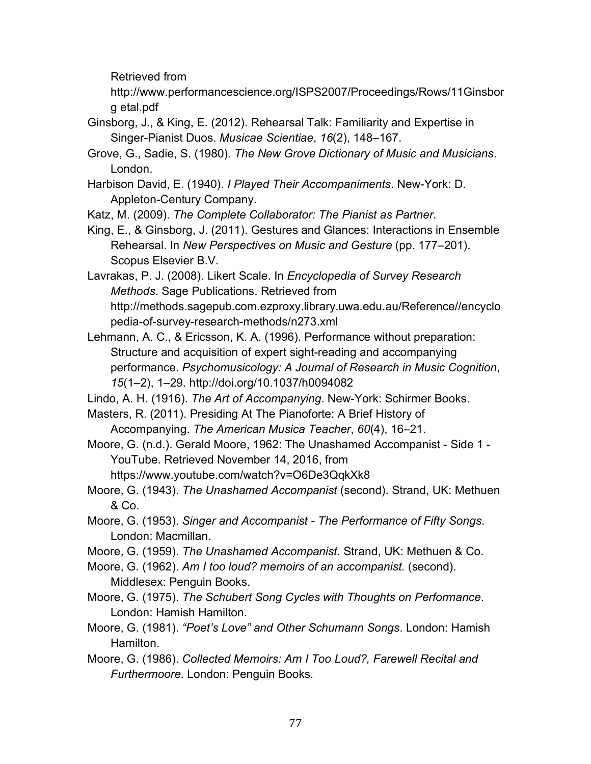Retrieved from http://www.performancescience.org/ISPS2007/Proceedings/Rows/11Ginsborg etal.pdf

Ginsborg, J., & King, E. (2012). Rehearsal Talk: Familiarity and Expertise in Singer-Pianist Duos. *Musicae Scientiae*, *16*(2), 148–167.

Grove, G., Sadie, S. (1980). *The New Grove Dictionary of Music and Musicians*. London.

Harbison David, E. (1940). *I Played Their Accompaniments*. New-York: D. Appleton-Century Company.

Katz, M. (2009). *The Complete Collaborator: The Pianist as Partner*.

King, E., & Ginsborg, J. (2011). Gestures and Glances: Interactions in Ensemble Rehearsal. In *New Perspectives on Music and Gesture* (pp. 177–201). Scopus Elsevier B.V.

Lavrakas, P. J. (2008). Likert Scale. In *Encyclopedia of Survey Research Methods*. Sage Publications. Retrieved from http://methods.sagepub.com.ezproxy.library.uwa.edu.au/Reference//encyclopedia-of-survey-research-methods/n273.xml

Lehmann, A. C., & Ericsson, K. A. (1996). Performance without preparation: Structure and acquisition of expert sight-reading and accompanying performance. *Psychomusicology: A Journal of Research in Music Cognition*, *15*(1–2), 1–29. http://doi.org/10.1037/h0094082

Lindo, A. H. (1916). *The Art of Accompanying*. New-York: Schirmer Books.

Masters, R. (2011). Presiding At The Pianoforte: A Brief History of Accompanying. *The American Musica Teacher*, *60*(4), 16–21.

Moore, G. (n.d.). Gerald Moore, 1962: The Unashamed Accompanist - Side 1 - YouTube. Retrieved November 14, 2016, from https://www.youtube.com/watch?v=O6De3QqkXk8

Moore, G. (1943). *The Unashamed Accompanist* (second). Strand, UK: Methuen & Co.

Moore, G. (1953). *Singer and Accompanist - The Performance of Fifty Songs*. London: Macmillan.

Moore, G. (1959). *The Unashamed Accompanist*. Strand, UK: Methuen & Co.

Moore, G. (1962). *Am I too loud? memoirs of an accompanist.* (second). Middlesex: Penguin Books.

Moore, G. (1975). *The Schubert Song Cycles with Thoughts on Performance*. London: Hamish Hamilton.

Moore, G. (1981). *"Poet's Love" and Other Schumann Songs*. London: Hamish Hamilton.

Moore, G. (1986). *Collected Memoirs: Am I Too Loud?, Farewell Recital and Furthermoore.* London: Penguin Books.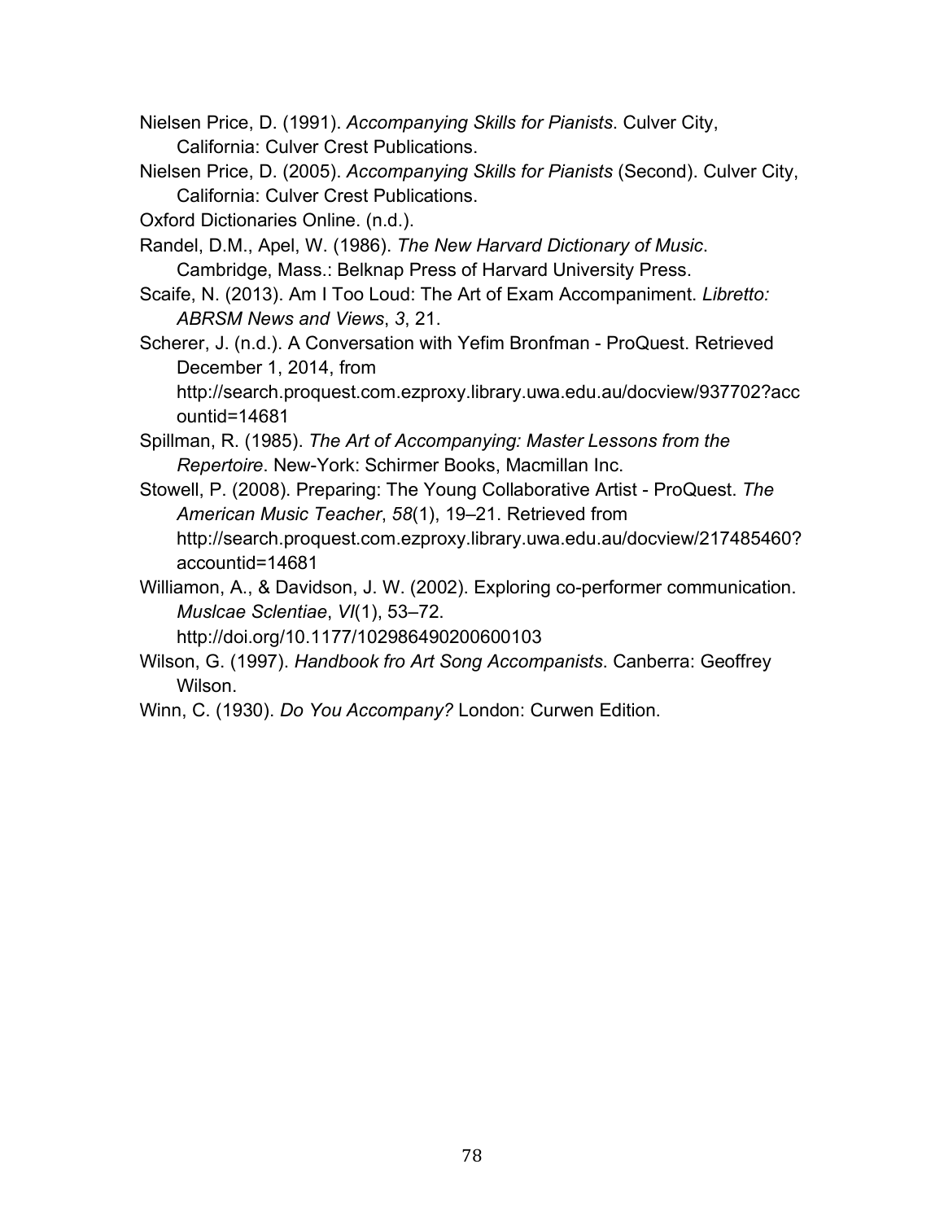Nielsen Price, D. (1991). *Accompanying Skills for Pianists*. Culver City, California: Culver Crest Publications.

Nielsen Price, D. (2005). *Accompanying Skills for Pianists* (Second). Culver City, California: Culver Crest Publications.

Oxford Dictionaries Online. (n.d.).

Randel, D.M., Apel, W. (1986). *The New Harvard Dictionary of Music*. Cambridge, Mass.: Belknap Press of Harvard University Press.

Scaife, N. (2013). Am I Too Loud: The Art of Exam Accompaniment. *Libretto: ABRSM News and Views*, *3*, 21.

Scherer, J. (n.d.). A Conversation with Yefim Bronfman - ProQuest. Retrieved December 1, 2014, from http://search.proquest.com.ezproxy.library.uwa.edu.au/docview/937702?accountid=14681

Spillman, R. (1985). *The Art of Accompanying: Master Lessons from the Repertoire*. New-York: Schirmer Books, Macmillan Inc.

Stowell, P. (2008). Preparing: The Young Collaborative Artist - ProQuest. *The American Music Teacher*, *58*(1), 19–21. Retrieved from http://search.proquest.com.ezproxy.library.uwa.edu.au/docview/217485460?accountid=14681

Williamon, A., & Davidson, J. W. (2002). Exploring co-performer communication. *Muslcae Sclentiae*, *Vl*(1), 53–72. http://doi.org/10.1177/102986490200600103

Wilson, G. (1997). *Handbook fro Art Song Accompanists*. Canberra: Geoffrey Wilson.

Winn, C. (1930). *Do You Accompany?* London: Curwen Edition.